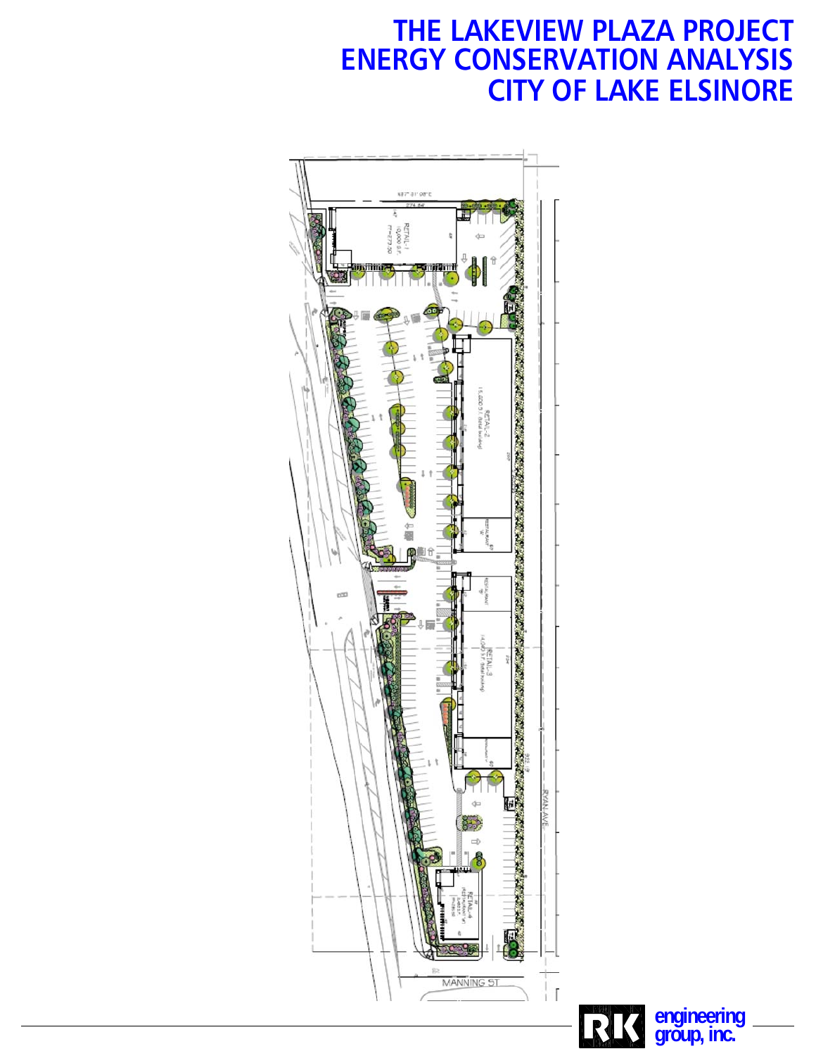# THE LAKEVIEW PLAZA PROJECT
# ENERGY CONSERVATION ANALYSIS
# CITY OF LAKE ELSINORE

RETAIL-1 10,000 S.F.

RETAIL-2 15,200 S.F.

RESTAURANT

RESTAURANT

RETAIL-3 14,000 S.F.

RESTAURANT

RETAIL-4

RYAN AVE

MANNING ST

RK engineering group, inc.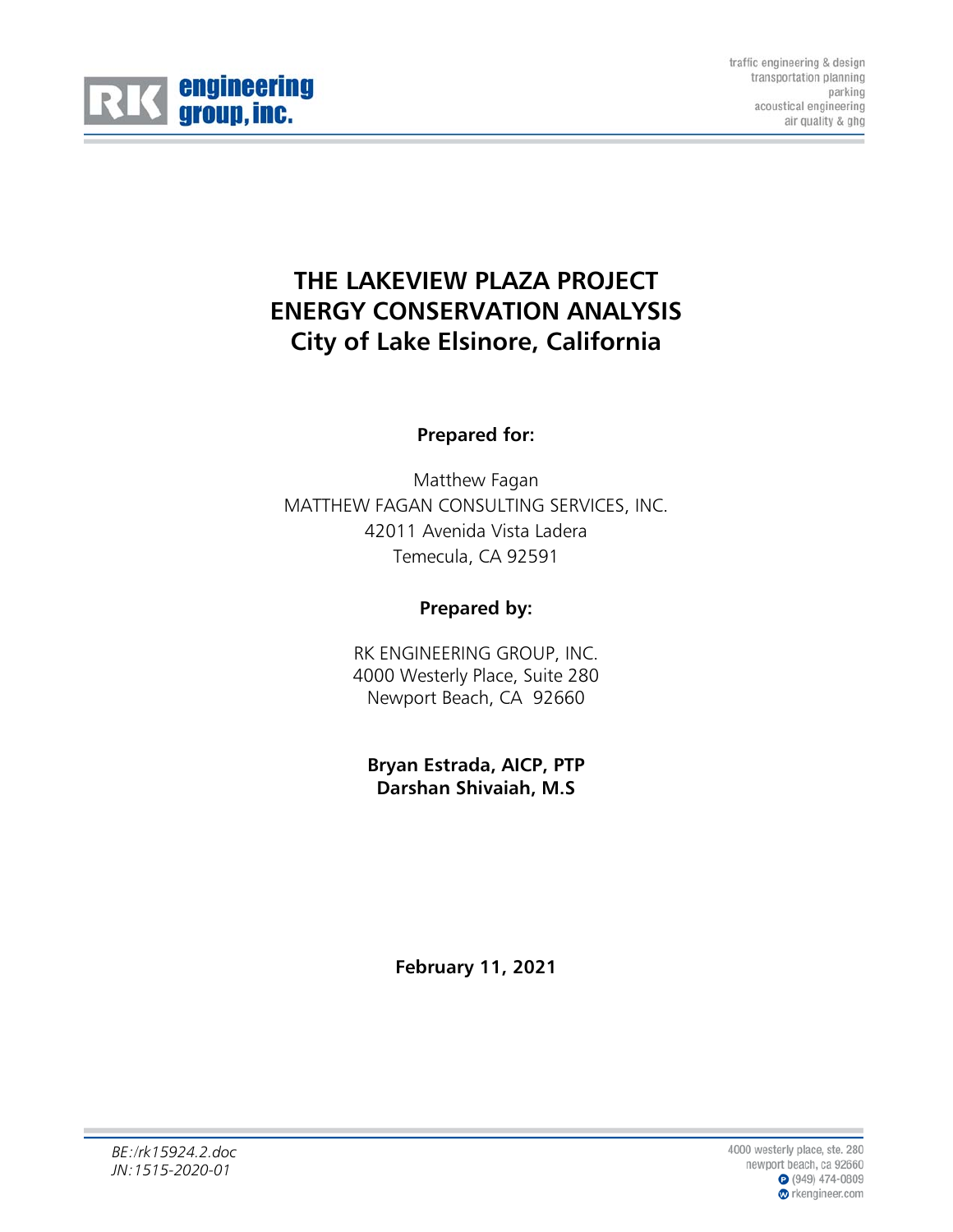# THE LAKEVIEW PLAZA PROJECT ENERGY CONSERVATION ANALYSIS City of Lake Elsinore, California

**Prepared for:**

Matthew Fagan
MATTHEW FAGAN CONSULTING SERVICES, INC.
42011 Avenida Vista Ladera
Temecula, CA 92591

**Prepared by:**

RK ENGINEERING GROUP, INC.
4000 Westerly Place, Suite 280
Newport Beach, CA 92660

**Bryan Estrada, AICP, PTP**
**Darshan Shivaiah, M.S**

**February 11, 2021**

*BE:/rk15924.2.doc*
*JN:1515-2020-01*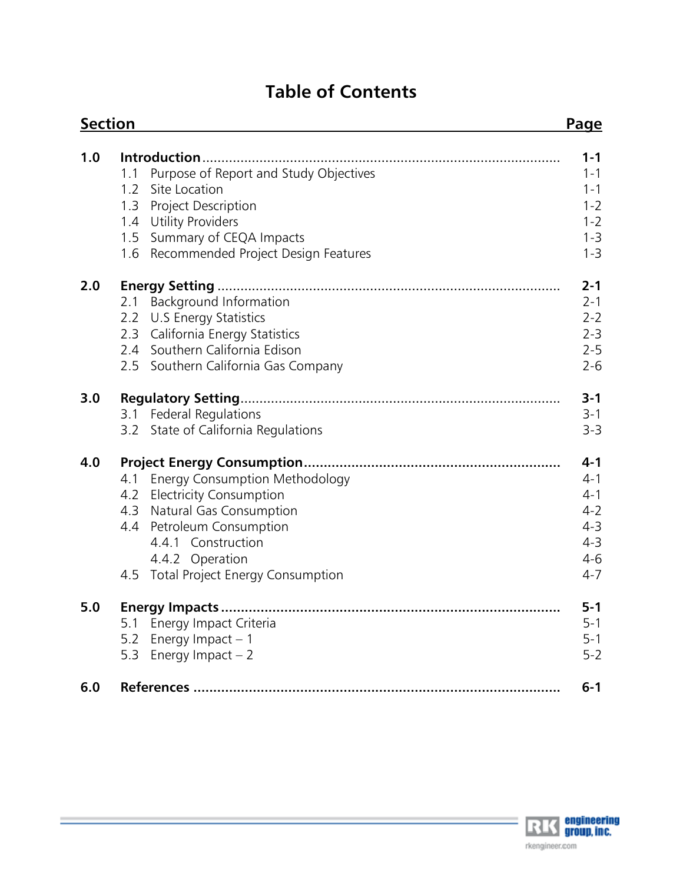# Table of Contents

| Section | | Page |
|---|---|---|
| **1.0** | **Introduction** | **1-1** |
| | 1.1 Purpose of Report and Study Objectives | 1-1 |
| | 1.2 Site Location | 1-1 |
| | 1.3 Project Description | 1-2 |
| | 1.4 Utility Providers | 1-2 |
| | 1.5 Summary of CEQA Impacts | 1-3 |
| | 1.6 Recommended Project Design Features | 1-3 |
| **2.0** | **Energy Setting** | **2-1** |
| | 2.1 Background Information | 2-1 |
| | 2.2 U.S Energy Statistics | 2-2 |
| | 2.3 California Energy Statistics | 2-3 |
| | 2.4 Southern California Edison | 2-5 |
| | 2.5 Southern California Gas Company | 2-6 |
| **3.0** | **Regulatory Setting** | **3-1** |
| | 3.1 Federal Regulations | 3-1 |
| | 3.2 State of California Regulations | 3-3 |
| **4.0** | **Project Energy Consumption** | **4-1** |
| | 4.1 Energy Consumption Methodology | 4-1 |
| | 4.2 Electricity Consumption | 4-1 |
| | 4.3 Natural Gas Consumption | 4-2 |
| | 4.4 Petroleum Consumption | 4-3 |
| | 4.4.1 Construction | 4-3 |
| | 4.4.2 Operation | 4-6 |
| | 4.5 Total Project Energy Consumption | 4-7 |
| **5.0** | **Energy Impacts** | **5-1** |
| | 5.1 Energy Impact Criteria | 5-1 |
| | 5.2 Energy Impact – 1 | 5-1 |
| | 5.3 Energy Impact – 2 | 5-2 |
| **6.0** | **References** | **6-1** |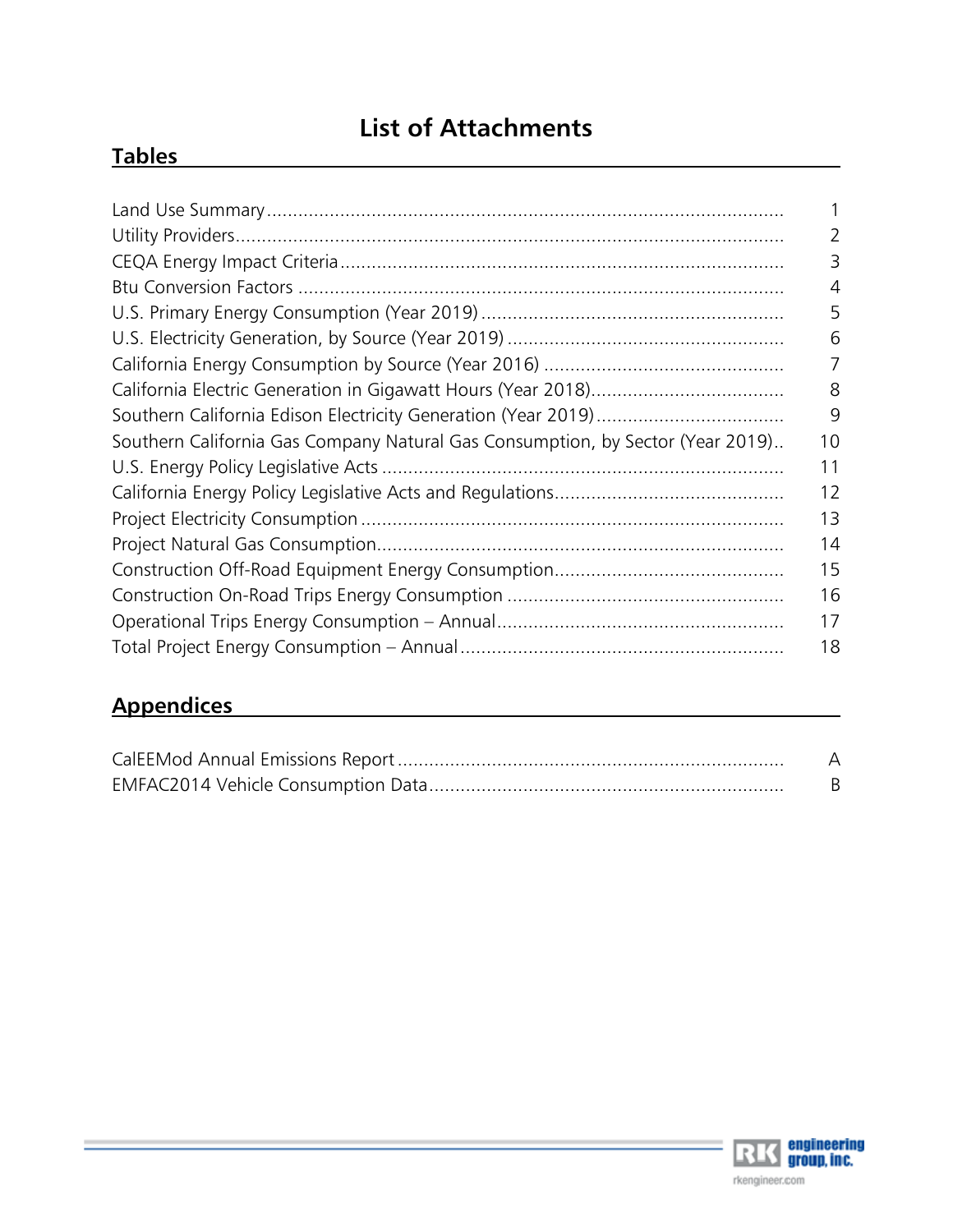# List of Attachments

## Tables

| | |
|---|---|
| Land Use Summary | 1 |
| Utility Providers | 2 |
| CEQA Energy Impact Criteria | 3 |
| Btu Conversion Factors | 4 |
| U.S. Primary Energy Consumption (Year 2019) | 5 |
| U.S. Electricity Generation, by Source (Year 2019) | 6 |
| California Energy Consumption by Source (Year 2016) | 7 |
| California Electric Generation in Gigawatt Hours (Year 2018) | 8 |
| Southern California Edison Electricity Generation (Year 2019) | 9 |
| Southern California Gas Company Natural Gas Consumption, by Sector (Year 2019) | 10 |
| U.S. Energy Policy Legislative Acts | 11 |
| California Energy Policy Legislative Acts and Regulations | 12 |
| Project Electricity Consumption | 13 |
| Project Natural Gas Consumption | 14 |
| Construction Off-Road Equipment Energy Consumption | 15 |
| Construction On-Road Trips Energy Consumption | 16 |
| Operational Trips Energy Consumption – Annual | 17 |
| Total Project Energy Consumption – Annual | 18 |

## Appendices

| | |
|---|---|
| CalEEMod Annual Emissions Report | A |
| EMFAC2014 Vehicle Consumption Data | B |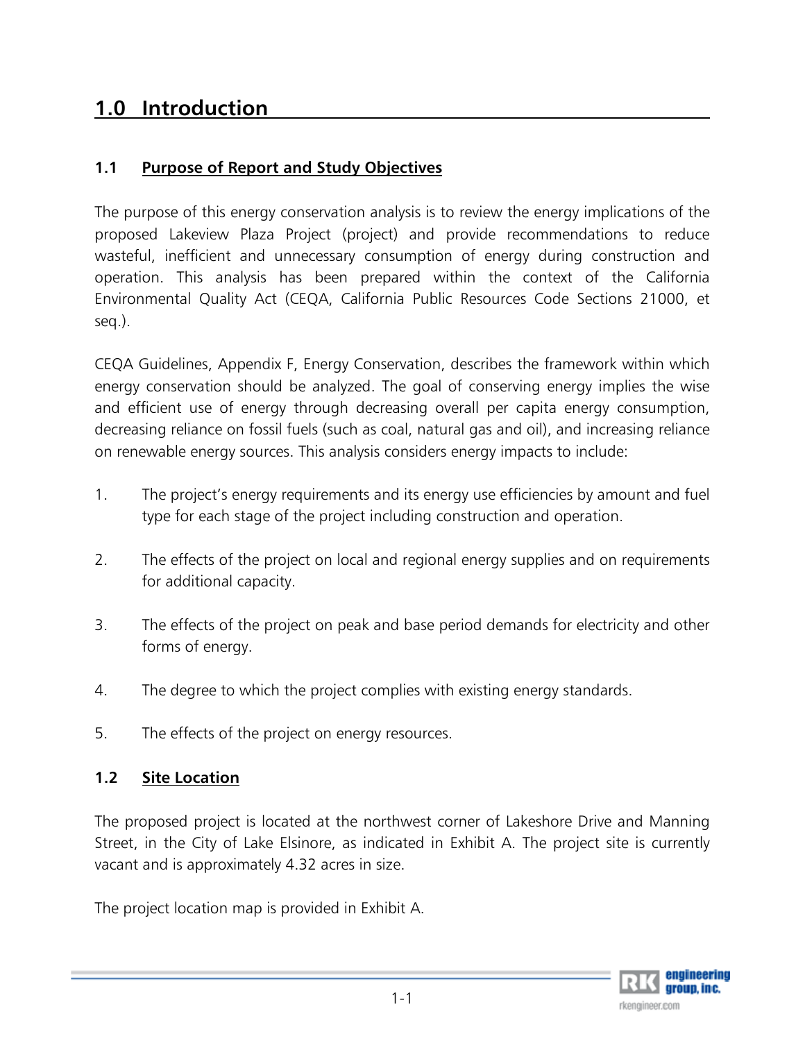# 1.0 Introduction

## 1.1 Purpose of Report and Study Objectives

The purpose of this energy conservation analysis is to review the energy implications of the proposed Lakeview Plaza Project (project) and provide recommendations to reduce wasteful, inefficient and unnecessary consumption of energy during construction and operation. This analysis has been prepared within the context of the California Environmental Quality Act (CEQA, California Public Resources Code Sections 21000, et seq.).

CEQA Guidelines, Appendix F, Energy Conservation, describes the framework within which energy conservation should be analyzed. The goal of conserving energy implies the wise and efficient use of energy through decreasing overall per capita energy consumption, decreasing reliance on fossil fuels (such as coal, natural gas and oil), and increasing reliance on renewable energy sources. This analysis considers energy impacts to include:

1. The project's energy requirements and its energy use efficiencies by amount and fuel type for each stage of the project including construction and operation.
2. The effects of the project on local and regional energy supplies and on requirements for additional capacity.
3. The effects of the project on peak and base period demands for electricity and other forms of energy.
4. The degree to which the project complies with existing energy standards.
5. The effects of the project on energy resources.

## 1.2 Site Location

The proposed project is located at the northwest corner of Lakeshore Drive and Manning Street, in the City of Lake Elsinore, as indicated in Exhibit A. The project site is currently vacant and is approximately 4.32 acres in size.

The project location map is provided in Exhibit A.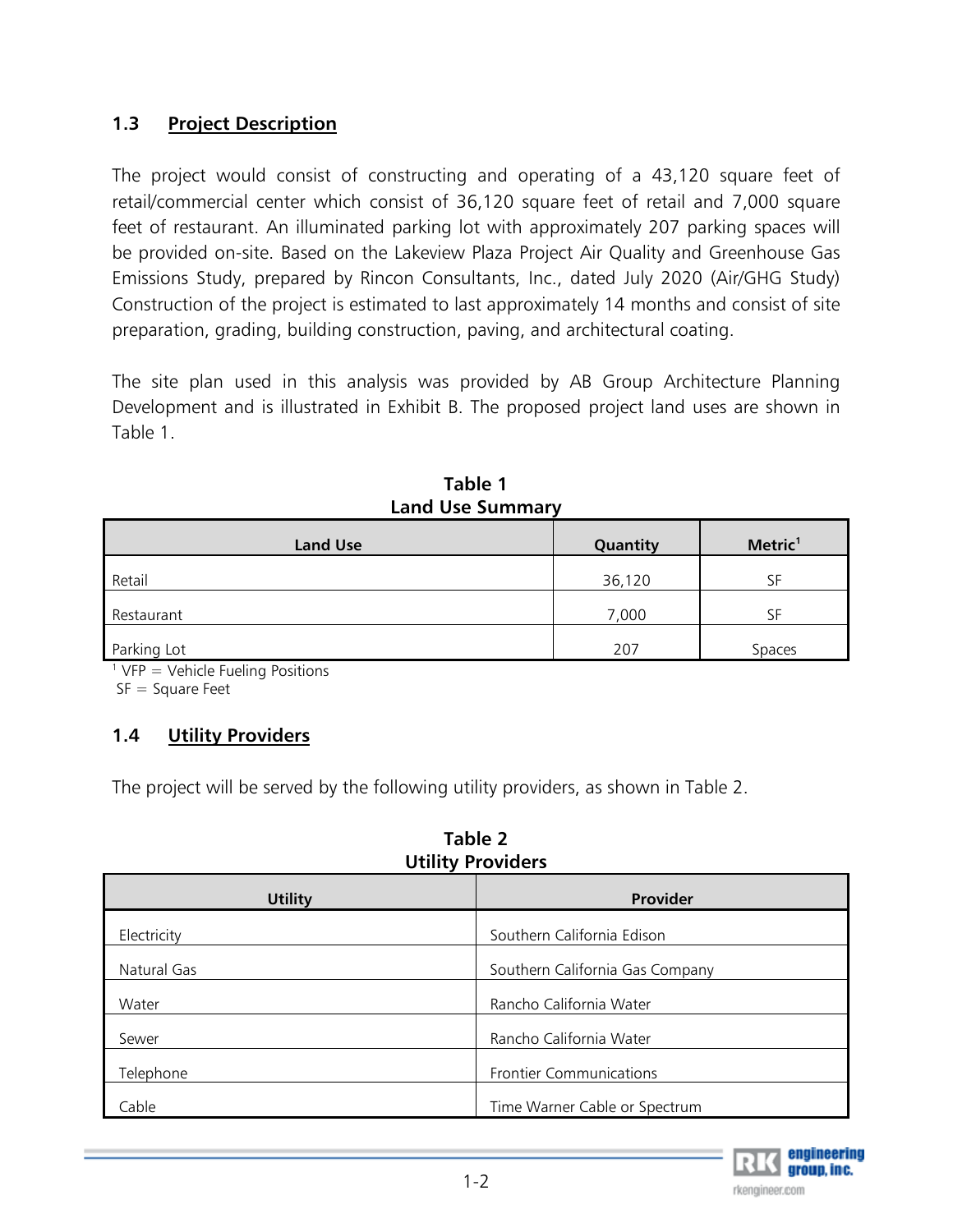## 1.3 Project Description

The project would consist of constructing and operating of a 43,120 square feet of retail/commercial center which consist of 36,120 square feet of retail and 7,000 square feet of restaurant. An illuminated parking lot with approximately 207 parking spaces will be provided on-site. Based on the Lakeview Plaza Project Air Quality and Greenhouse Gas Emissions Study, prepared by Rincon Consultants, Inc., dated July 2020 (Air/GHG Study) Construction of the project is estimated to last approximately 14 months and consist of site preparation, grading, building construction, paving, and architectural coating.

The site plan used in this analysis was provided by AB Group Architecture Planning Development and is illustrated in Exhibit B. The proposed project land uses are shown in Table 1.

**Table 1**
**Land Use Summary**

| Land Use | Quantity | Metric[1] |
|---|---|---|
| Retail | 36,120 | SF |
| Restaurant | 7,000 | SF |
| Parking Lot | 207 | Spaces |

[1] VFP = Vehicle Fueling Positions
SF = Square Feet

## 1.4 Utility Providers

The project will be served by the following utility providers, as shown in Table 2.

**Table 2**
**Utility Providers**

| Utility | Provider |
|---|---|
| Electricity | Southern California Edison |
| Natural Gas | Southern California Gas Company |
| Water | Rancho California Water |
| Sewer | Rancho California Water |
| Telephone | Frontier Communications |
| Cable | Time Warner Cable or Spectrum |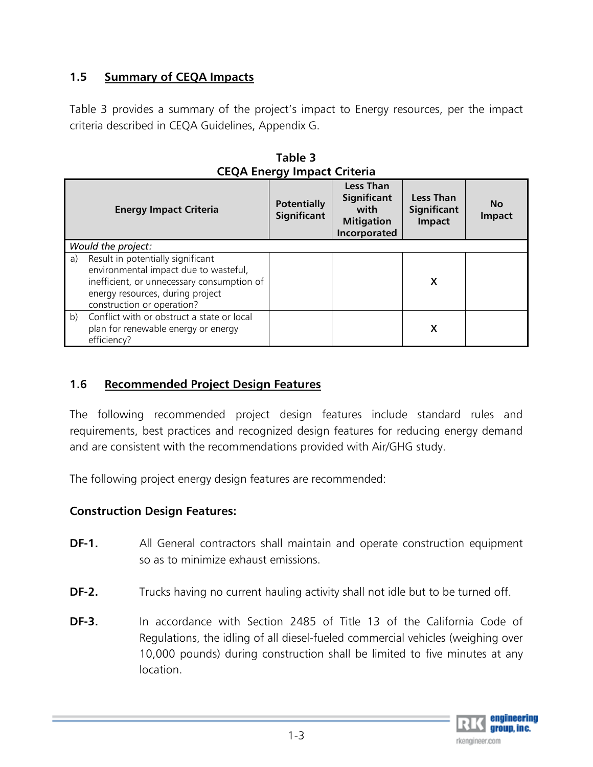## 1.5 Summary of CEQA Impacts

Table 3 provides a summary of the project's impact to Energy resources, per the impact criteria described in CEQA Guidelines, Appendix G.

**Table 3**
**CEQA Energy Impact Criteria**

| Energy Impact Criteria | Potentially Significant | Less Than Significant with Mitigation Incorporated | Less Than Significant Impact | No Impact |
|---|---|---|---|---|
| *Would the project:* | | | | |
| a) Result in potentially significant environmental impact due to wasteful, inefficient, or unnecessary consumption of energy resources, during project construction or operation? | | | X | |
| b) Conflict with or obstruct a state or local plan for renewable energy or energy efficiency? | | | X | |

## 1.6 Recommended Project Design Features

The following recommended project design features include standard rules and requirements, best practices and recognized design features for reducing energy demand and are consistent with the recommendations provided with Air/GHG study.

The following project energy design features are recommended:

**Construction Design Features:**

**DF-1.** All General contractors shall maintain and operate construction equipment so as to minimize exhaust emissions.

**DF-2.** Trucks having no current hauling activity shall not idle but to be turned off.

**DF-3.** In accordance with Section 2485 of Title 13 of the California Code of Regulations, the idling of all diesel-fueled commercial vehicles (weighing over 10,000 pounds) during construction shall be limited to five minutes at any location.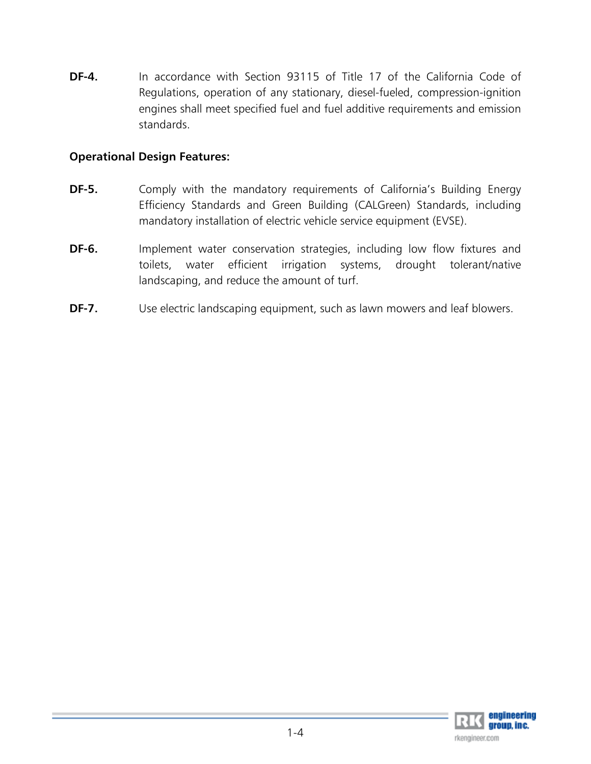**DF-4.** In accordance with Section 93115 of Title 17 of the California Code of Regulations, operation of any stationary, diesel-fueled, compression-ignition engines shall meet specified fuel and fuel additive requirements and emission standards.

**Operational Design Features:**

**DF-5.** Comply with the mandatory requirements of California's Building Energy Efficiency Standards and Green Building (CALGreen) Standards, including mandatory installation of electric vehicle service equipment (EVSE).

**DF-6.** Implement water conservation strategies, including low flow fixtures and toilets, water efficient irrigation systems, drought tolerant/native landscaping, and reduce the amount of turf.

**DF-7.** Use electric landscaping equipment, such as lawn mowers and leaf blowers.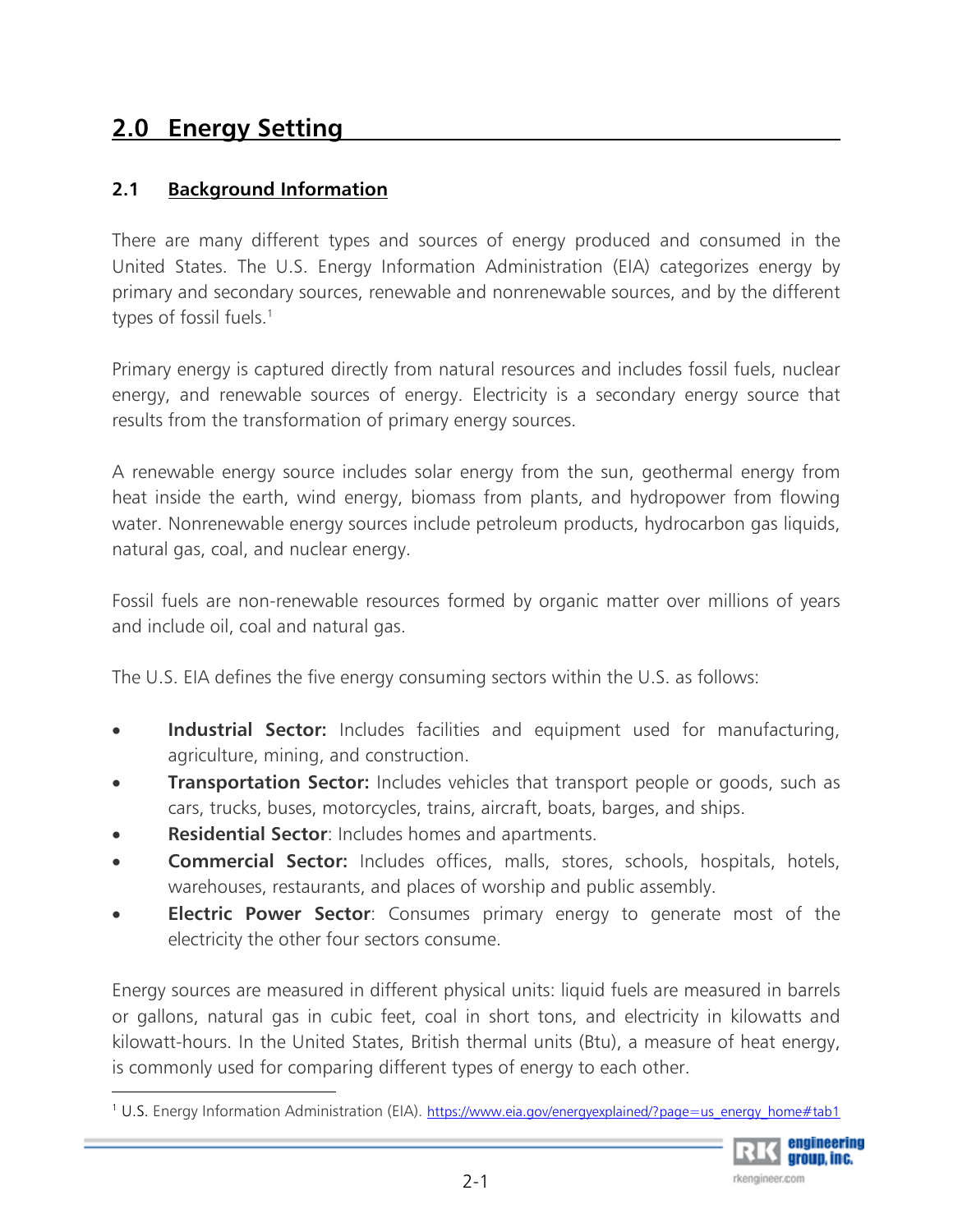# 2.0 Energy Setting

## 2.1 Background Information

There are many different types and sources of energy produced and consumed in the United States. The U.S. Energy Information Administration (EIA) categorizes energy by primary and secondary sources, renewable and nonrenewable sources, and by the different types of fossil fuels.[1]

Primary energy is captured directly from natural resources and includes fossil fuels, nuclear energy, and renewable sources of energy. Electricity is a secondary energy source that results from the transformation of primary energy sources.

A renewable energy source includes solar energy from the sun, geothermal energy from heat inside the earth, wind energy, biomass from plants, and hydropower from flowing water. Nonrenewable energy sources include petroleum products, hydrocarbon gas liquids, natural gas, coal, and nuclear energy.

Fossil fuels are non-renewable resources formed by organic matter over millions of years and include oil, coal and natural gas.

The U.S. EIA defines the five energy consuming sectors within the U.S. as follows:

- **Industrial Sector:** Includes facilities and equipment used for manufacturing, agriculture, mining, and construction.
- **Transportation Sector:** Includes vehicles that transport people or goods, such as cars, trucks, buses, motorcycles, trains, aircraft, boats, barges, and ships.
- **Residential Sector**: Includes homes and apartments.
- **Commercial Sector:** Includes offices, malls, stores, schools, hospitals, hotels, warehouses, restaurants, and places of worship and public assembly.
- **Electric Power Sector**: Consumes primary energy to generate most of the electricity the other four sectors consume.

Energy sources are measured in different physical units: liquid fuels are measured in barrels or gallons, natural gas in cubic feet, coal in short tons, and electricity in kilowatts and kilowatt-hours. In the United States, British thermal units (Btu), a measure of heat energy, is commonly used for comparing different types of energy to each other.

[1] U.S. Energy Information Administration (EIA). https://www.eia.gov/energyexplained/?page=us_energy_home#tab1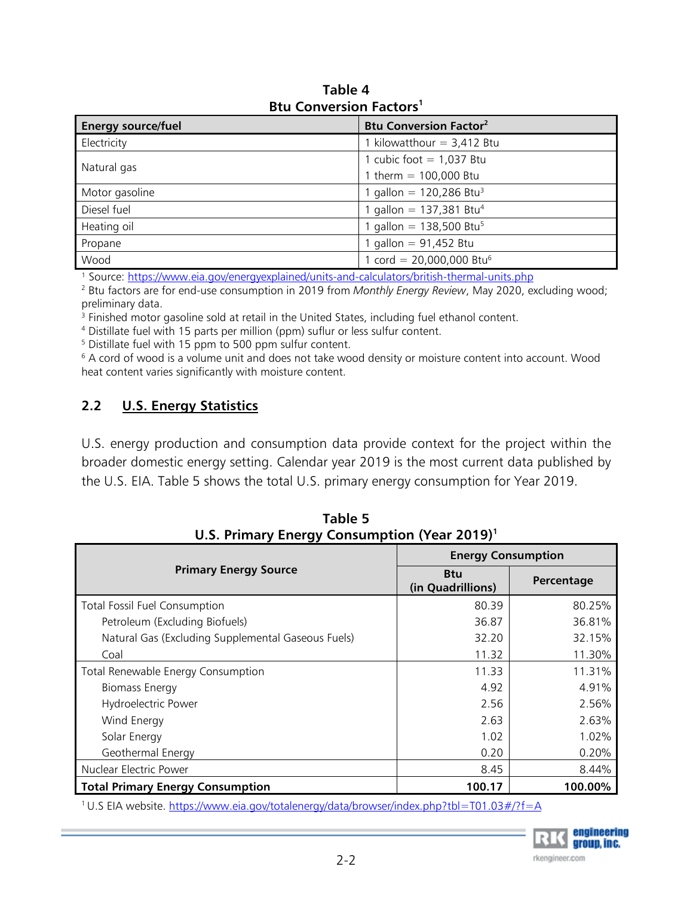**Table 4**
**Btu Conversion Factors**[1]

| Energy source/fuel | Btu Conversion Factor[2] |
|---|---|
| Electricity | 1 kilowatthour = 3,412 Btu |
| Natural gas | 1 cubic foot = 1,037 Btu |
| | 1 therm = 100,000 Btu |
| Motor gasoline | 1 gallon = 120,286 Btu[3] |
| Diesel fuel | 1 gallon = 137,381 Btu[4] |
| Heating oil | 1 gallon = 138,500 Btu[5] |
| Propane | 1 gallon = 91,452 Btu |
| Wood | 1 cord = 20,000,000 Btu[6] |

[1] Source: https://www.eia.gov/energyexplained/units-and-calculators/british-thermal-units.php
[2] Btu factors are for end-use consumption in 2019 from *Monthly Energy Review*, May 2020, excluding wood; preliminary data.
[3] Finished motor gasoline sold at retail in the United States, including fuel ethanol content.
[4] Distillate fuel with 15 parts per million (ppm) suflur or less sulfur content.
[5] Distillate fuel with 15 ppm to 500 ppm sulfur content.
[6] A cord of wood is a volume unit and does not take wood density or moisture content into account. Wood heat content varies significantly with moisture content.

## 2.2 U.S. Energy Statistics

U.S. energy production and consumption data provide context for the project within the broader domestic energy setting. Calendar year 2019 is the most current data published by the U.S. EIA. Table 5 shows the total U.S. primary energy consumption for Year 2019.

**Table 5**
**U.S. Primary Energy Consumption (Year 2019)**[1]

| Primary Energy Source | Energy Consumption | |
|---|---|---|
| | Btu (in Quadrillions) | Percentage |
| Total Fossil Fuel Consumption | 80.39 | 80.25% |
| Petroleum (Excluding Biofuels) | 36.87 | 36.81% |
| Natural Gas (Excluding Supplemental Gaseous Fuels) | 32.20 | 32.15% |
| Coal | 11.32 | 11.30% |
| Total Renewable Energy Consumption | 11.33 | 11.31% |
| Biomass Energy | 4.92 | 4.91% |
| Hydroelectric Power | 2.56 | 2.56% |
| Wind Energy | 2.63 | 2.63% |
| Solar Energy | 1.02 | 1.02% |
| Geothermal Energy | 0.20 | 0.20% |
| Nuclear Electric Power | 8.45 | 8.44% |
| **Total Primary Energy Consumption** | **100.17** | **100.00%** |

[1] U.S EIA website. https://www.eia.gov/totalenergy/data/browser/index.php?tbl=T01.03#/?f=A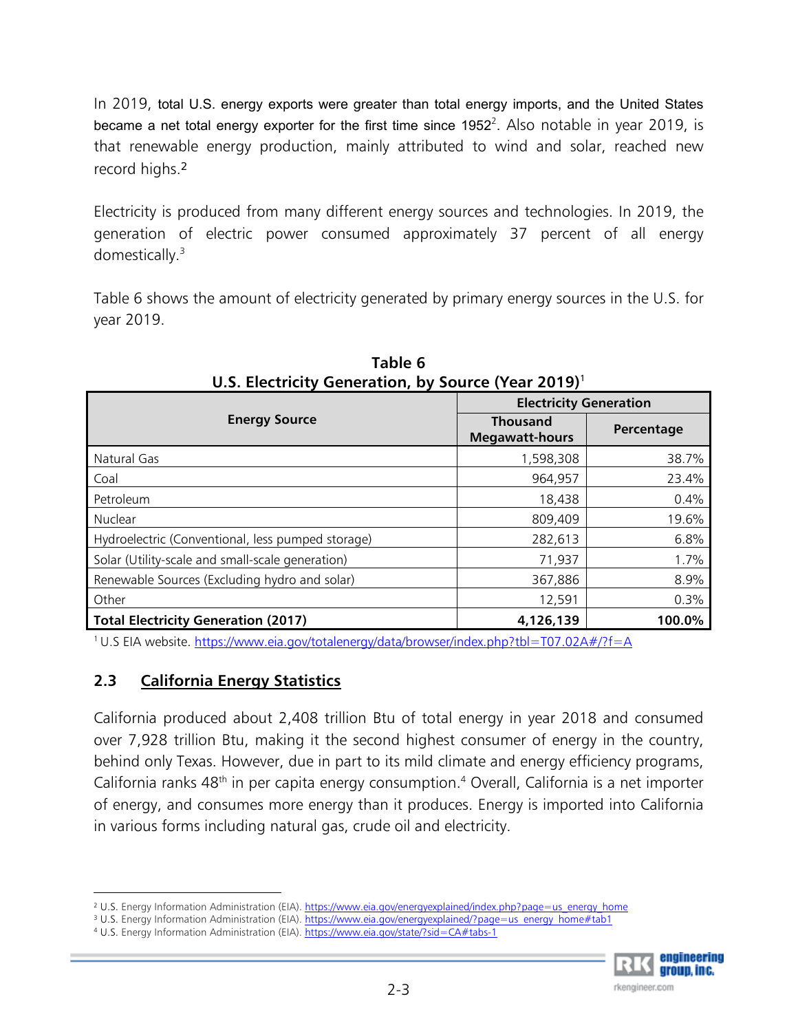In 2019, total U.S. energy exports were greater than total energy imports, and the United States became a net total energy exporter for the first time since 1952[2]. Also notable in year 2019, is that renewable energy production, mainly attributed to wind and solar, reached new record highs.[2]

Electricity is produced from many different energy sources and technologies. In 2019, the generation of electric power consumed approximately 37 percent of all energy domestically.[3]

Table 6 shows the amount of electricity generated by primary energy sources in the U.S. for year 2019.

**Table 6**
**U.S. Electricity Generation, by Source (Year 2019)[1]**

| Energy Source | Electricity Generation | |
|---|---|---|
| | Thousand Megawatt-hours | Percentage |
| Natural Gas | 1,598,308 | 38.7% |
| Coal | 964,957 | 23.4% |
| Petroleum | 18,438 | 0.4% |
| Nuclear | 809,409 | 19.6% |
| Hydroelectric (Conventional, less pumped storage) | 282,613 | 6.8% |
| Solar (Utility-scale and small-scale generation) | 71,937 | 1.7% |
| Renewable Sources (Excluding hydro and solar) | 367,886 | 8.9% |
| Other | 12,591 | 0.3% |
| **Total Electricity Generation (2017)** | **4,126,139** | **100.0%** |

[1] U.S EIA website. https://www.eia.gov/totalenergy/data/browser/index.php?tbl=T07.02A#/?f=A

## 2.3 California Energy Statistics

California produced about 2,408 trillion Btu of total energy in year 2018 and consumed over 7,928 trillion Btu, making it the second highest consumer of energy in the country, behind only Texas. However, due in part to its mild climate and energy efficiency programs, California ranks 48th in per capita energy consumption.[4] Overall, California is a net importer of energy, and consumes more energy than it produces. Energy is imported into California in various forms including natural gas, crude oil and electricity.

[2] U.S. Energy Information Administration (EIA). https://www.eia.gov/energyexplained/index.php?page=us_energy_home
[3] U.S. Energy Information Administration (EIA). https://www.eia.gov/energyexplained/?page=us_energy_home#tab1
[4] U.S. Energy Information Administration (EIA). https://www.eia.gov/state/?sid=CA#tabs-1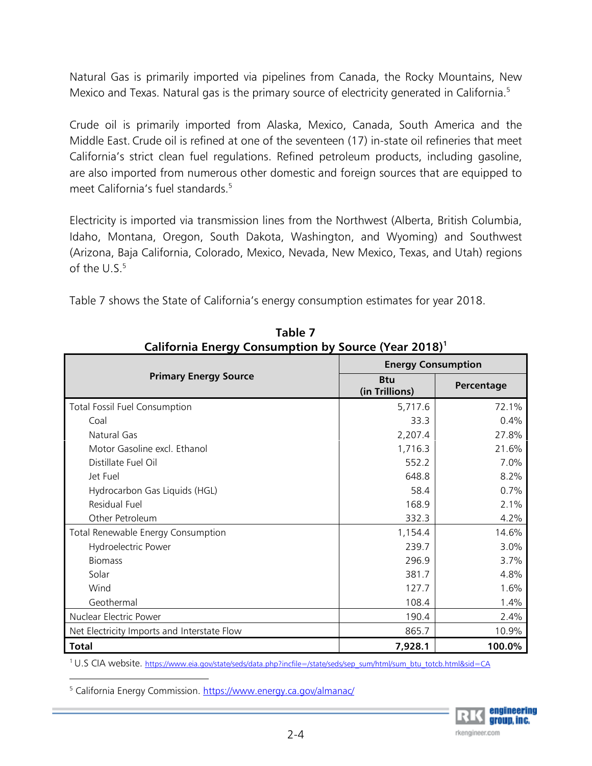Natural Gas is primarily imported via pipelines from Canada, the Rocky Mountains, New Mexico and Texas. Natural gas is the primary source of electricity generated in California.[5]

Crude oil is primarily imported from Alaska, Mexico, Canada, South America and the Middle East. Crude oil is refined at one of the seventeen (17) in-state oil refineries that meet California's strict clean fuel regulations. Refined petroleum products, including gasoline, are also imported from numerous other domestic and foreign sources that are equipped to meet California's fuel standards.[5]

Electricity is imported via transmission lines from the Northwest (Alberta, British Columbia, Idaho, Montana, Oregon, South Dakota, Washington, and Wyoming) and Southwest (Arizona, Baja California, Colorado, Mexico, Nevada, New Mexico, Texas, and Utah) regions of the U.S.[5]

Table 7 shows the State of California's energy consumption estimates for year 2018.

**Table 7**
**California Energy Consumption by Source (Year 2018)[1]**

| Primary Energy Source | Energy Consumption | |
|---|---|---|
| | Btu (in Trillions) | Percentage |
| Total Fossil Fuel Consumption | 5,717.6 | 72.1% |
| Coal | 33.3 | 0.4% |
| Natural Gas | 2,207.4 | 27.8% |
| Motor Gasoline excl. Ethanol | 1,716.3 | 21.6% |
| Distillate Fuel Oil | 552.2 | 7.0% |
| Jet Fuel | 648.8 | 8.2% |
| Hydrocarbon Gas Liquids (HGL) | 58.4 | 0.7% |
| Residual Fuel | 168.9 | 2.1% |
| Other Petroleum | 332.3 | 4.2% |
| Total Renewable Energy Consumption | 1,154.4 | 14.6% |
| Hydroelectric Power | 239.7 | 3.0% |
| Biomass | 296.9 | 3.7% |
| Solar | 381.7 | 4.8% |
| Wind | 127.7 | 1.6% |
| Geothermal | 108.4 | 1.4% |
| Nuclear Electric Power | 190.4 | 2.4% |
| Net Electricity Imports and Interstate Flow | 865.7 | 10.9% |
| **Total** | **7,928.1** | **100.0%** |

[1] U.S CIA website. https://www.eia.gov/state/seds/data.php?incfile=/state/seds/sep_sum/html/sum_btu_totcb.html&sid=CA

[5] California Energy Commission. https://www.energy.ca.gov/almanac/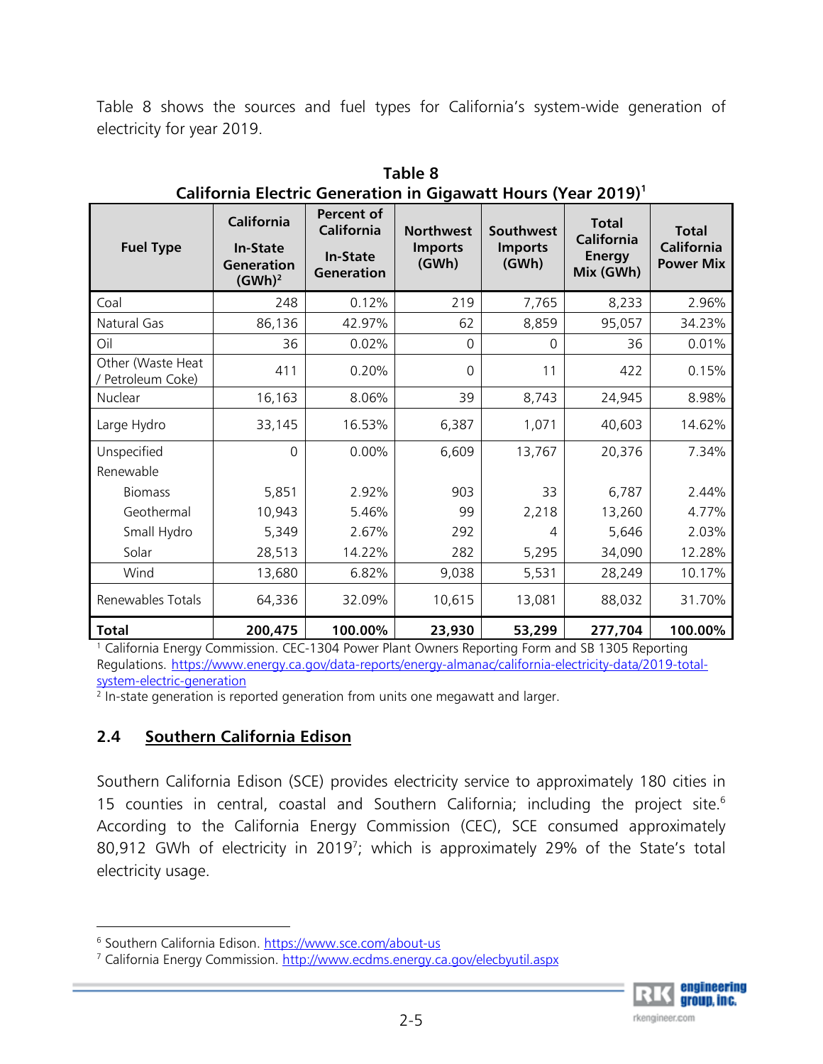Table 8 shows the sources and fuel types for California's system-wide generation of electricity for year 2019.

**Table 8**
**California Electric Generation in Gigawatt Hours (Year 2019)[1]**

| Fuel Type | California In-State Generation (GWh)[2] | Percent of California In-State Generation | Northwest Imports (GWh) | Southwest Imports (GWh) | Total California Energy Mix (GWh) | Total California Power Mix |
|---|---|---|---|---|---|---|
| Coal | 248 | 0.12% | 219 | 7,765 | 8,233 | 2.96% |
| Natural Gas | 86,136 | 42.97% | 62 | 8,859 | 95,057 | 34.23% |
| Oil | 36 | 0.02% | 0 | 0 | 36 | 0.01% |
| Other (Waste Heat / Petroleum Coke) | 411 | 0.20% | 0 | 11 | 422 | 0.15% |
| Nuclear | 16,163 | 8.06% | 39 | 8,743 | 24,945 | 8.98% |
| Large Hydro | 33,145 | 16.53% | 6,387 | 1,071 | 40,603 | 14.62% |
| Unspecified | 0 | 0.00% | 6,609 | 13,767 | 20,376 | 7.34% |
| Renewable | | | | | | |
| Biomass | 5,851 | 2.92% | 903 | 33 | 6,787 | 2.44% |
| Geothermal | 10,943 | 5.46% | 99 | 2,218 | 13,260 | 4.77% |
| Small Hydro | 5,349 | 2.67% | 292 | 4 | 5,646 | 2.03% |
| Solar | 28,513 | 14.22% | 282 | 5,295 | 34,090 | 12.28% |
| Wind | 13,680 | 6.82% | 9,038 | 5,531 | 28,249 | 10.17% |
| Renewables Totals | 64,336 | 32.09% | 10,615 | 13,081 | 88,032 | 31.70% |
| **Total** | **200,475** | **100.00%** | **23,930** | **53,299** | **277,704** | **100.00%** |

[1] California Energy Commission. CEC-1304 Power Plant Owners Reporting Form and SB 1305 Reporting Regulations. https://www.energy.ca.gov/data-reports/energy-almanac/california-electricity-data/2019-total-system-electric-generation

[2] In-state generation is reported generation from units one megawatt and larger.

## 2.4 Southern California Edison

Southern California Edison (SCE) provides electricity service to approximately 180 cities in 15 counties in central, coastal and Southern California; including the project site.[6] According to the California Energy Commission (CEC), SCE consumed approximately 80,912 GWh of electricity in 2019[7]; which is approximately 29% of the State's total electricity usage.

[6] Southern California Edison. https://www.sce.com/about-us

[7] California Energy Commission. http://www.ecdms.energy.ca.gov/elecbyutil.aspx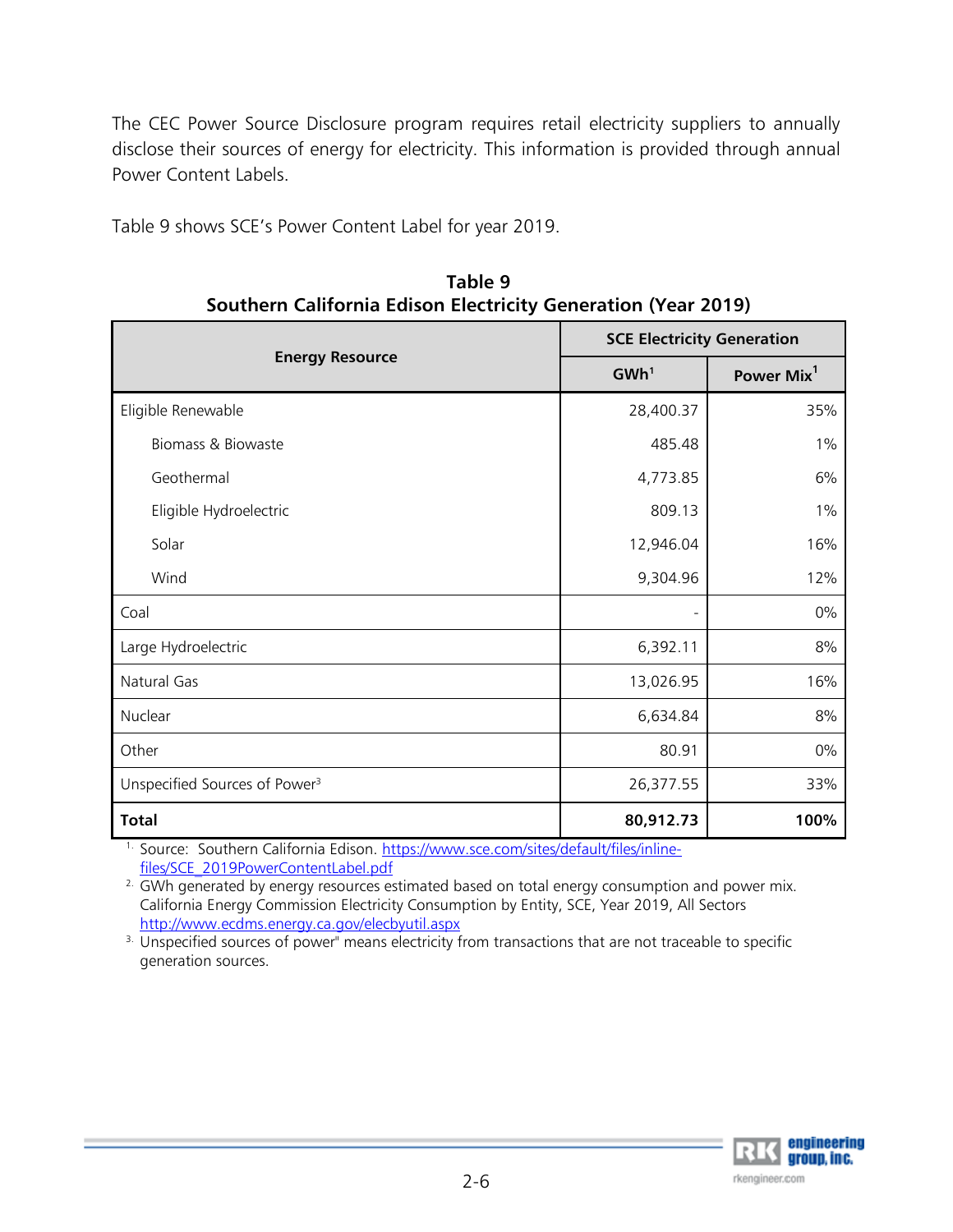The CEC Power Source Disclosure program requires retail electricity suppliers to annually disclose their sources of energy for electricity. This information is provided through annual Power Content Labels.

Table 9 shows SCE's Power Content Label for year 2019.

**Table 9**
**Southern California Edison Electricity Generation (Year 2019)**

| Energy Resource | SCE Electricity Generation | |
|---|---|---|
| | GWh[1] | Power Mix[1] |
| Eligible Renewable | 28,400.37 | 35% |
| Biomass & Biowaste | 485.48 | 1% |
| Geothermal | 4,773.85 | 6% |
| Eligible Hydroelectric | 809.13 | 1% |
| Solar | 12,946.04 | 16% |
| Wind | 9,304.96 | 12% |
| Coal | - | 0% |
| Large Hydroelectric | 6,392.11 | 8% |
| Natural Gas | 13,026.95 | 16% |
| Nuclear | 6,634.84 | 8% |
| Other | 80.91 | 0% |
| Unspecified Sources of Power[3] | 26,377.55 | 33% |
| **Total** | **80,912.73** | **100%** |

1. Source: Southern California Edison. https://www.sce.com/sites/default/files/inline-files/SCE_2019PowerContentLabel.pdf
2. GWh generated by energy resources estimated based on total energy consumption and power mix. California Energy Commission Electricity Consumption by Entity, SCE, Year 2019, All Sectors http://www.ecdms.energy.ca.gov/elecbyutil.aspx
3. Unspecified sources of power" means electricity from transactions that are not traceable to specific generation sources.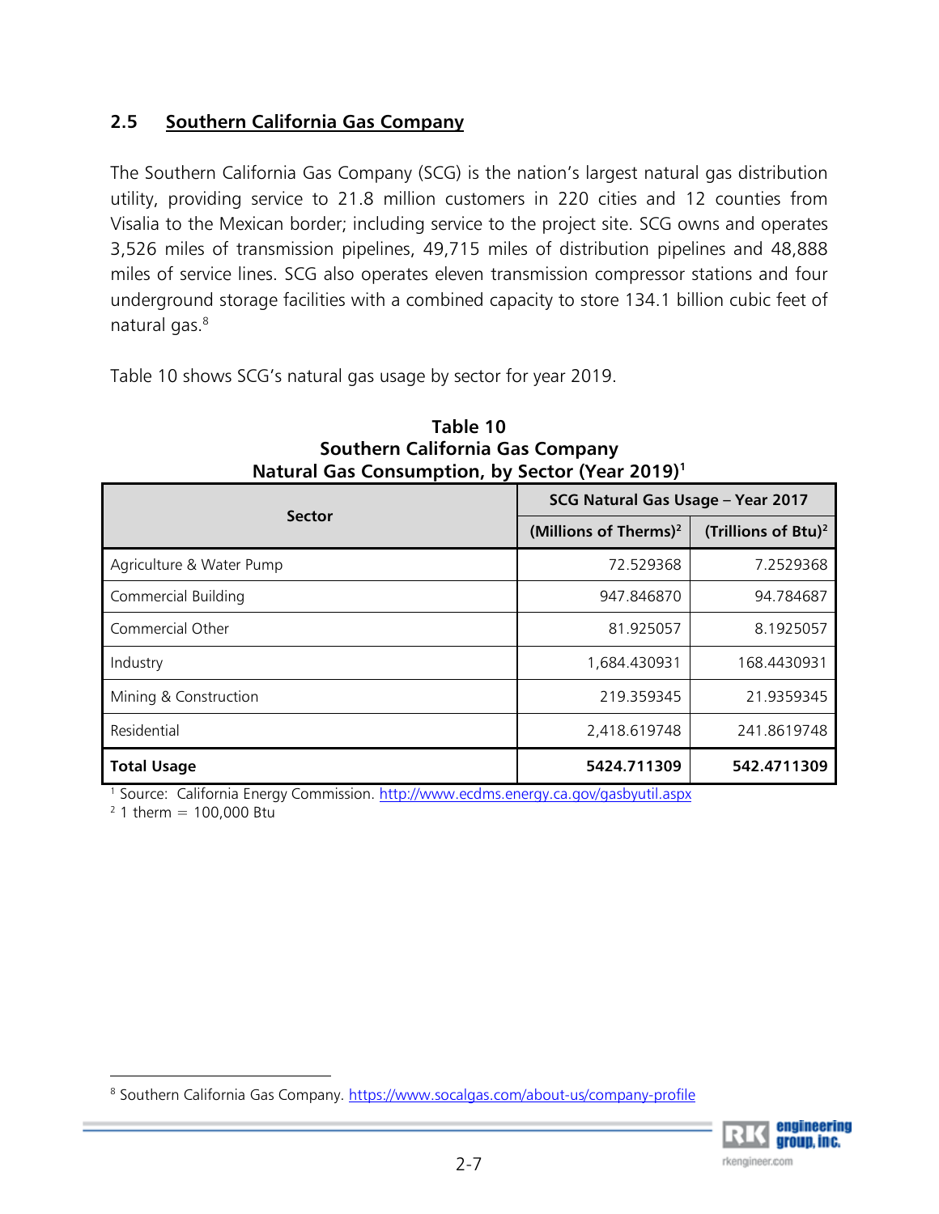## 2.5 Southern California Gas Company

The Southern California Gas Company (SCG) is the nation's largest natural gas distribution utility, providing service to 21.8 million customers in 220 cities and 12 counties from Visalia to the Mexican border; including service to the project site. SCG owns and operates 3,526 miles of transmission pipelines, 49,715 miles of distribution pipelines and 48,888 miles of service lines. SCG also operates eleven transmission compressor stations and four underground storage facilities with a combined capacity to store 134.1 billion cubic feet of natural gas.[8]

Table 10 shows SCG's natural gas usage by sector for year 2019.

**Table 10**
**Southern California Gas Company**
**Natural Gas Consumption, by Sector (Year 2019)[1]**

| Sector | SCG Natural Gas Usage – Year 2017 | |
|---|---|---|
| | (Millions of Therms)[2] | (Trillions of Btu)[2] |
| Agriculture & Water Pump | 72.529368 | 7.2529368 |
| Commercial Building | 947.846870 | 94.784687 |
| Commercial Other | 81.925057 | 8.1925057 |
| Industry | 1,684.430931 | 168.4430931 |
| Mining & Construction | 219.359345 | 21.9359345 |
| Residential | 2,418.619748 | 241.8619748 |
| **Total Usage** | **5424.711309** | **542.4711309** |

[1] Source: California Energy Commission. http://www.ecdms.energy.ca.gov/gasbyutil.aspx
[2] 1 therm = 100,000 Btu

[8] Southern California Gas Company. https://www.socalgas.com/about-us/company-profile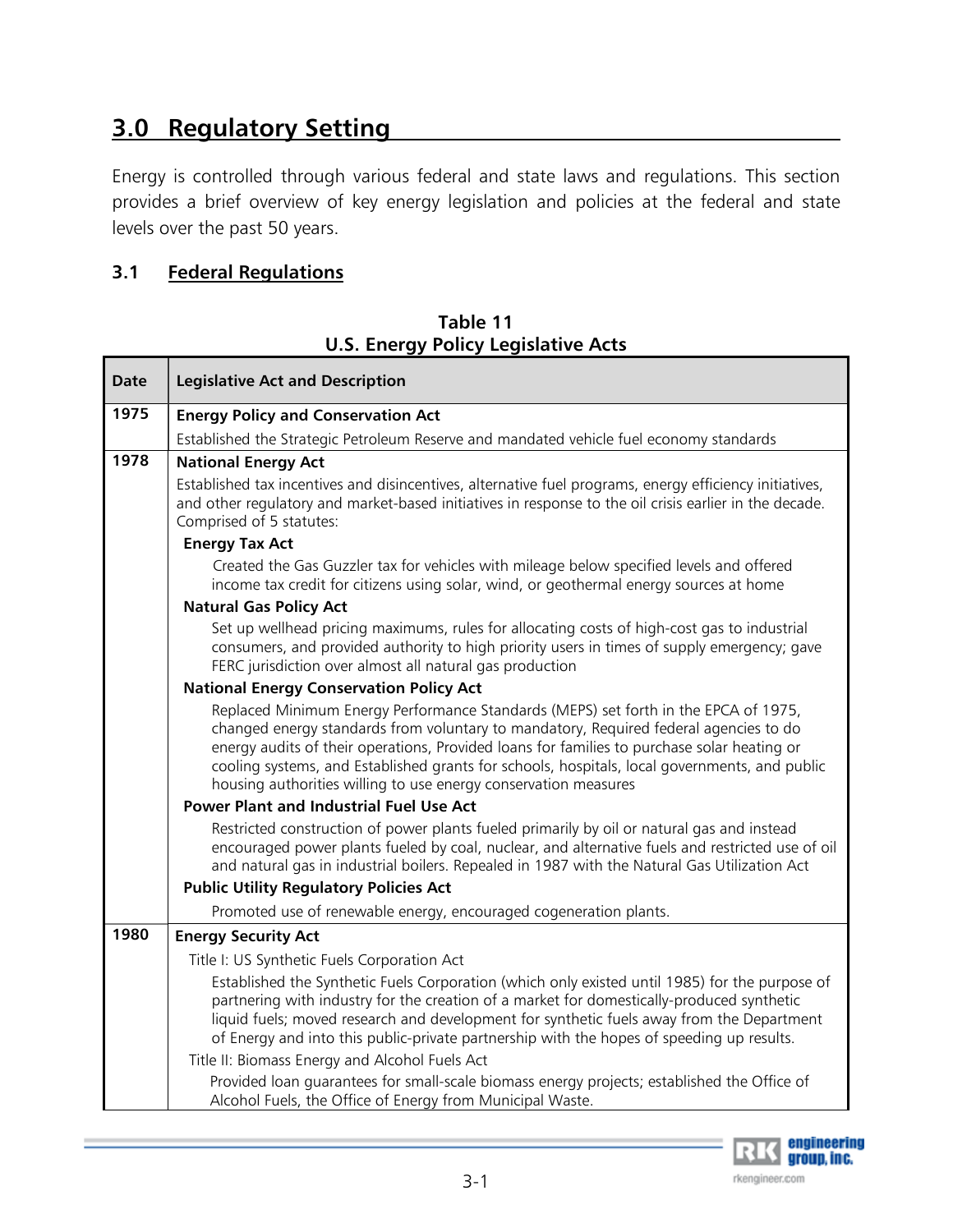## 3.0 Regulatory Setting

Energy is controlled through various federal and state laws and regulations. This section provides a brief overview of key energy legislation and policies at the federal and state levels over the past 50 years.

### 3.1 Federal Regulations

**Table 11**
**U.S. Energy Policy Legislative Acts**

| Date | Legislative Act and Description |
|---|---|
| 1975 | **Energy Policy and Conservation Act** |
| | Established the Strategic Petroleum Reserve and mandated vehicle fuel economy standards |
| 1978 | **National Energy Act** |
| | Established tax incentives and disincentives, alternative fuel programs, energy efficiency initiatives, and other regulatory and market-based initiatives in response to the oil crisis earlier in the decade. Comprised of 5 statutes: |
| | **Energy Tax Act** |
| | Created the Gas Guzzler tax for vehicles with mileage below specified levels and offered income tax credit for citizens using solar, wind, or geothermal energy sources at home |
| | **Natural Gas Policy Act** |
| | Set up wellhead pricing maximums, rules for allocating costs of high-cost gas to industrial consumers, and provided authority to high priority users in times of supply emergency; gave FERC jurisdiction over almost all natural gas production |
| | **National Energy Conservation Policy Act** |
| | Replaced Minimum Energy Performance Standards (MEPS) set forth in the EPCA of 1975, changed energy standards from voluntary to mandatory, Required federal agencies to do energy audits of their operations, Provided loans for families to purchase solar heating or cooling systems, and Established grants for schools, hospitals, local governments, and public housing authorities willing to use energy conservation measures |
| | **Power Plant and Industrial Fuel Use Act** |
| | Restricted construction of power plants fueled primarily by oil or natural gas and instead encouraged power plants fueled by coal, nuclear, and alternative fuels and restricted use of oil and natural gas in industrial boilers. Repealed in 1987 with the Natural Gas Utilization Act |
| | **Public Utility Regulatory Policies Act** |
| | Promoted use of renewable energy, encouraged cogeneration plants. |
| 1980 | **Energy Security Act** |
| | Title I: US Synthetic Fuels Corporation Act |
| | Established the Synthetic Fuels Corporation (which only existed until 1985) for the purpose of partnering with industry for the creation of a market for domestically-produced synthetic liquid fuels; moved research and development for synthetic fuels away from the Department of Energy and into this public-private partnership with the hopes of speeding up results. |
| | Title II: Biomass Energy and Alcohol Fuels Act |
| | Provided loan guarantees for small-scale biomass energy projects; established the Office of Alcohol Fuels, the Office of Energy from Municipal Waste. |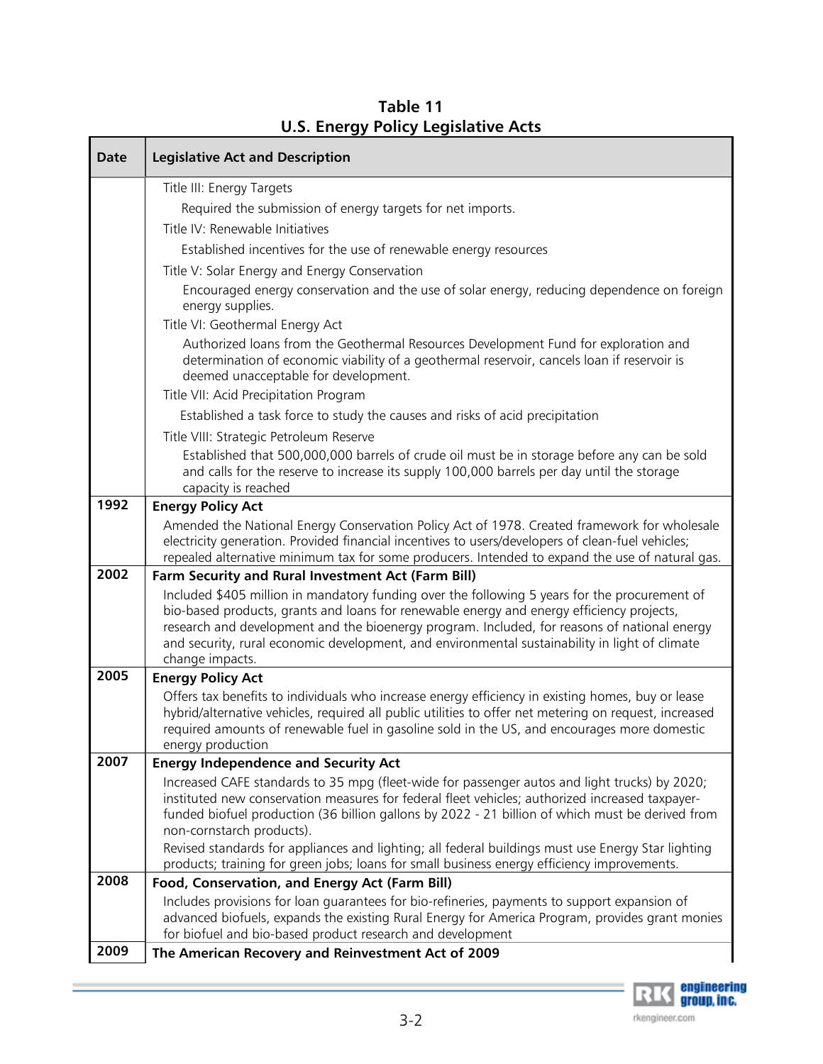**Table 11**
**U.S. Energy Policy Legislative Acts**

| Date | Legislative Act and Description |
|---|---|
| | Title III: Energy Targets<br>Required the submission of energy targets for net imports.<br>Title IV: Renewable Initiatives<br>Established incentives for the use of renewable energy resources<br>Title V: Solar Energy and Energy Conservation<br>Encouraged energy conservation and the use of solar energy, reducing dependence on foreign energy supplies.<br>Title VI: Geothermal Energy Act<br>Authorized loans from the Geothermal Resources Development Fund for exploration and determination of economic viability of a geothermal reservoir, cancels loan if reservoir is deemed unacceptable for development.<br>Title VII: Acid Precipitation Program<br>Established a task force to study the causes and risks of acid precipitation<br>Title VIII: Strategic Petroleum Reserve<br>Established that 500,000,000 barrels of crude oil must be in storage before any can be sold and calls for the reserve to increase its supply 100,000 barrels per day until the storage capacity is reached |
| 1992 | **Energy Policy Act**<br>Amended the National Energy Conservation Policy Act of 1978. Created framework for wholesale electricity generation. Provided financial incentives to users/developers of clean-fuel vehicles; repealed alternative minimum tax for some producers. Intended to expand the use of natural gas. |
| 2002 | **Farm Security and Rural Investment Act (Farm Bill)**<br>Included $405 million in mandatory funding over the following 5 years for the procurement of bio-based products, grants and loans for renewable energy and energy efficiency projects, research and development and the bioenergy program. Included, for reasons of national energy and security, rural economic development, and environmental sustainability in light of climate change impacts. |
| 2005 | **Energy Policy Act**<br>Offers tax benefits to individuals who increase energy efficiency in existing homes, buy or lease hybrid/alternative vehicles, required all public utilities to offer net metering on request, increased required amounts of renewable fuel in gasoline sold in the US, and encourages more domestic energy production |
| 2007 | **Energy Independence and Security Act**<br>Increased CAFE standards to 35 mpg (fleet-wide for passenger autos and light trucks) by 2020; instituted new conservation measures for federal fleet vehicles; authorized increased taxpayer-funded biofuel production (36 billion gallons by 2022 - 21 billion of which must be derived from non-cornstarch products).<br>Revised standards for appliances and lighting; all federal buildings must use Energy Star lighting products; training for green jobs; loans for small business energy efficiency improvements. |
| 2008 | **Food, Conservation, and Energy Act (Farm Bill)**<br>Includes provisions for loan guarantees for bio-refineries, payments to support expansion of advanced biofuels, expands the existing Rural Energy for America Program, provides grant monies for biofuel and bio-based product research and development |
| 2009 | **The American Recovery and Reinvestment Act of 2009** |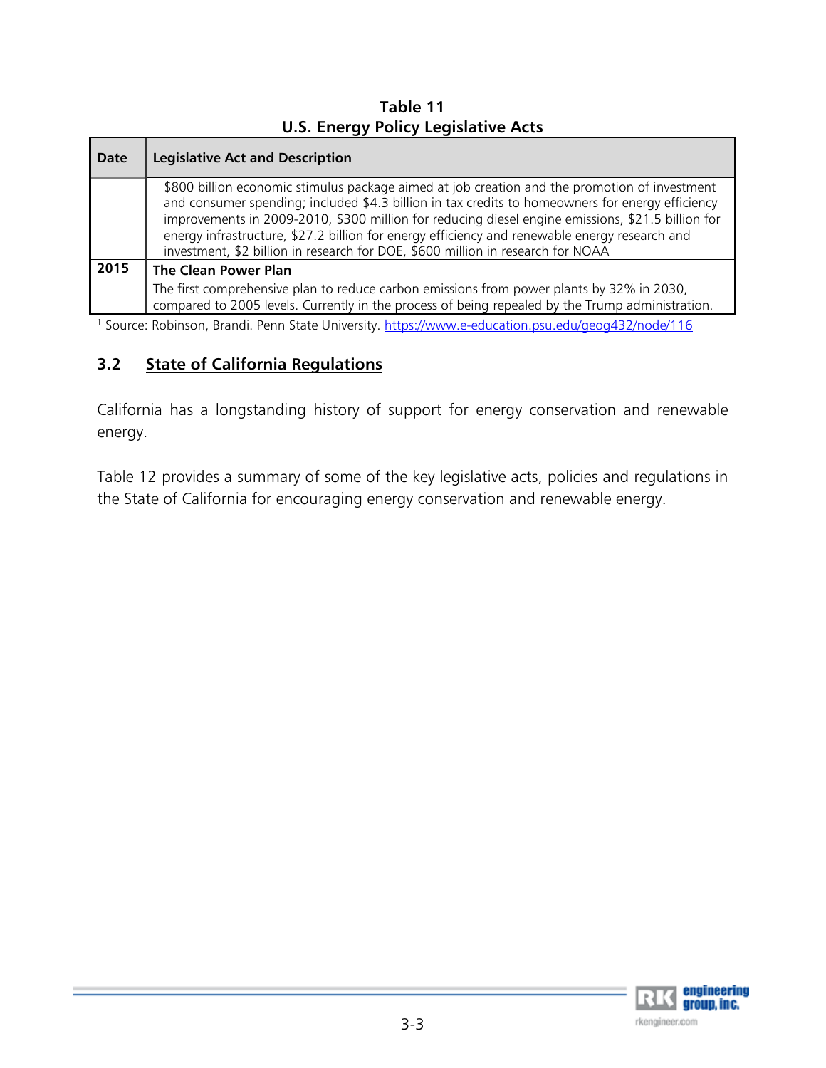**Table 11**
**U.S. Energy Policy Legislative Acts**

| Date | Legislative Act and Description |
|---|---|
| | $800 billion economic stimulus package aimed at job creation and the promotion of investment and consumer spending; included $4.3 billion in tax credits to homeowners for energy efficiency improvements in 2009-2010, $300 million for reducing diesel engine emissions, $21.5 billion for energy infrastructure, $27.2 billion for energy efficiency and renewable energy research and investment, $2 billion in research for DOE, $600 million in research for NOAA |
| **2015** | **The Clean Power Plan**<br>The first comprehensive plan to reduce carbon emissions from power plants by 32% in 2030, compared to 2005 levels. Currently in the process of being repealed by the Trump administration. |

[1] Source: Robinson, Brandi. Penn State University. https://www.e-education.psu.edu/geog432/node/116

## 3.2 State of California Regulations

California has a longstanding history of support for energy conservation and renewable energy.

Table 12 provides a summary of some of the key legislative acts, policies and regulations in the State of California for encouraging energy conservation and renewable energy.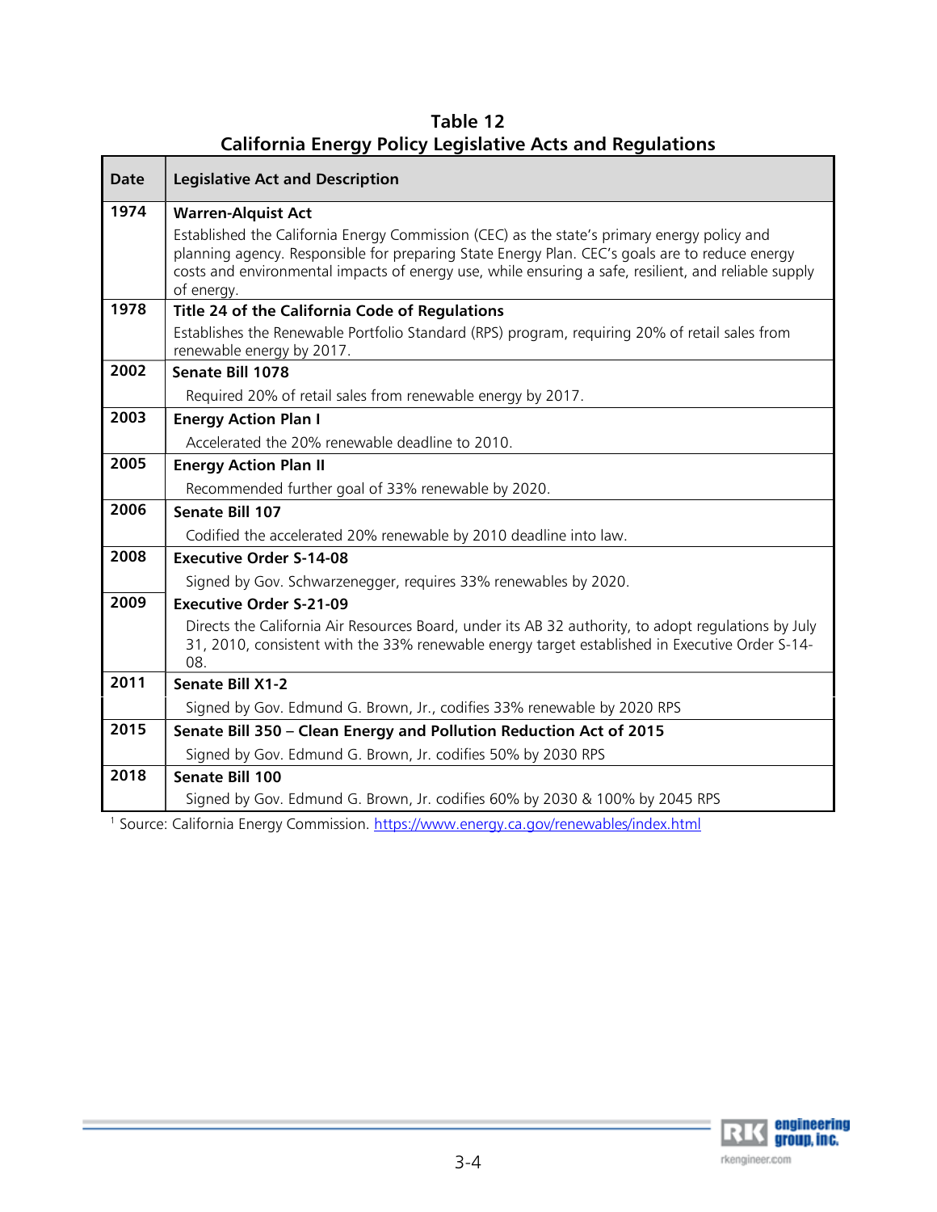**Table 12**
**California Energy Policy Legislative Acts and Regulations**

| Date | Legislative Act and Description |
|---|---|
| 1974 | **Warren-Alquist Act**<br>Established the California Energy Commission (CEC) as the state's primary energy policy and planning agency. Responsible for preparing State Energy Plan. CEC's goals are to reduce energy costs and environmental impacts of energy use, while ensuring a safe, resilient, and reliable supply of energy. |
| 1978 | **Title 24 of the California Code of Regulations**<br>Establishes the Renewable Portfolio Standard (RPS) program, requiring 20% of retail sales from renewable energy by 2017. |
| 2002 | **Senate Bill 1078**<br>Required 20% of retail sales from renewable energy by 2017. |
| 2003 | **Energy Action Plan I**<br>Accelerated the 20% renewable deadline to 2010. |
| 2005 | **Energy Action Plan II**<br>Recommended further goal of 33% renewable by 2020. |
| 2006 | **Senate Bill 107**<br>Codified the accelerated 20% renewable by 2010 deadline into law. |
| 2008 | **Executive Order S-14-08**<br>Signed by Gov. Schwarzenegger, requires 33% renewables by 2020. |
| 2009 | **Executive Order S-21-09**<br>Directs the California Air Resources Board, under its AB 32 authority, to adopt regulations by July 31, 2010, consistent with the 33% renewable energy target established in Executive Order S-14-08. |
| 2011 | **Senate Bill X1-2**<br>Signed by Gov. Edmund G. Brown, Jr., codifies 33% renewable by 2020 RPS |
| 2015 | **Senate Bill 350 – Clean Energy and Pollution Reduction Act of 2015**<br>Signed by Gov. Edmund G. Brown, Jr. codifies 50% by 2030 RPS |
| 2018 | **Senate Bill 100**<br>Signed by Gov. Edmund G. Brown, Jr. codifies 60% by 2030 & 100% by 2045 RPS |

[1] Source: California Energy Commission. https://www.energy.ca.gov/renewables/index.html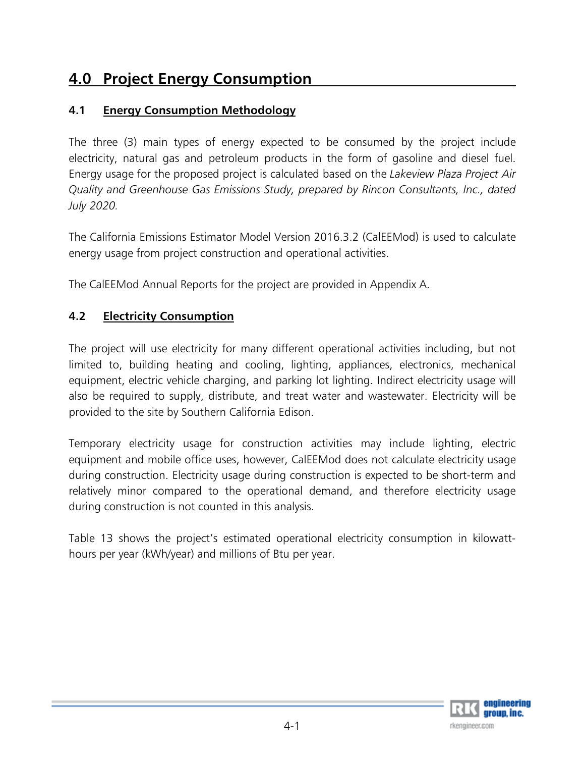# 4.0 Project Energy Consumption

## 4.1 Energy Consumption Methodology

The three (3) main types of energy expected to be consumed by the project include electricity, natural gas and petroleum products in the form of gasoline and diesel fuel. Energy usage for the proposed project is calculated based on the *Lakeview Plaza Project Air Quality and Greenhouse Gas Emissions Study, prepared by Rincon Consultants, Inc., dated July 2020.*

The California Emissions Estimator Model Version 2016.3.2 (CalEEMod) is used to calculate energy usage from project construction and operational activities.

The CalEEMod Annual Reports for the project are provided in Appendix A.

## 4.2 Electricity Consumption

The project will use electricity for many different operational activities including, but not limited to, building heating and cooling, lighting, appliances, electronics, mechanical equipment, electric vehicle charging, and parking lot lighting. Indirect electricity usage will also be required to supply, distribute, and treat water and wastewater. Electricity will be provided to the site by Southern California Edison.

Temporary electricity usage for construction activities may include lighting, electric equipment and mobile office uses, however, CalEEMod does not calculate electricity usage during construction. Electricity usage during construction is expected to be short-term and relatively minor compared to the operational demand, and therefore electricity usage during construction is not counted in this analysis.

Table 13 shows the project's estimated operational electricity consumption in kilowatt-hours per year (kWh/year) and millions of Btu per year.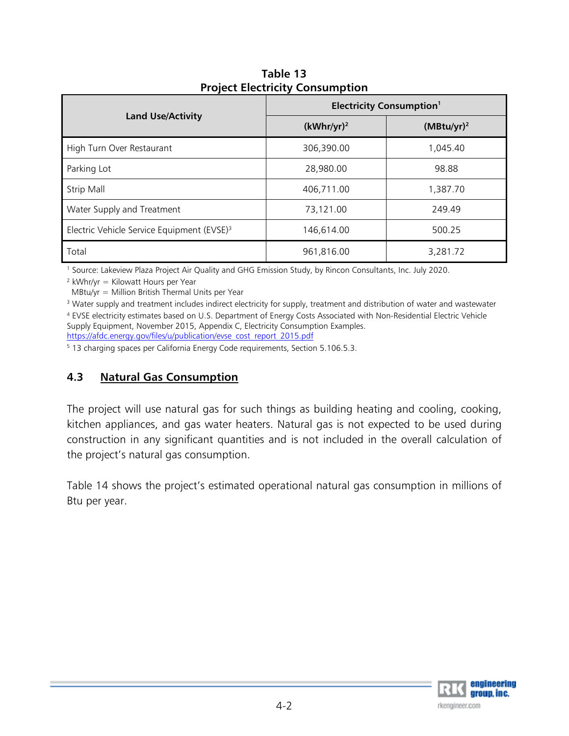**Table 13**
**Project Electricity Consumption**

| Land Use/Activity | Electricity Consumption[1] | |
|---|---|---|
| | (kWhr/yr)[2] | (MBtu/yr)[2] |
| High Turn Over Restaurant | 306,390.00 | 1,045.40 |
| Parking Lot | 28,980.00 | 98.88 |
| Strip Mall | 406,711.00 | 1,387.70 |
| Water Supply and Treatment | 73,121.00 | 249.49 |
| Electric Vehicle Service Equipment (EVSE)[3] | 146,614.00 | 500.25 |
| Total | 961,816.00 | 3,281.72 |

[1] Source: Lakeview Plaza Project Air Quality and GHG Emission Study, by Rincon Consultants, Inc. July 2020.

[2] kWhr/yr = Kilowatt Hours per Year
MBtu/yr = Million British Thermal Units per Year

[3] Water supply and treatment includes indirect electricity for supply, treatment and distribution of water and wastewater

[4] EVSE electricity estimates based on U.S. Department of Energy Costs Associated with Non-Residential Electric Vehicle Supply Equipment, November 2015, Appendix C, Electricity Consumption Examples. https://afdc.energy.gov/files/u/publication/evse_cost_report_2015.pdf

[5] 13 charging spaces per California Energy Code requirements, Section 5.106.5.3.

## 4.3 Natural Gas Consumption

The project will use natural gas for such things as building heating and cooling, cooking, kitchen appliances, and gas water heaters. Natural gas is not expected to be used during construction in any significant quantities and is not included in the overall calculation of the project's natural gas consumption.

Table 14 shows the project's estimated operational natural gas consumption in millions of Btu per year.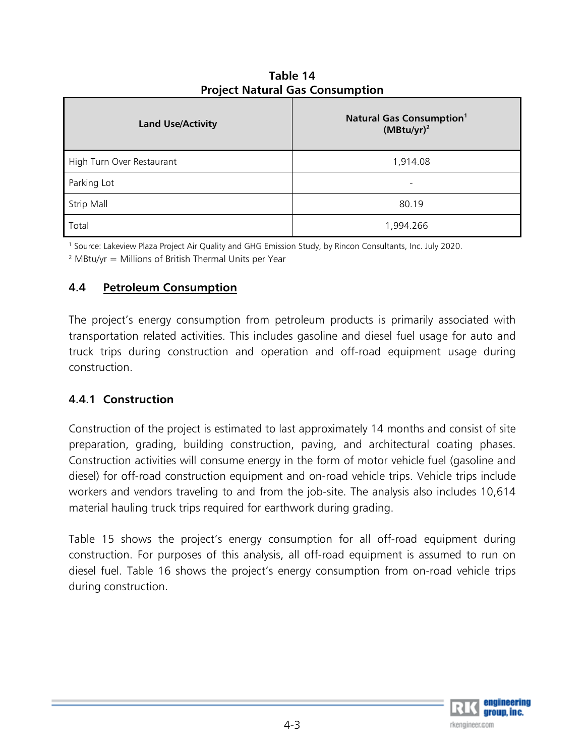**Table 14**
**Project Natural Gas Consumption**

| Land Use/Activity | Natural Gas Consumption[1] (MBtu/yr)[2] |
| --- | --- |
| High Turn Over Restaurant | 1,914.08 |
| Parking Lot | - |
| Strip Mall | 80.19 |
| Total | 1,994.266 |

[1] Source: Lakeview Plaza Project Air Quality and GHG Emission Study, by Rincon Consultants, Inc. July 2020.

[2] MBtu/yr = Millions of British Thermal Units per Year

## 4.4 Petroleum Consumption

The project's energy consumption from petroleum products is primarily associated with transportation related activities. This includes gasoline and diesel fuel usage for auto and truck trips during construction and operation and off-road equipment usage during construction.

### 4.4.1 Construction

Construction of the project is estimated to last approximately 14 months and consist of site preparation, grading, building construction, paving, and architectural coating phases. Construction activities will consume energy in the form of motor vehicle fuel (gasoline and diesel) for off-road construction equipment and on-road vehicle trips. Vehicle trips include workers and vendors traveling to and from the job-site. The analysis also includes 10,614 material hauling truck trips required for earthwork during grading.

Table 15 shows the project's energy consumption for all off-road equipment during construction. For purposes of this analysis, all off-road equipment is assumed to run on diesel fuel. Table 16 shows the project's energy consumption from on-road vehicle trips during construction.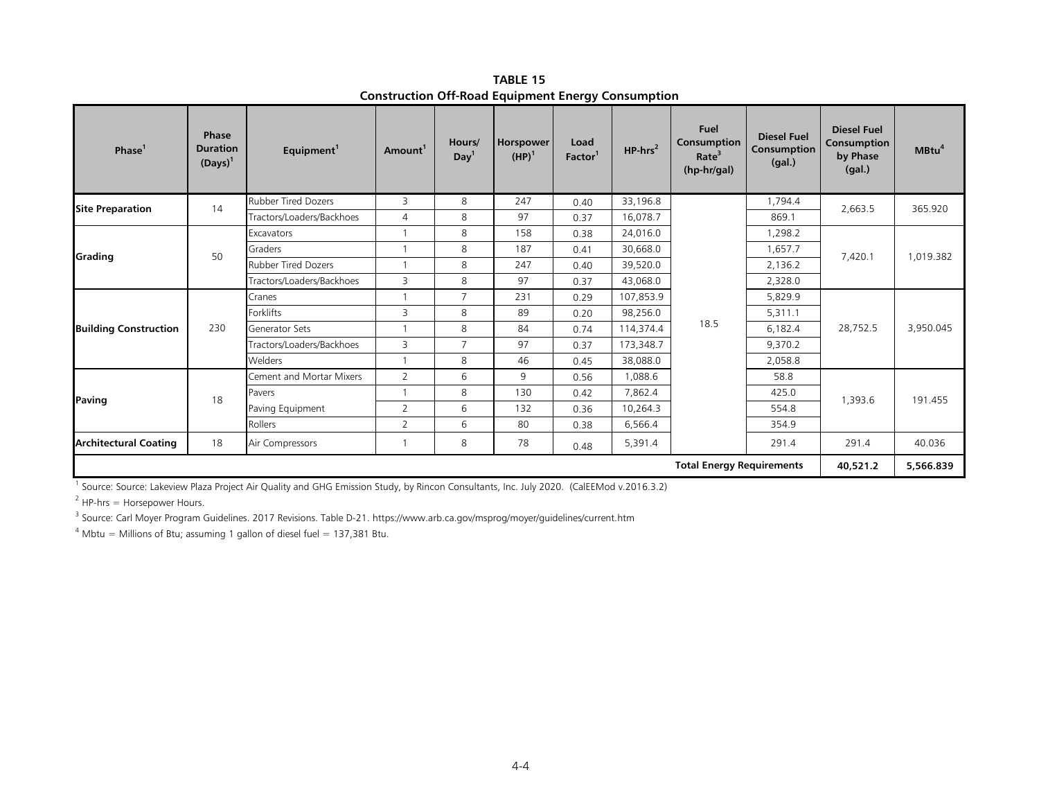**TABLE 15**
**Construction Off-Road Equipment Energy Consumption**

| Phase[1] | Phase Duration (Days)[1] | Equipment[1] | Amount[1] | Hours/ Day[1] | Horsepower (HP)[1] | Load Factor[1] | HP-hrs[2] | Fuel Consumption Rate[3] (hp-hr/gal) | Diesel Fuel Consumption (gal.) | Diesel Fuel Consumption by Phase (gal.) | MBtu[4] |
|---|---|---|---|---|---|---|---|---|---|---|---|
| **Site Preparation** | 14 | Rubber Tired Dozers | 3 | 8 | 247 | 0.40 | 33,196.8 | 18.5 | 1,794.4 | 2,663.5 | 365.920 |
| | | Tractors/Loaders/Backhoes | 4 | 8 | 97 | 0.37 | 16,078.7 | | 869.1 | | |
| **Grading** | 50 | Excavators | 1 | 8 | 158 | 0.38 | 24,016.0 | | 1,298.2 | 7,420.1 | 1,019.382 |
| | | Graders | 1 | 8 | 187 | 0.41 | 30,668.0 | | 1,657.7 | | |
| | | Rubber Tired Dozers | 1 | 8 | 247 | 0.40 | 39,520.0 | | 2,136.2 | | |
| | | Tractors/Loaders/Backhoes | 3 | 8 | 97 | 0.37 | 43,068.0 | | 2,328.0 | | |
| **Building Construction** | 230 | Cranes | 1 | 7 | 231 | 0.29 | 107,853.9 | | 5,829.9 | 28,752.5 | 3,950.045 |
| | | Forklifts | 3 | 8 | 89 | 0.20 | 98,256.0 | | 5,311.1 | | |
| | | Generator Sets | 1 | 8 | 84 | 0.74 | 114,374.4 | | 6,182.4 | | |
| | | Tractors/Loaders/Backhoes | 3 | 7 | 97 | 0.37 | 173,348.7 | | 9,370.2 | | |
| | | Welders | 1 | 8 | 46 | 0.45 | 38,088.0 | | 2,058.8 | | |
| **Paving** | 18 | Cement and Mortar Mixers | 2 | 6 | 9 | 0.56 | 1,088.6 | | 58.8 | 1,393.6 | 191.455 |
| | | Pavers | 1 | 8 | 130 | 0.42 | 7,862.4 | | 425.0 | | |
| | | Paving Equipment | 2 | 6 | 132 | 0.36 | 10,264.3 | | 554.8 | | |
| | | Rollers | 2 | 6 | 80 | 0.38 | 6,566.4 | | 354.9 | | |
| **Architectural Coating** | 18 | Air Compressors | 1 | 8 | 78 | 0.48 | 5,391.4 | | 291.4 | 291.4 | 40.036 |
| | | | | | | | | | **Total Energy Requirements** | **40,521.2** | **5,566.839** |

[1] Source: Source: Lakeview Plaza Project Air Quality and GHG Emission Study, by Rincon Consultants, Inc. July 2020. (CalEEMod v.2016.3.2)

[2] HP-hrs = Horsepower Hours.

[3] Source: Carl Moyer Program Guidelines. 2017 Revisions. Table D-21. https://www.arb.ca.gov/msprog/moyer/guidelines/current.htm

[4] Mbtu = Millions of Btu; assuming 1 gallon of diesel fuel = 137,381 Btu.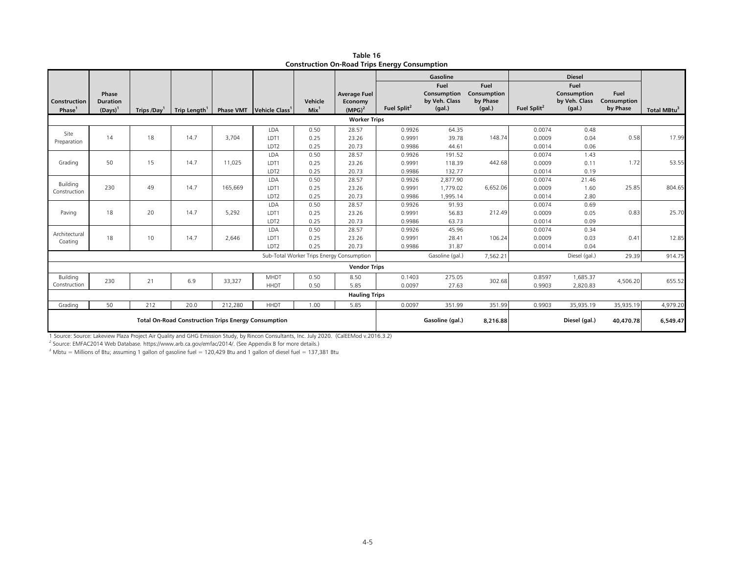**Table 16**
**Construction On-Road Trips Energy Consumption**

| Construction Phase[1] | Phase Duration (Days)[1] | Trips /Day[1] | Trip Length[1] | Phase VMT | Vehicle Class[1] | Vehicle Mix[1] | Average Fuel Economy (MPG)[2] | Gasoline | | | Diesel | | | Total MBtu[3] |
|---|---|---|---|---|---|---|---|---|---|---|---|---|---|---|
| | | | | | | | | Fuel Split[2] | Fuel Consumption by Veh. Class (gal.) | Fuel Consumption by Phase (gal.) | Fuel Split[2] | Fuel Consumption by Veh. Class (gal.) | Fuel Consumption by Phase | |
| **Worker Trips** | | | | | | | | | | | | | | |
| Site Preparation | 14 | 18 | 14.7 | 3,704 | LDA | 0.50 | 28.57 | 0.9926 | 64.35 | 148.74 | 0.0074 | 0.48 | 0.58 | 17.99 |
| | | | | | LDT1 | 0.25 | 23.26 | 0.9991 | 39.78 | | 0.0009 | 0.04 | | |
| | | | | | LDT2 | 0.25 | 20.73 | 0.9986 | 44.61 | | 0.0014 | 0.06 | | |
| Grading | 50 | 15 | 14.7 | 11,025 | LDA | 0.50 | 28.57 | 0.9926 | 191.52 | 442.68 | 0.0074 | 1.43 | 1.72 | 53.55 |
| | | | | | LDT1 | 0.25 | 23.26 | 0.9991 | 118.39 | | 0.0009 | 0.11 | | |
| | | | | | LDT2 | 0.25 | 20.73 | 0.9986 | 132.77 | | 0.0014 | 0.19 | | |
| Building Construction | 230 | 49 | 14.7 | 165,669 | LDA | 0.50 | 28.57 | 0.9926 | 2,877.90 | 6,652.06 | 0.0074 | 21.46 | 25.85 | 804.65 |
| | | | | | LDT1 | 0.25 | 23.26 | 0.9991 | 1,779.02 | | 0.0009 | 1.60 | | |
| | | | | | LDT2 | 0.25 | 20.73 | 0.9986 | 1,995.14 | | 0.0014 | 2.80 | | |
| Paving | 18 | 20 | 14.7 | 5,292 | LDA | 0.50 | 28.57 | 0.9926 | 91.93 | 212.49 | 0.0074 | 0.69 | 0.83 | 25.70 |
| | | | | | LDT1 | 0.25 | 23.26 | 0.9991 | 56.83 | | 0.0009 | 0.05 | | |
| | | | | | LDT2 | 0.25 | 20.73 | 0.9986 | 63.73 | | 0.0014 | 0.09 | | |
| Architectural Coating | 18 | 10 | 14.7 | 2,646 | LDA | 0.50 | 28.57 | 0.9926 | 45.96 | 106.24 | 0.0074 | 0.34 | 0.41 | 12.85 |
| | | | | | LDT1 | 0.25 | 23.26 | 0.9991 | 28.41 | | 0.0009 | 0.03 | | |
| | | | | | LDT2 | 0.25 | 20.73 | 0.9986 | 31.87 | | 0.0014 | 0.04 | | |
| Sub-Total Worker Trips Energy Consumption | | | | | | | | | Gasoline (gal.) | 7,562.21 | | Diesel (gal.) | 29.39 | 914.75 |
| **Vendor Trips** | | | | | | | | | | | | | | |
| Building Construction | 230 | 21 | 6.9 | 33,327 | MHDT | 0.50 | 8.50 | 0.1403 | 275.05 | 302.68 | 0.8597 | 1,685.37 | 4,506.20 | 655.52 |
| | | | | | HHDT | 0.50 | 5.85 | 0.0097 | 27.63 | | 0.9903 | 2,820.83 | | |
| **Hauling Trips** | | | | | | | | | | | | | | |
| Grading | 50 | 212 | 20.0 | 212,280 | HHDT | 1.00 | 5.85 | 0.0097 | 351.99 | 351.99 | 0.9903 | 35,935.19 | 35,935.19 | 4,979.20 |
| **Total On-Road Construction Trips Energy Consumption** | | | | | | | | | **Gasoline (gal.)** | **8,216.88** | | **Diesel (gal.)** | **40,470.78** | **6,549.47** |

1 Source: Source: Lakeview Plaza Project Air Quality and GHG Emission Study, by Rincon Consultants, Inc. July 2020. (CalEEMod v.2016.3.2)

2 Source: EMFAC2014 Web Database. https://www.arb.ca.gov/emfac/2014/. (See Appendix B for more details.)

3 Mbtu = Millions of Btu; assuming 1 gallon of gasoline fuel = 120,429 Btu and 1 gallon of diesel fuel = 137,381 Btu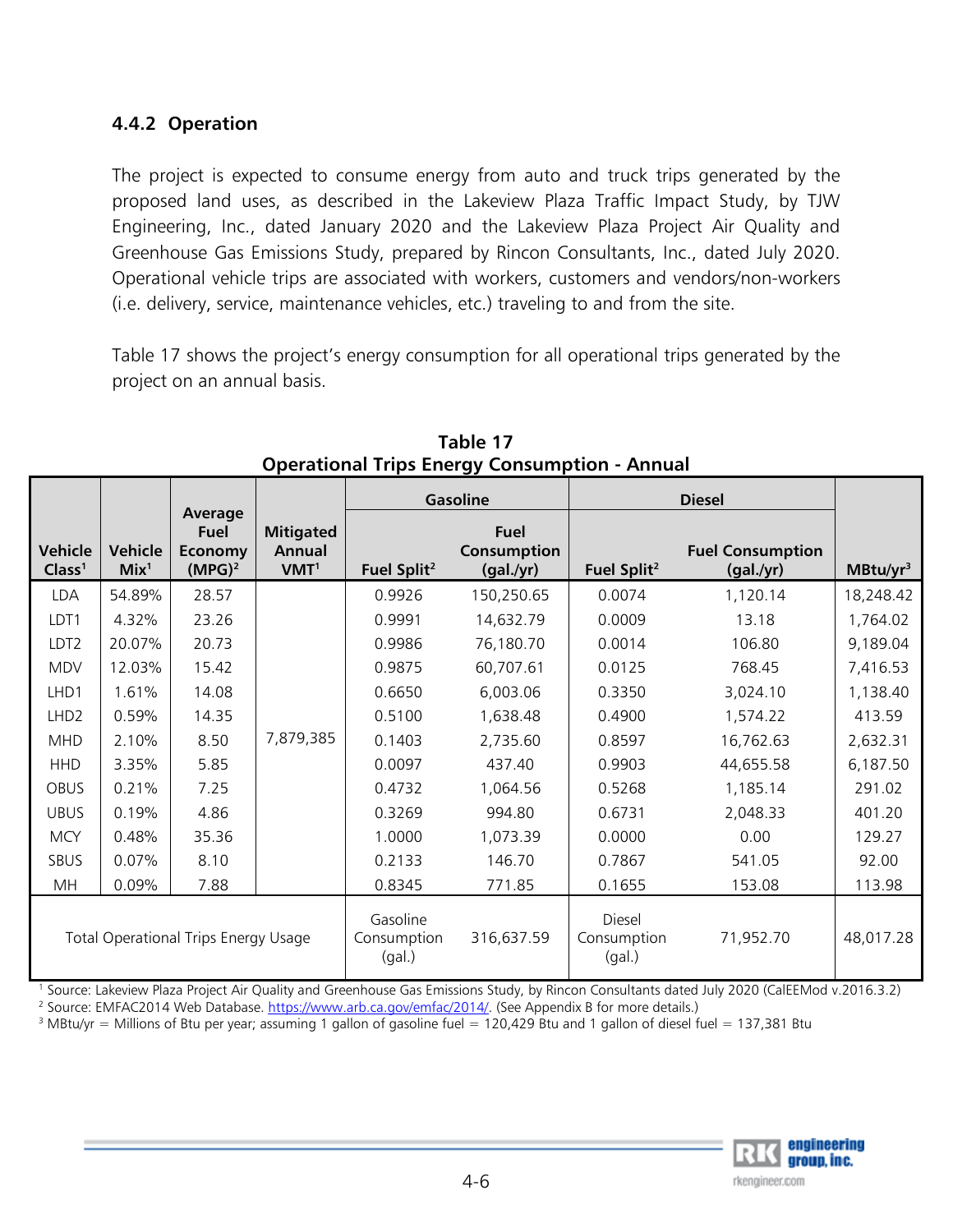### 4.4.2 Operation

The project is expected to consume energy from auto and truck trips generated by the proposed land uses, as described in the Lakeview Plaza Traffic Impact Study, by TJW Engineering, Inc., dated January 2020 and the Lakeview Plaza Project Air Quality and Greenhouse Gas Emissions Study, prepared by Rincon Consultants, Inc., dated July 2020. Operational vehicle trips are associated with workers, customers and vendors/non-workers (i.e. delivery, service, maintenance vehicles, etc.) traveling to and from the site.

Table 17 shows the project's energy consumption for all operational trips generated by the project on an annual basis.

**Table 17**
**Operational Trips Energy Consumption - Annual**

| Vehicle Class[1] | Vehicle Mix[1] | Average Fuel Economy (MPG)[2] | Mitigated Annual VMT[1] | Gasoline | | Diesel | | MBtu/yr[3] |
|---|---|---|---|---|---|---|---|---|
| | | | | Fuel Split[2] | Fuel Consumption (gal./yr) | Fuel Split[2] | Fuel Consumption (gal./yr) | |
| LDA | 54.89% | 28.57 | 7,879,385 | 0.9926 | 150,250.65 | 0.0074 | 1,120.14 | 18,248.42 |
| LDT1 | 4.32% | 23.26 | | 0.9991 | 14,632.79 | 0.0009 | 13.18 | 1,764.02 |
| LDT2 | 20.07% | 20.73 | | 0.9986 | 76,180.70 | 0.0014 | 106.80 | 9,189.04 |
| MDV | 12.03% | 15.42 | | 0.9875 | 60,707.61 | 0.0125 | 768.45 | 7,416.53 |
| LHD1 | 1.61% | 14.08 | | 0.6650 | 6,003.06 | 0.3350 | 3,024.10 | 1,138.40 |
| LHD2 | 0.59% | 14.35 | | 0.5100 | 1,638.48 | 0.4900 | 1,574.22 | 413.59 |
| MHD | 2.10% | 8.50 | | 0.1403 | 2,735.60 | 0.8597 | 16,762.63 | 2,632.31 |
| HHD | 3.35% | 5.85 | | 0.0097 | 437.40 | 0.9903 | 44,655.58 | 6,187.50 |
| OBUS | 0.21% | 7.25 | | 0.4732 | 1,064.56 | 0.5268 | 1,185.14 | 291.02 |
| UBUS | 0.19% | 4.86 | | 0.3269 | 994.80 | 0.6731 | 2,048.33 | 401.20 |
| MCY | 0.48% | 35.36 | | 1.0000 | 1,073.39 | 0.0000 | 0.00 | 129.27 |
| SBUS | 0.07% | 8.10 | | 0.2133 | 146.70 | 0.7867 | 541.05 | 92.00 |
| MH | 0.09% | 7.88 | | 0.8345 | 771.85 | 0.1655 | 153.08 | 113.98 |
| Total Operational Trips Energy Usage | | | | Gasoline Consumption (gal.) | 316,637.59 | Diesel Consumption (gal.) | 71,952.70 | 48,017.28 |

[1] Source: Lakeview Plaza Project Air Quality and Greenhouse Gas Emissions Study, by Rincon Consultants dated July 2020 (CalEEMod v.2016.3.2)
[2] Source: EMFAC2014 Web Database. https://www.arb.ca.gov/emfac/2014/. (See Appendix B for more details.)
[3] MBtu/yr = Millions of Btu per year; assuming 1 gallon of gasoline fuel = 120,429 Btu and 1 gallon of diesel fuel = 137,381 Btu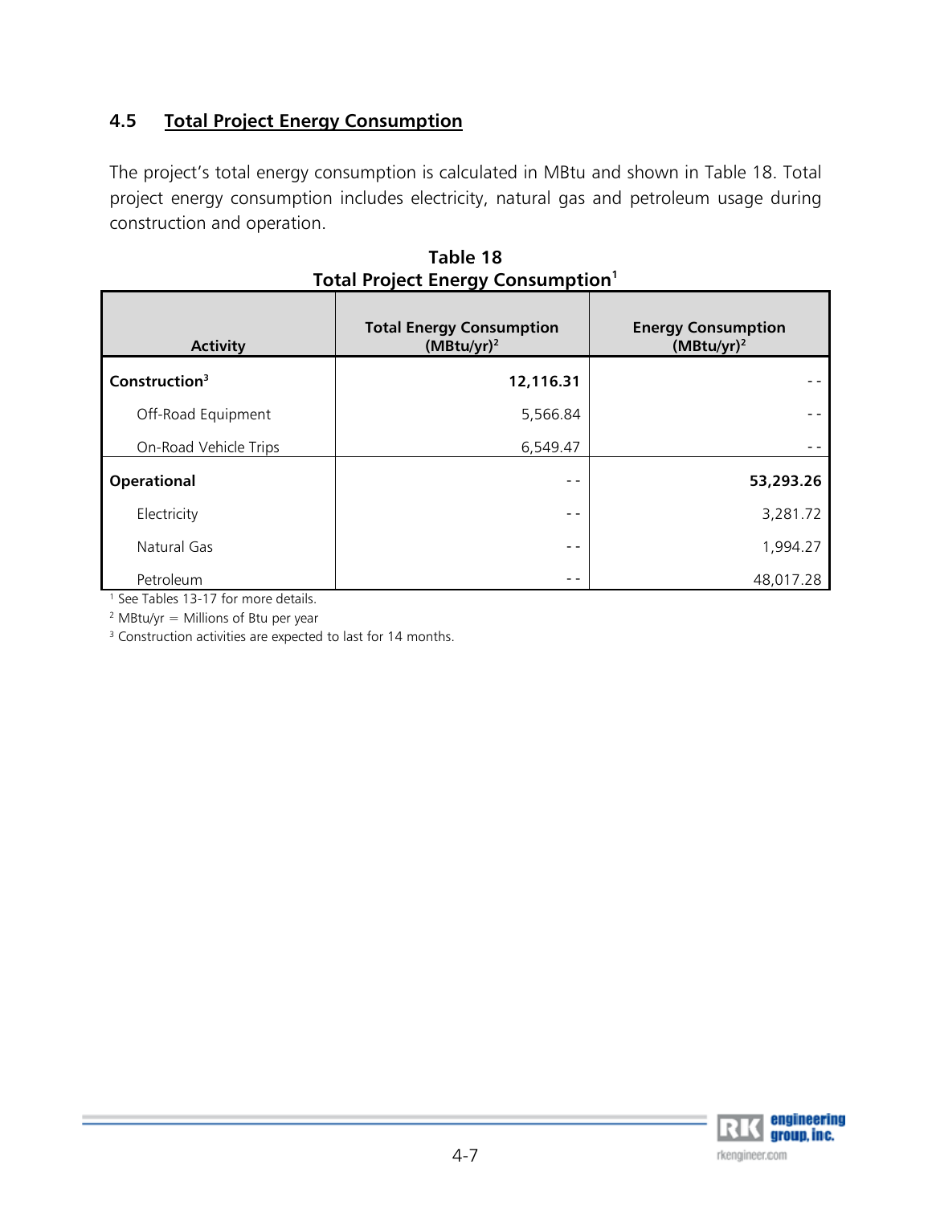## 4.5 Total Project Energy Consumption

The project's total energy consumption is calculated in MBtu and shown in Table 18. Total project energy consumption includes electricity, natural gas and petroleum usage during construction and operation.

**Table 18**
**Total Project Energy Consumption[1]**

| Activity | Total Energy Consumption (MBtu/yr)[2] | Energy Consumption (MBtu/yr)[2] |
|---|---|---|
| **Construction[3]** | **12,116.31** | - - |
| Off-Road Equipment | 5,566.84 | - - |
| On-Road Vehicle Trips | 6,549.47 | - - |
| **Operational** | - - | **53,293.26** |
| Electricity | - - | 3,281.72 |
| Natural Gas | - - | 1,994.27 |
| Petroleum | - - | 48,017.28 |

[1] See Tables 13-17 for more details.

[2] MBtu/yr = Millions of Btu per year

[3] Construction activities are expected to last for 14 months.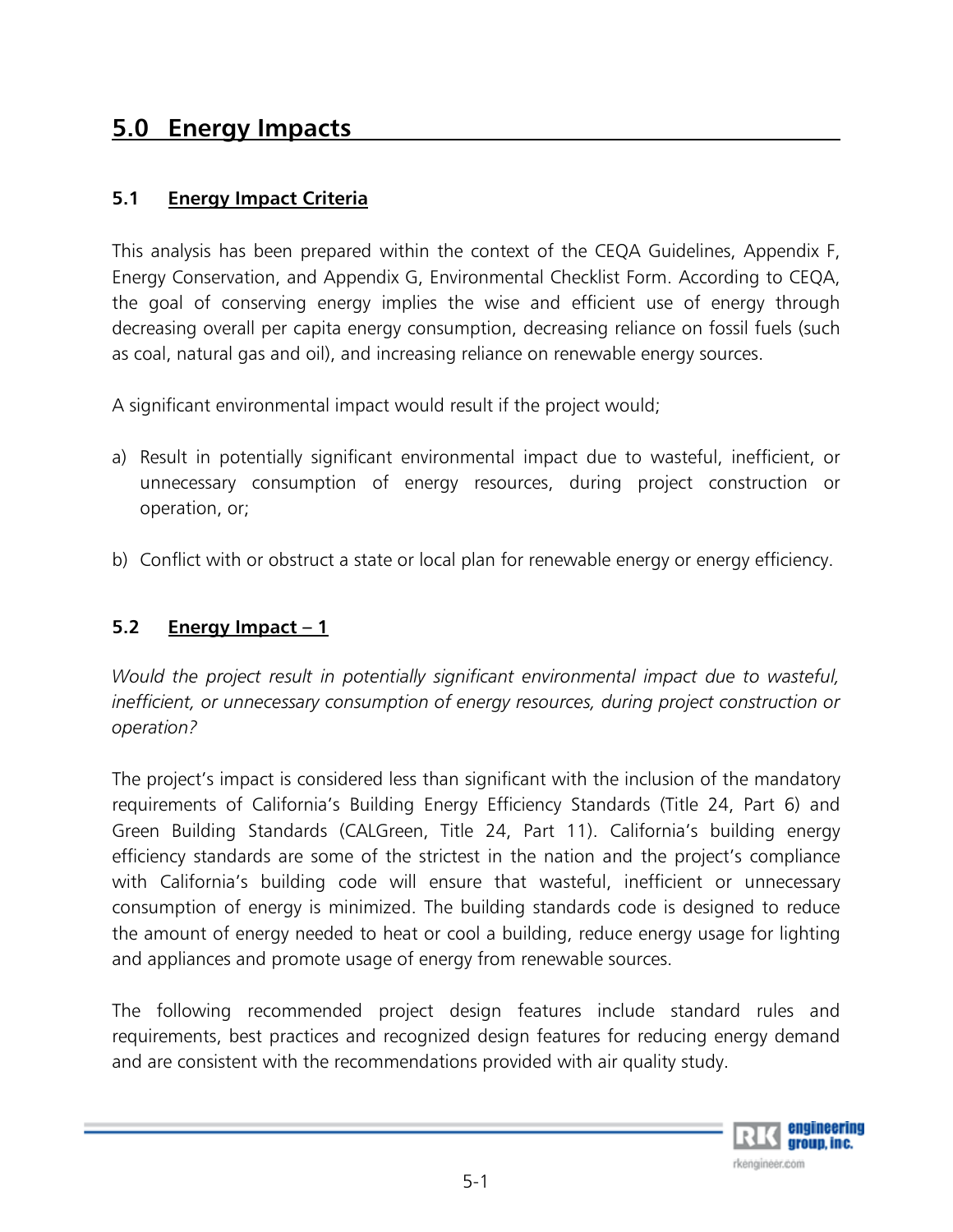# 5.0 Energy Impacts

## 5.1 Energy Impact Criteria

This analysis has been prepared within the context of the CEQA Guidelines, Appendix F, Energy Conservation, and Appendix G, Environmental Checklist Form. According to CEQA, the goal of conserving energy implies the wise and efficient use of energy through decreasing overall per capita energy consumption, decreasing reliance on fossil fuels (such as coal, natural gas and oil), and increasing reliance on renewable energy sources.

A significant environmental impact would result if the project would;

a) Result in potentially significant environmental impact due to wasteful, inefficient, or unnecessary consumption of energy resources, during project construction or operation, or;

b) Conflict with or obstruct a state or local plan for renewable energy or energy efficiency.

## 5.2 Energy Impact – 1

*Would the project result in potentially significant environmental impact due to wasteful, inefficient, or unnecessary consumption of energy resources, during project construction or operation?*

The project's impact is considered less than significant with the inclusion of the mandatory requirements of California's Building Energy Efficiency Standards (Title 24, Part 6) and Green Building Standards (CALGreen, Title 24, Part 11). California's building energy efficiency standards are some of the strictest in the nation and the project's compliance with California's building code will ensure that wasteful, inefficient or unnecessary consumption of energy is minimized. The building standards code is designed to reduce the amount of energy needed to heat or cool a building, reduce energy usage for lighting and appliances and promote usage of energy from renewable sources.

The following recommended project design features include standard rules and requirements, best practices and recognized design features for reducing energy demand and are consistent with the recommendations provided with air quality study.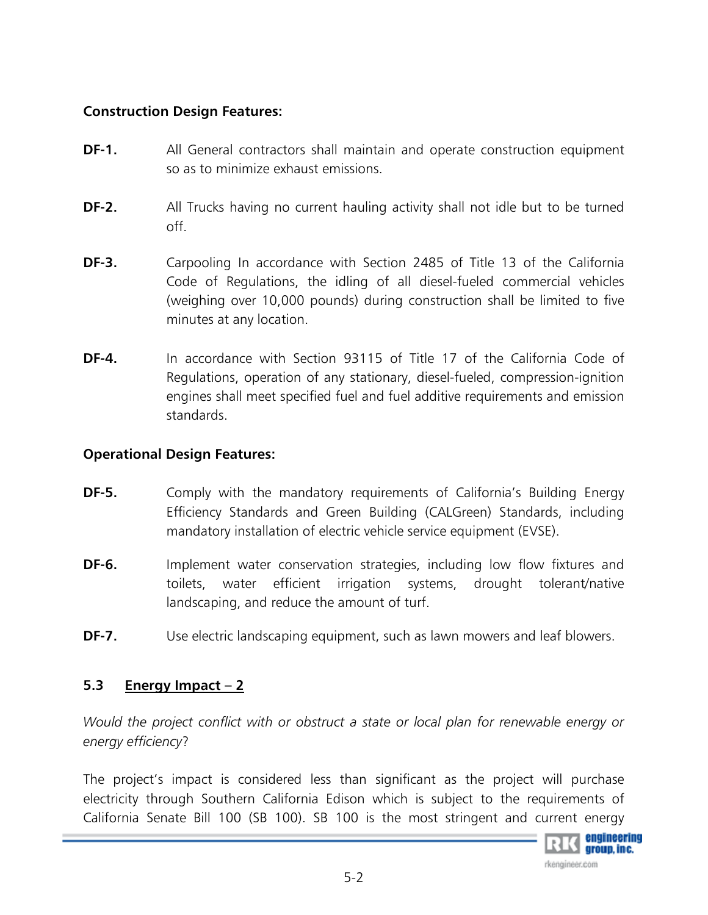**Construction Design Features:**

**DF-1.** All General contractors shall maintain and operate construction equipment so as to minimize exhaust emissions.

**DF-2.** All Trucks having no current hauling activity shall not idle but to be turned off.

**DF-3.** Carpooling In accordance with Section 2485 of Title 13 of the California Code of Regulations, the idling of all diesel-fueled commercial vehicles (weighing over 10,000 pounds) during construction shall be limited to five minutes at any location.

**DF-4.** In accordance with Section 93115 of Title 17 of the California Code of Regulations, operation of any stationary, diesel-fueled, compression-ignition engines shall meet specified fuel and fuel additive requirements and emission standards.

**Operational Design Features:**

**DF-5.** Comply with the mandatory requirements of California's Building Energy Efficiency Standards and Green Building (CALGreen) Standards, including mandatory installation of electric vehicle service equipment (EVSE).

**DF-6.** Implement water conservation strategies, including low flow fixtures and toilets, water efficient irrigation systems, drought tolerant/native landscaping, and reduce the amount of turf.

**DF-7.** Use electric landscaping equipment, such as lawn mowers and leaf blowers.

### 5.3 Energy Impact – 2

*Would the project conflict with or obstruct a state or local plan for renewable energy or energy efficiency*?

The project's impact is considered less than significant as the project will purchase electricity through Southern California Edison which is subject to the requirements of California Senate Bill 100 (SB 100). SB 100 is the most stringent and current energy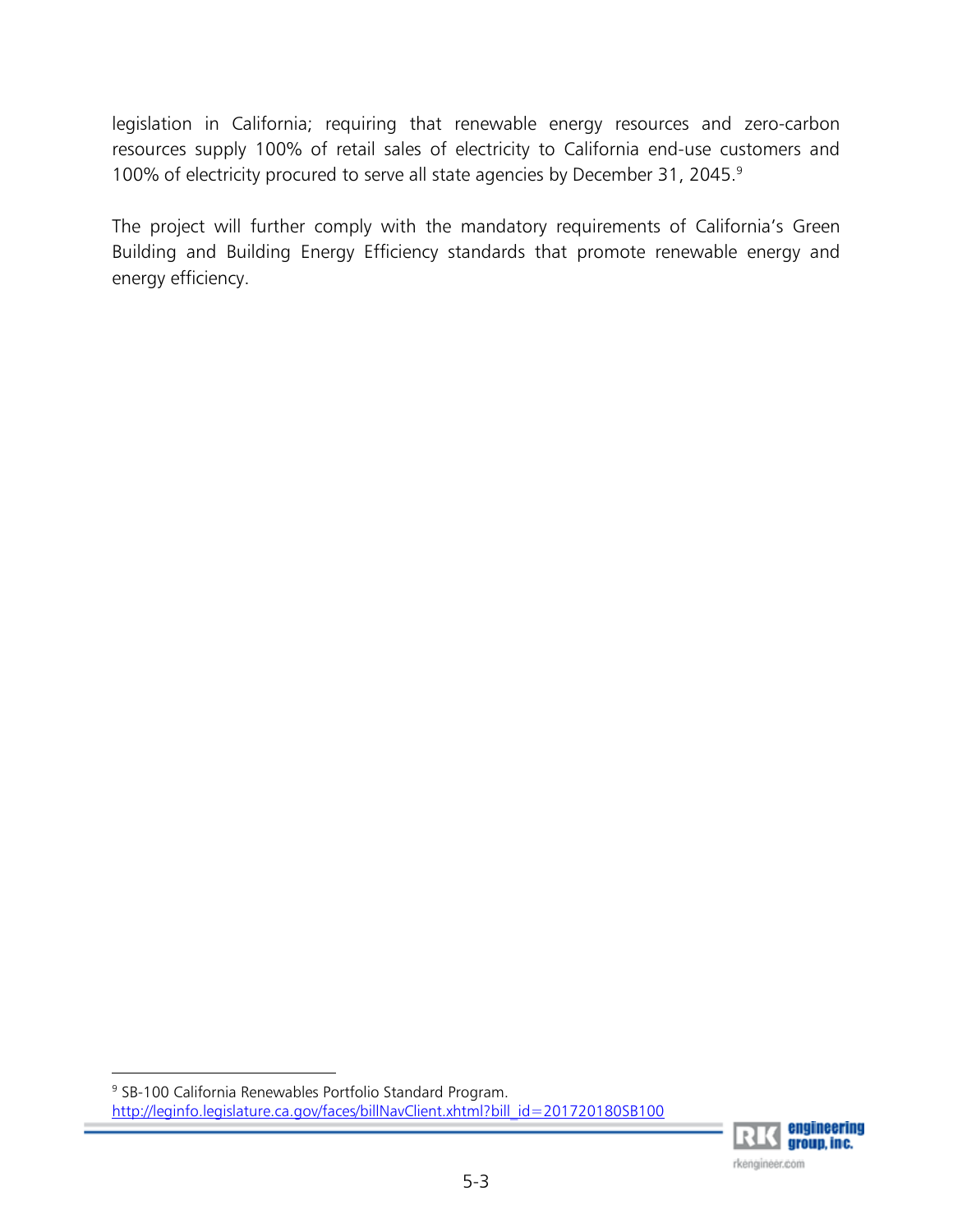legislation in California; requiring that renewable energy resources and zero-carbon resources supply 100% of retail sales of electricity to California end-use customers and 100% of electricity procured to serve all state agencies by December 31, 2045.[9]

The project will further comply with the mandatory requirements of California's Green Building and Building Energy Efficiency standards that promote renewable energy and energy efficiency.

---

[9] SB-100 California Renewables Portfolio Standard Program. http://leginfo.legislature.ca.gov/faces/billNavClient.xhtml?bill_id=201720180SB100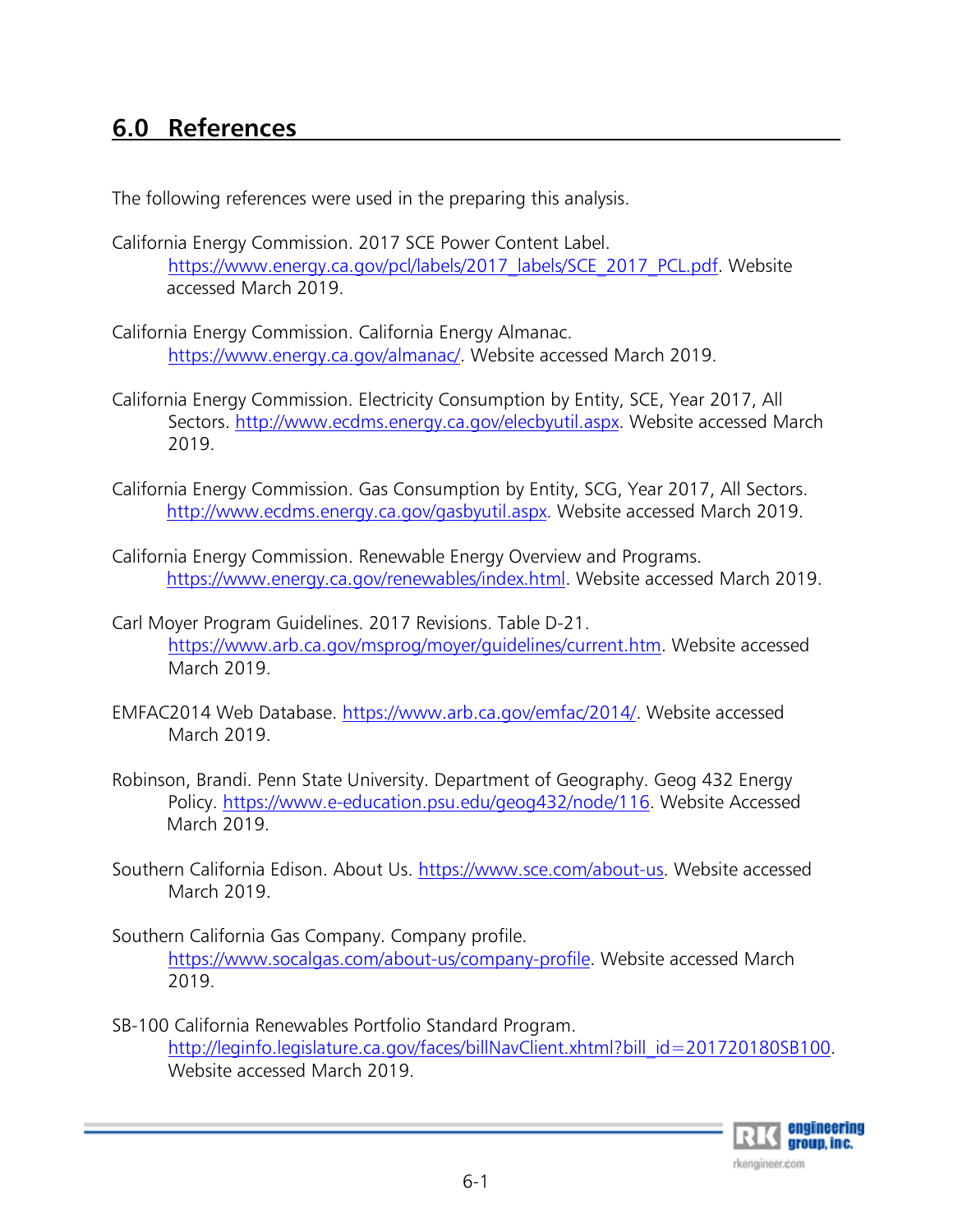## 6.0 References

The following references were used in the preparing this analysis.

California Energy Commission. 2017 SCE Power Content Label. https://www.energy.ca.gov/pcl/labels/2017_labels/SCE_2017_PCL.pdf. Website accessed March 2019.

California Energy Commission. California Energy Almanac. https://www.energy.ca.gov/almanac/. Website accessed March 2019.

California Energy Commission. Electricity Consumption by Entity, SCE, Year 2017, All Sectors. http://www.ecdms.energy.ca.gov/elecbyutil.aspx. Website accessed March 2019.

California Energy Commission. Gas Consumption by Entity, SCG, Year 2017, All Sectors. http://www.ecdms.energy.ca.gov/gasbyutil.aspx. Website accessed March 2019.

California Energy Commission. Renewable Energy Overview and Programs. https://www.energy.ca.gov/renewables/index.html. Website accessed March 2019.

Carl Moyer Program Guidelines. 2017 Revisions. Table D-21. https://www.arb.ca.gov/msprog/moyer/guidelines/current.htm. Website accessed March 2019.

EMFAC2014 Web Database. https://www.arb.ca.gov/emfac/2014/. Website accessed March 2019.

Robinson, Brandi. Penn State University. Department of Geography. Geog 432 Energy Policy. https://www.e-education.psu.edu/geog432/node/116. Website Accessed March 2019.

Southern California Edison. About Us. https://www.sce.com/about-us. Website accessed March 2019.

Southern California Gas Company. Company profile. https://www.socalgas.com/about-us/company-profile. Website accessed March 2019.

SB-100 California Renewables Portfolio Standard Program. http://leginfo.legislature.ca.gov/faces/billNavClient.xhtml?bill_id=201720180SB100. Website accessed March 2019.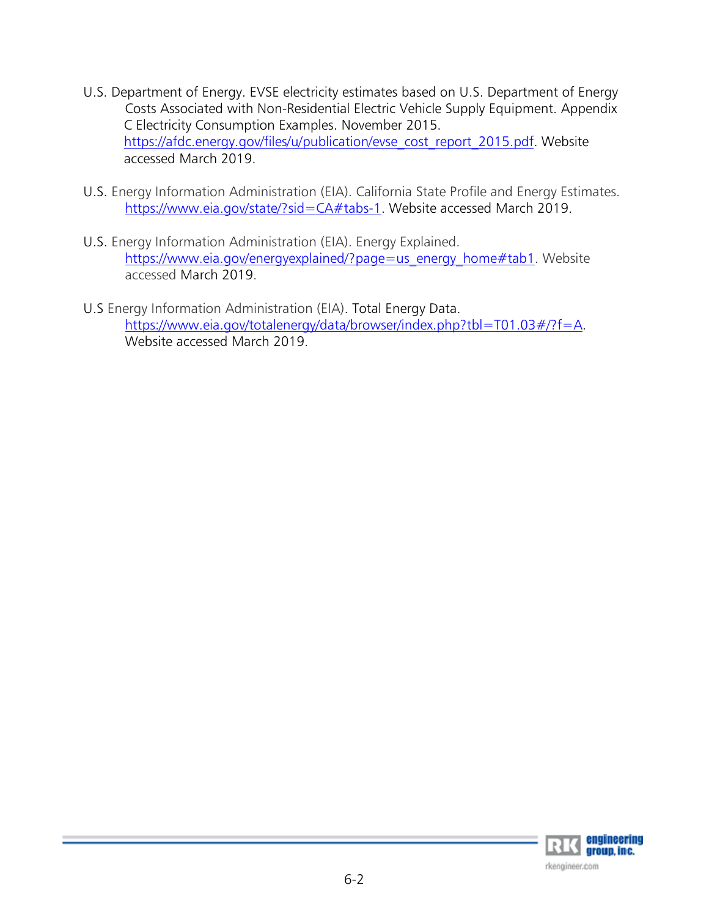U.S. Department of Energy. EVSE electricity estimates based on U.S. Department of Energy Costs Associated with Non-Residential Electric Vehicle Supply Equipment. Appendix C Electricity Consumption Examples. November 2015. https://afdc.energy.gov/files/u/publication/evse_cost_report_2015.pdf. Website accessed March 2019.

U.S. Energy Information Administration (EIA). California State Profile and Energy Estimates. https://www.eia.gov/state/?sid=CA#tabs-1. Website accessed March 2019.

U.S. Energy Information Administration (EIA). Energy Explained. https://www.eia.gov/energyexplained/?page=us_energy_home#tab1. Website accessed March 2019.

U.S Energy Information Administration (EIA). Total Energy Data. https://www.eia.gov/totalenergy/data/browser/index.php?tbl=T01.03#/?f=A. Website accessed March 2019.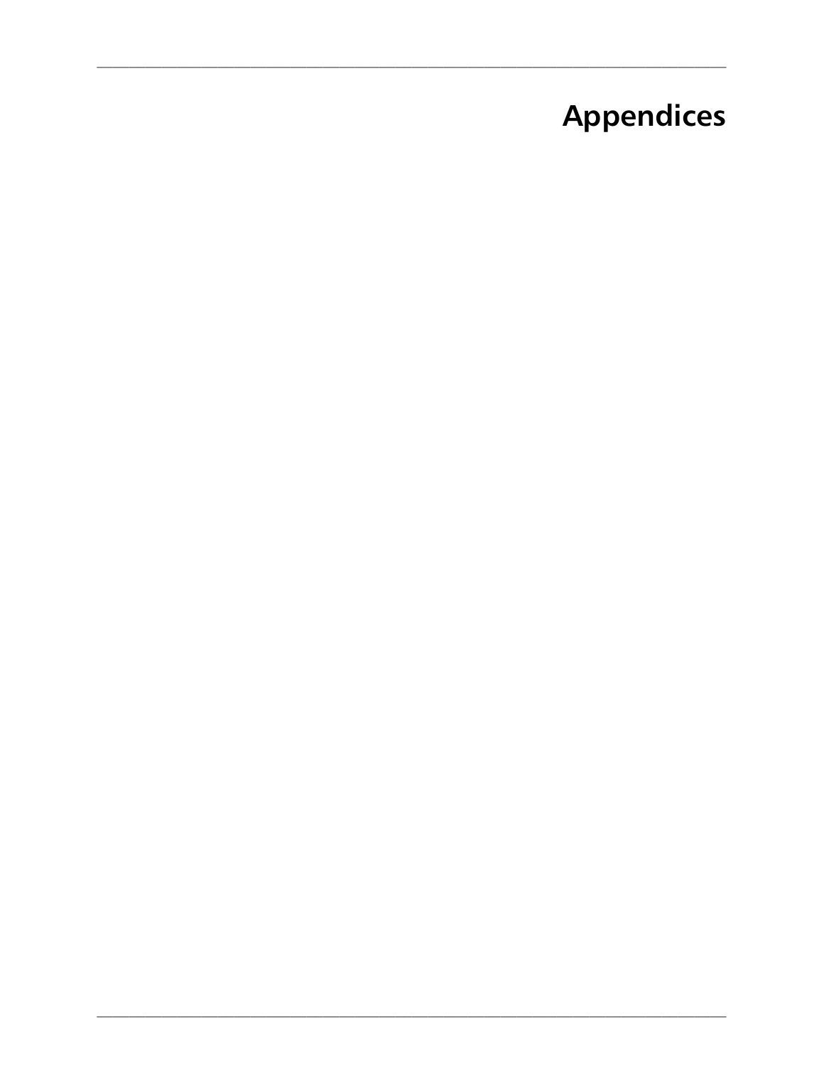# Appendices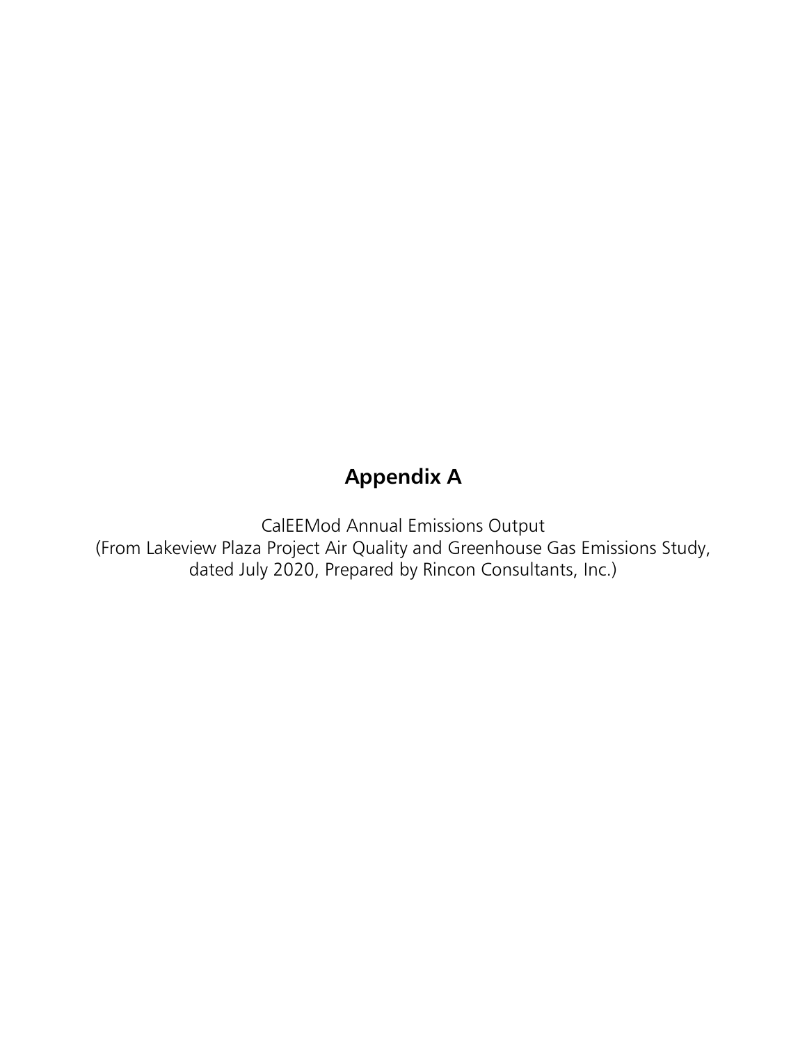# Appendix A

CalEEMod Annual Emissions Output
(From Lakeview Plaza Project Air Quality and Greenhouse Gas Emissions Study, dated July 2020, Prepared by Rincon Consultants, Inc.)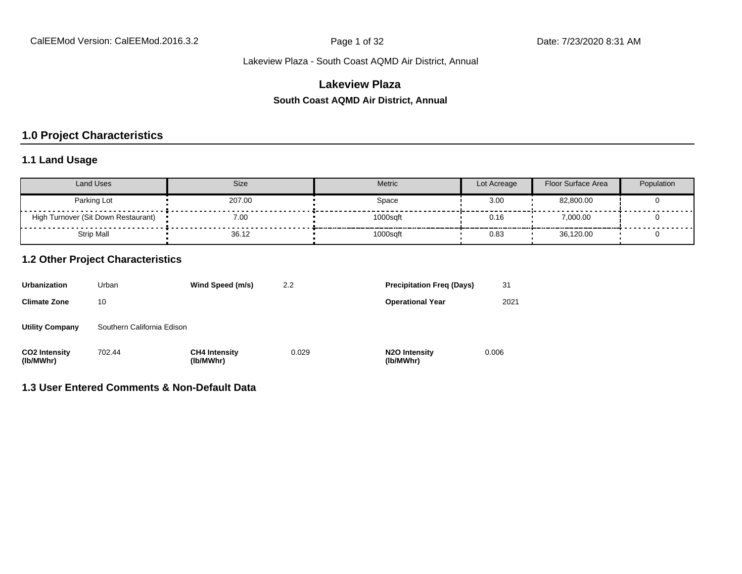# Lakeview Plaza

**South Coast AQMD Air District, Annual**

## 1.0 Project Characteristics

### 1.1 Land Usage

| Land Uses | Size | Metric | Lot Acreage | Floor Surface Area | Population |
|---|---|---|---|---|---|
| Parking Lot | 207.00 | Space | 3.00 | 82,800.00 | 0 |
| High Turnover (Sit Down Restaurant) | 7.00 | 1000sqft | 0.16 | 7,000.00 | 0 |
| Strip Mall | 36.12 | 1000sqft | 0.83 | 36,120.00 | 0 |

### 1.2 Other Project Characteristics

| | | | | | |
|---|---|---|---|---|---|
| **Urbanization** | Urban | **Wind Speed (m/s)** | 2.2 | **Precipitation Freq (Days)** | 31 |
| **Climate Zone** | 10 | | | **Operational Year** | 2021 |
| **Utility Company** | Southern California Edison | | | | |
| **CO2 Intensity (lb/MWhr)** | 702.44 | **CH4 Intensity (lb/MWhr)** | 0.029 | **N2O Intensity (lb/MWhr)** | 0.006 |

### 1.3 User Entered Comments & Non-Default Data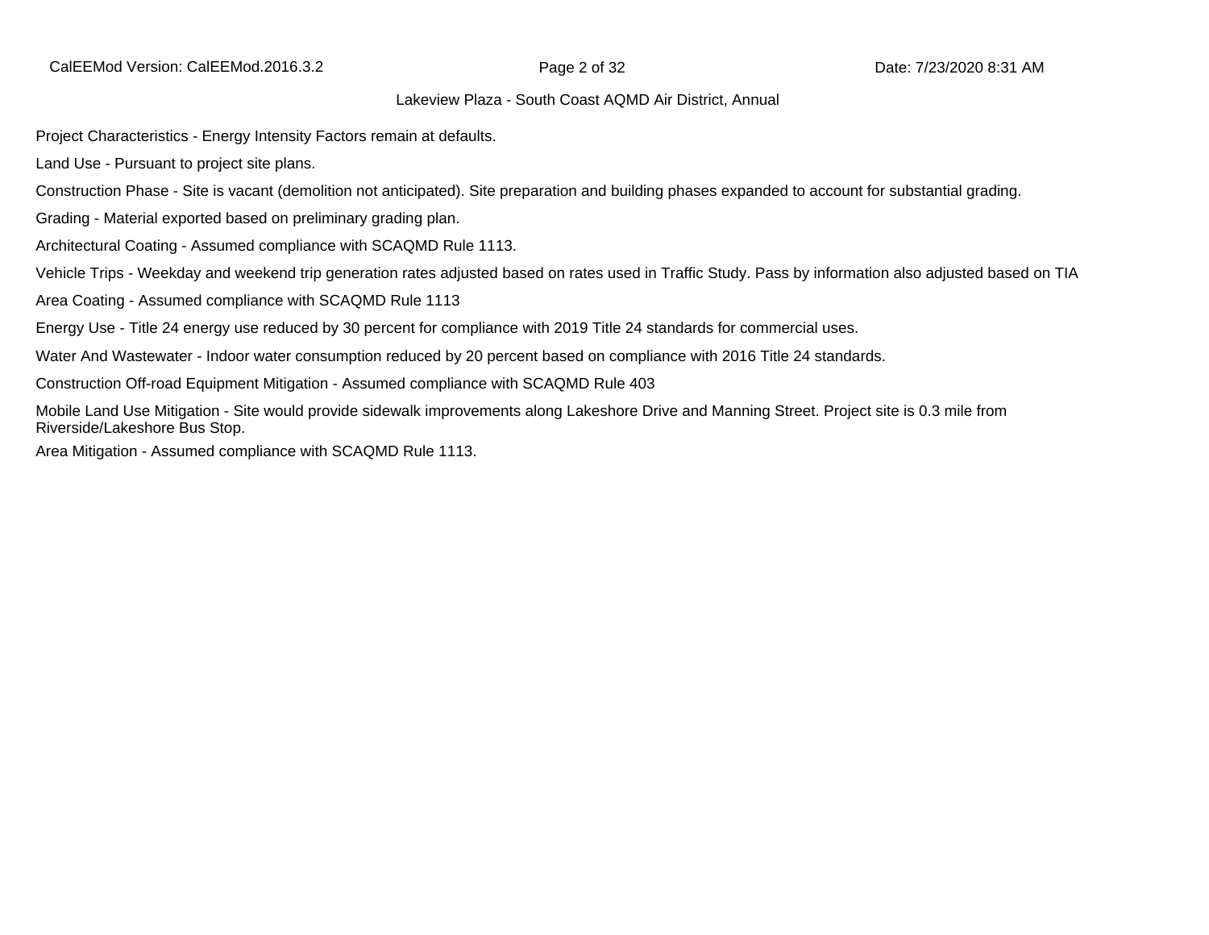Project Characteristics - Energy Intensity Factors remain at defaults.

Land Use - Pursuant to project site plans.

Construction Phase - Site is vacant (demolition not anticipated). Site preparation and building phases expanded to account for substantial grading.

Grading - Material exported based on preliminary grading plan.

Architectural Coating - Assumed compliance with SCAQMD Rule 1113.

Vehicle Trips - Weekday and weekend trip generation rates adjusted based on rates used in Traffic Study. Pass by information also adjusted based on TIA

Area Coating - Assumed compliance with SCAQMD Rule 1113

Energy Use - Title 24 energy use reduced by 30 percent for compliance with 2019 Title 24 standards for commercial uses.

Water And Wastewater - Indoor water consumption reduced by 20 percent based on compliance with 2016 Title 24 standards.

Construction Off-road Equipment Mitigation - Assumed compliance with SCAQMD Rule 403

Mobile Land Use Mitigation - Site would provide sidewalk improvements along Lakeshore Drive and Manning Street. Project site is 0.3 mile from Riverside/Lakeshore Bus Stop.

Area Mitigation - Assumed compliance with SCAQMD Rule 1113.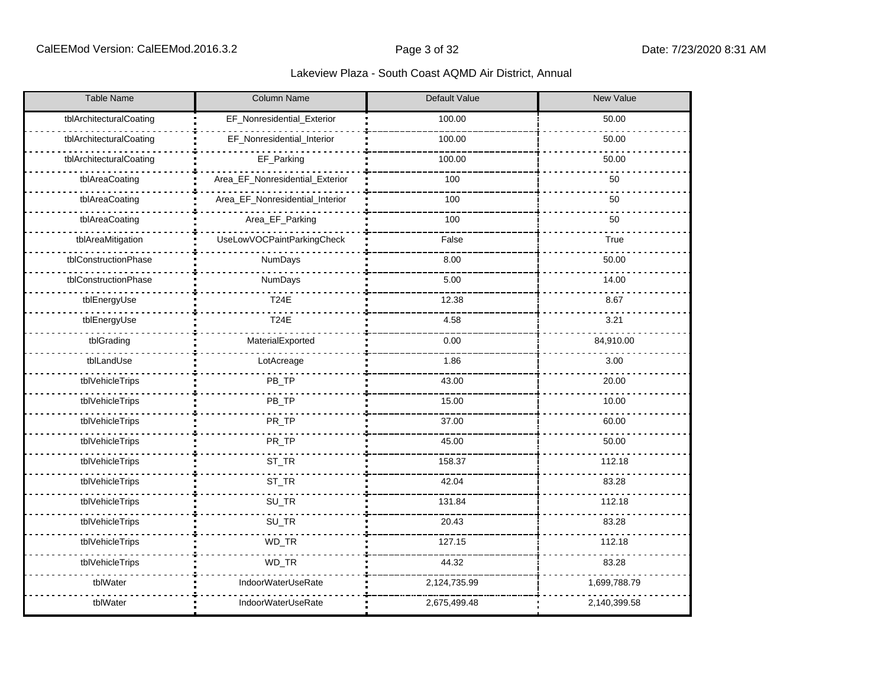Lakeview Plaza - South Coast AQMD Air District, Annual

| Table Name | Column Name | Default Value | New Value |
| --- | --- | --- | --- |
| tblArchitecturalCoating | EF_Nonresidential_Exterior | 100.00 | 50.00 |
| tblArchitecturalCoating | EF_Nonresidential_Interior | 100.00 | 50.00 |
| tblArchitecturalCoating | EF_Parking | 100.00 | 50.00 |
| tblAreaCoating | Area_EF_Nonresidential_Exterior | 100 | 50 |
| tblAreaCoating | Area_EF_Nonresidential_Interior | 100 | 50 |
| tblAreaCoating | Area_EF_Parking | 100 | 50 |
| tblAreaMitigation | UseLowVOCPaintParkingCheck | False | True |
| tblConstructionPhase | NumDays | 8.00 | 50.00 |
| tblConstructionPhase | NumDays | 5.00 | 14.00 |
| tblEnergyUse | T24E | 12.38 | 8.67 |
| tblEnergyUse | T24E | 4.58 | 3.21 |
| tblGrading | MaterialExported | 0.00 | 84,910.00 |
| tblLandUse | LotAcreage | 1.86 | 3.00 |
| tblVehicleTrips | PB_TP | 43.00 | 20.00 |
| tblVehicleTrips | PB_TP | 15.00 | 10.00 |
| tblVehicleTrips | PR_TP | 37.00 | 60.00 |
| tblVehicleTrips | PR_TP | 45.00 | 50.00 |
| tblVehicleTrips | ST_TR | 158.37 | 112.18 |
| tblVehicleTrips | ST_TR | 42.04 | 83.28 |
| tblVehicleTrips | SU_TR | 131.84 | 112.18 |
| tblVehicleTrips | SU_TR | 20.43 | 83.28 |
| tblVehicleTrips | WD_TR | 127.15 | 112.18 |
| tblVehicleTrips | WD_TR | 44.32 | 83.28 |
| tblWater | IndoorWaterUseRate | 2,124,735.99 | 1,699,788.79 |
| tblWater | IndoorWaterUseRate | 2,675,499.48 | 2,140,399.58 |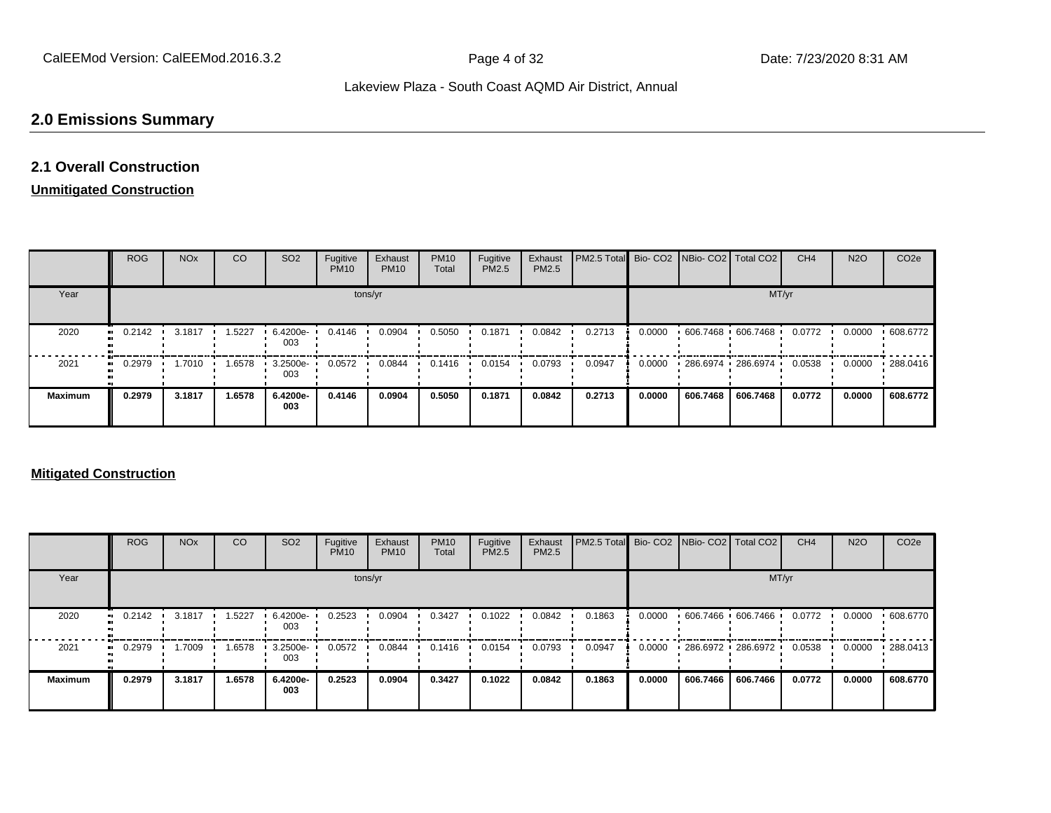## 2.0 Emissions Summary

### 2.1 Overall Construction

**Unmitigated Construction**

| | ROG | NOx | CO | SO2 | Fugitive PM10 | Exhaust PM10 | PM10 Total | Fugitive PM2.5 | Exhaust PM2.5 | PM2.5 Total | Bio- CO2 | NBio- CO2 | Total CO2 | CH4 | N2O | CO2e |
|---|---|---|---|---|---|---|---|---|---|---|---|---|---|---|---|---|
| Year | tons/yr | | | | | | | | | | MT/yr | | | | | |
| 2020 | 0.2142 | 3.1817 | 1.5227 | 6.4200e-003 | 0.4146 | 0.0904 | 0.5050 | 0.1871 | 0.0842 | 0.2713 | 0.0000 | 606.7468 | 606.7468 | 0.0772 | 0.0000 | 608.6772 |
| 2021 | 0.2979 | 1.7010 | 1.6578 | 3.2500e-003 | 0.0572 | 0.0844 | 0.1416 | 0.0154 | 0.0793 | 0.0947 | 0.0000 | 286.6974 | 286.6974 | 0.0538 | 0.0000 | 288.0416 |
| **Maximum** | **0.2979** | **3.1817** | **1.6578** | **6.4200e-003** | **0.4146** | **0.0904** | **0.5050** | **0.1871** | **0.0842** | **0.2713** | **0.0000** | **606.7468** | **606.7468** | **0.0772** | **0.0000** | **608.6772** |

**Mitigated Construction**

| | ROG | NOx | CO | SO2 | Fugitive PM10 | Exhaust PM10 | PM10 Total | Fugitive PM2.5 | Exhaust PM2.5 | PM2.5 Total | Bio- CO2 | NBio- CO2 | Total CO2 | CH4 | N2O | CO2e |
|---|---|---|---|---|---|---|---|---|---|---|---|---|---|---|---|---|
| Year | tons/yr | | | | | | | | | | MT/yr | | | | | |
| 2020 | 0.2142 | 3.1817 | 1.5227 | 6.4200e-003 | 0.2523 | 0.0904 | 0.3427 | 0.1022 | 0.0842 | 0.1863 | 0.0000 | 606.7466 | 606.7466 | 0.0772 | 0.0000 | 608.6770 |
| 2021 | 0.2979 | 1.7009 | 1.6578 | 3.2500e-003 | 0.0572 | 0.0844 | 0.1416 | 0.0154 | 0.0793 | 0.0947 | 0.0000 | 286.6972 | 286.6972 | 0.0538 | 0.0000 | 288.0413 |
| **Maximum** | **0.2979** | **3.1817** | **1.6578** | **6.4200e-003** | **0.2523** | **0.0904** | **0.3427** | **0.1022** | **0.0842** | **0.1863** | **0.0000** | **606.7466** | **606.7466** | **0.0772** | **0.0000** | **608.6770** |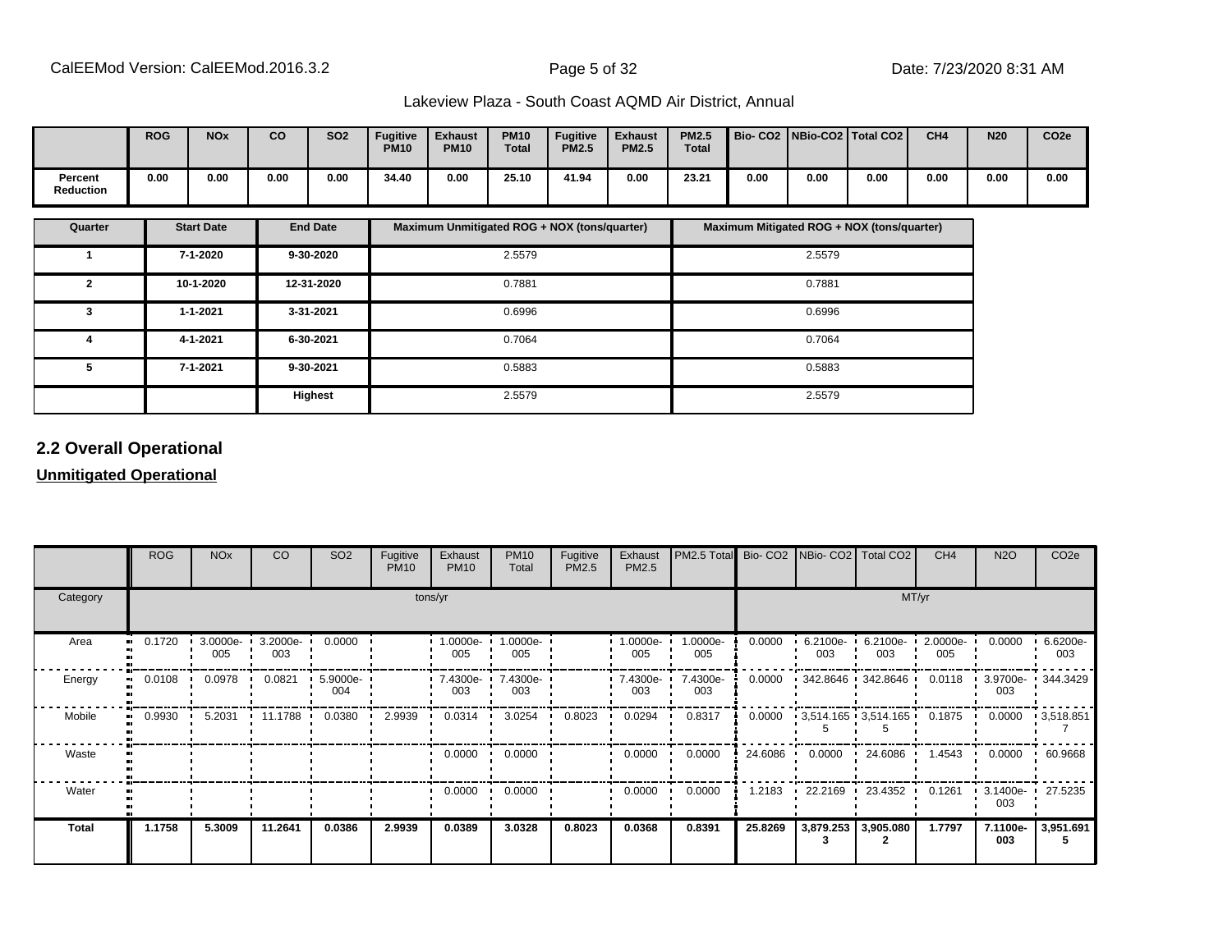|  | ROG | NOx | CO | SO2 | Fugitive PM10 | Exhaust PM10 | PM10 Total | Fugitive PM2.5 | Exhaust PM2.5 | PM2.5 Total | Bio- CO2 | NBio-CO2 | Total CO2 | CH4 | N20 | CO2e |
|---|---|---|---|---|---|---|---|---|---|---|---|---|---|---|---|---|
| **Percent Reduction** | **0.00** | **0.00** | **0.00** | **0.00** | **34.40** | **0.00** | **25.10** | **41.94** | **0.00** | **23.21** | **0.00** | **0.00** | **0.00** | **0.00** | **0.00** | **0.00** |

| Quarter | Start Date | End Date | Maximum Unmitigated ROG + NOX (tons/quarter) | Maximum Mitigated ROG + NOX (tons/quarter) |
|---|---|---|---|---|
| 1 | 7-1-2020 | 9-30-2020 | 2.5579 | 2.5579 |
| 2 | 10-1-2020 | 12-31-2020 | 0.7881 | 0.7881 |
| 3 | 1-1-2021 | 3-31-2021 | 0.6996 | 0.6996 |
| 4 | 4-1-2021 | 6-30-2021 | 0.7064 | 0.7064 |
| 5 | 7-1-2021 | 9-30-2021 | 0.5883 | 0.5883 |
|  |  | **Highest** | 2.5579 | 2.5579 |

## 2.2 Overall Operational

**Unmitigated Operational**

|  | ROG | NOx | CO | SO2 | Fugitive PM10 | Exhaust PM10 | PM10 Total | Fugitive PM2.5 | Exhaust PM2.5 | PM2.5 Total | Bio- CO2 | NBio- CO2 | Total CO2 | CH4 | N2O | CO2e |
|---|---|---|---|---|---|---|---|---|---|---|---|---|---|---|---|---|
| Category | tons/yr | | | | | | | | | | MT/yr | | | | | |
| Area | 0.1720 | 3.0000e-005 | 3.2000e-003 | 0.0000 |  | 1.0000e-005 | 1.0000e-005 |  | 1.0000e-005 | 1.0000e-005 | 0.0000 | 6.2100e-003 | 6.2100e-003 | 2.0000e-005 | 0.0000 | 6.6200e-003 |
| Energy | 0.0108 | 0.0978 | 0.0821 | 5.9000e-004 |  | 7.4300e-003 | 7.4300e-003 |  | 7.4300e-003 | 7.4300e-003 | 0.0000 | 342.8646 | 342.8646 | 0.0118 | 3.9700e-003 | 344.3429 |
| Mobile | 0.9930 | 5.2031 | 11.1788 | 0.0380 | 2.9939 | 0.0314 | 3.0254 | 0.8023 | 0.0294 | 0.8317 | 0.0000 | 3,514.1655 | 3,514.1655 | 0.1875 | 0.0000 | 3,518.8517 |
| Waste |  |  |  |  |  | 0.0000 | 0.0000 |  | 0.0000 | 0.0000 | 24.6086 | 0.0000 | 24.6086 | 1.4543 | 0.0000 | 60.9668 |
| Water |  |  |  |  |  | 0.0000 | 0.0000 |  | 0.0000 | 0.0000 | 1.2183 | 22.2169 | 23.4352 | 0.1261 | 3.1400e-003 | 27.5235 |
| **Total** | **1.1758** | **5.3009** | **11.2641** | **0.0386** | **2.9939** | **0.0389** | **3.0328** | **0.8023** | **0.0368** | **0.8391** | **25.8269** | **3,879.2533** | **3,905.0802** | **1.7797** | **7.1100e-003** | **3,951.6915** |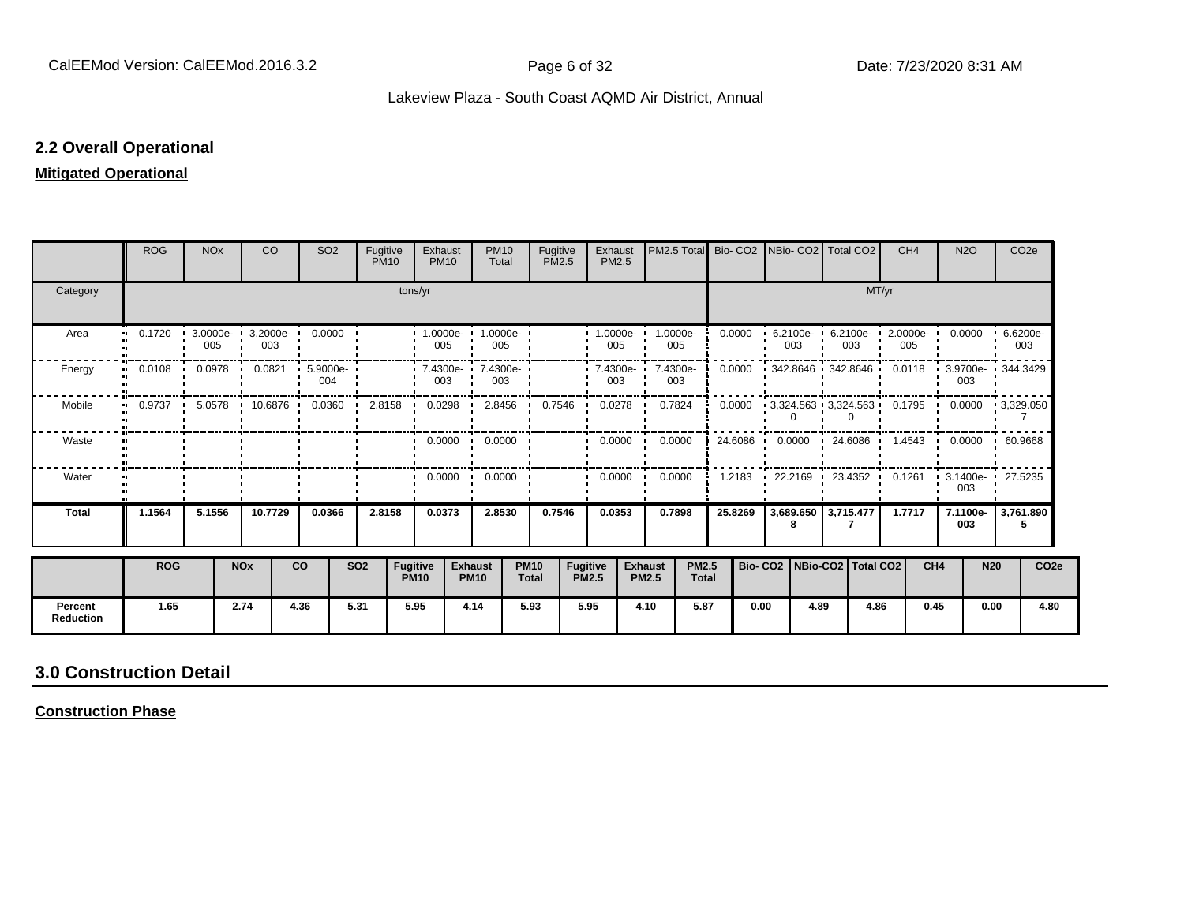## 2.2 Overall Operational

**Mitigated Operational**

| | ROG | NOx | CO | SO2 | Fugitive PM10 | Exhaust PM10 | PM10 Total | Fugitive PM2.5 | Exhaust PM2.5 | PM2.5 Total | Bio- CO2 | NBio- CO2 | Total CO2 | CH4 | N2O | CO2e |
|---|---|---|---|---|---|---|---|---|---|---|---|---|---|---|---|---|
| Category | tons/yr | | | | | | | | | | MT/yr | | | | | |
| Area | 0.1720 | 3.0000e-005 | 3.2000e-003 | 0.0000 | | 1.0000e-005 | 1.0000e-005 | | 1.0000e-005 | 1.0000e-005 | 0.0000 | 6.2100e-003 | 6.2100e-003 | 2.0000e-005 | 0.0000 | 6.6200e-003 |
| Energy | 0.0108 | 0.0978 | 0.0821 | 5.9000e-004 | | 7.4300e-003 | 7.4300e-003 | | 7.4300e-003 | 7.4300e-003 | 0.0000 | 342.8646 | 342.8646 | 0.0118 | 3.9700e-003 | 344.3429 |
| Mobile | 0.9737 | 5.0578 | 10.6876 | 0.0360 | 2.8158 | 0.0298 | 2.8456 | 0.7546 | 0.0278 | 0.7824 | 0.0000 | 3,324.5630 | 3,324.5630 | 0.1795 | 0.0000 | 3,329.0507 |
| Waste | | | | | | 0.0000 | 0.0000 | | 0.0000 | 0.0000 | 24.6086 | 0.0000 | 24.6086 | 1.4543 | 0.0000 | 60.9668 |
| Water | | | | | | 0.0000 | 0.0000 | | 0.0000 | 0.0000 | 1.2183 | 22.2169 | 23.4352 | 0.1261 | 3.1400e-003 | 27.5235 |
| **Total** | **1.1564** | **5.1556** | **10.7729** | **0.0366** | **2.8158** | **0.0373** | **2.8530** | **0.7546** | **0.0353** | **0.7898** | **25.8269** | **3,689.6508** | **3,715.4777** | **1.7717** | **7.1100e-003** | **3,761.8905** |

| | ROG | NOx | CO | SO2 | Fugitive PM10 | Exhaust PM10 | PM10 Total | Fugitive PM2.5 | Exhaust PM2.5 | PM2.5 Total | Bio- CO2 | NBio-CO2 | Total CO2 | CH4 | N20 | CO2e |
|---|---|---|---|---|---|---|---|---|---|---|---|---|---|---|---|---|
| **Percent Reduction** | 1.65 | 2.74 | 4.36 | 5.31 | 5.95 | 4.14 | 5.93 | 5.95 | 4.10 | 5.87 | 0.00 | 4.89 | 4.86 | 0.45 | 0.00 | 4.80 |

# 3.0 Construction Detail

**Construction Phase**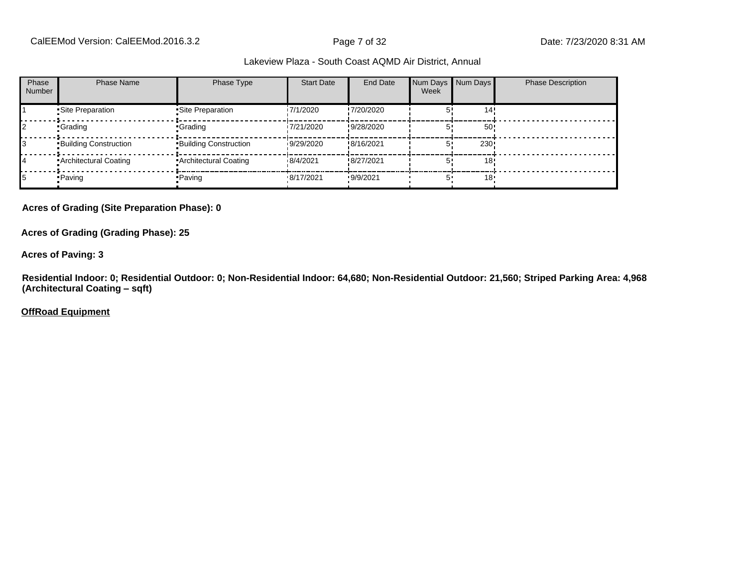Lakeview Plaza - South Coast AQMD Air District, Annual

| Phase Number | Phase Name | Phase Type | Start Date | End Date | Num Days Week | Num Days | Phase Description |
|---|---|---|---|---|---|---|---|
| 1 | Site Preparation | Site Preparation | 7/1/2020 | 7/20/2020 | 5 | 14 | |
| 2 | Grading | Grading | 7/21/2020 | 9/28/2020 | 5 | 50 | |
| 3 | Building Construction | Building Construction | 9/29/2020 | 8/16/2021 | 5 | 230 | |
| 4 | Architectural Coating | Architectural Coating | 8/4/2021 | 8/27/2021 | 5 | 18 | |
| 5 | Paving | Paving | 8/17/2021 | 9/9/2021 | 5 | 18 | |

**Acres of Grading (Site Preparation Phase): 0**

**Acres of Grading (Grading Phase): 25**

**Acres of Paving: 3**

**Residential Indoor: 0; Residential Outdoor: 0; Non-Residential Indoor: 64,680; Non-Residential Outdoor: 21,560; Striped Parking Area: 4,968 (Architectural Coating – sqft)**

**OffRoad Equipment**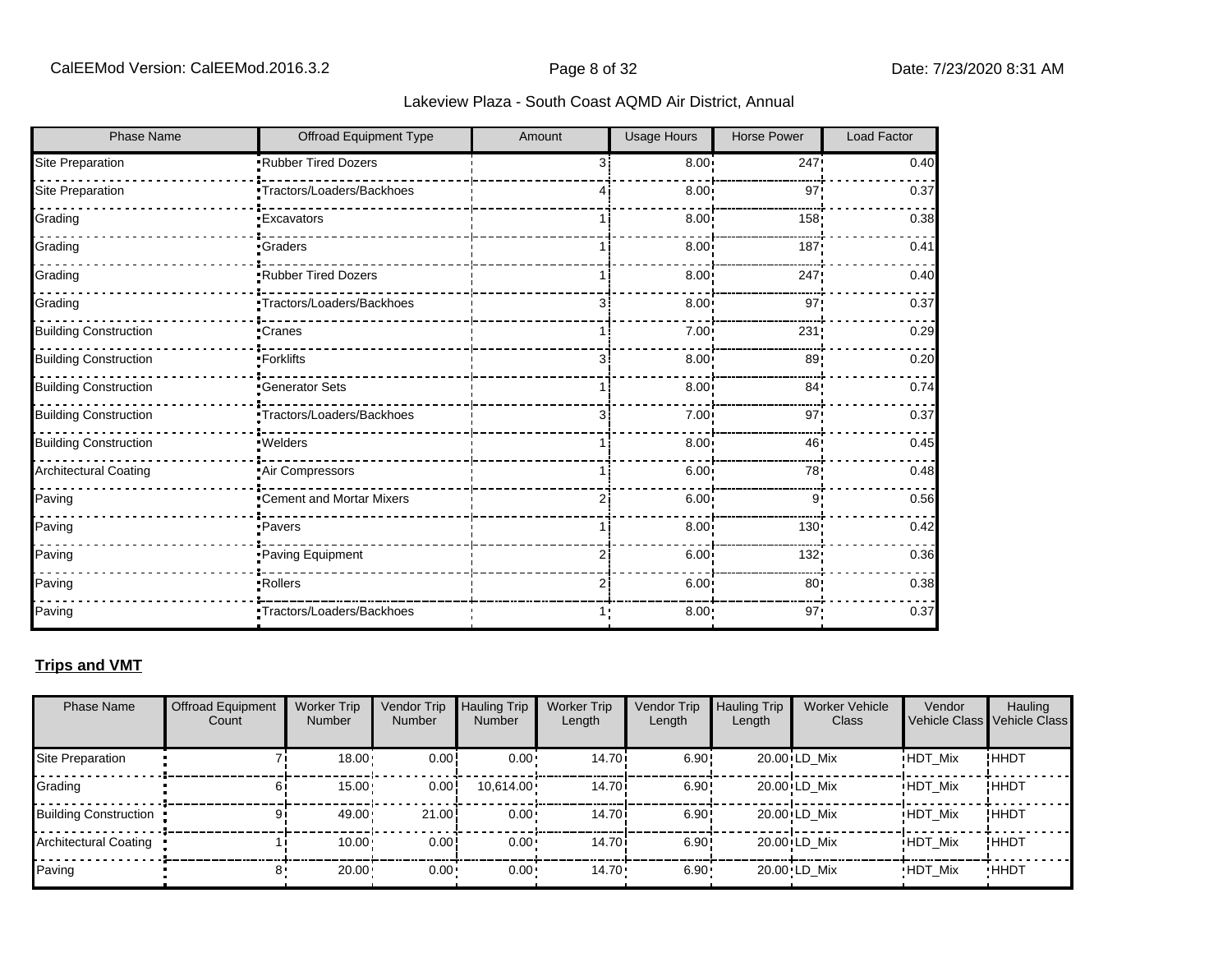| Phase Name | Offroad Equipment Type | Amount | Usage Hours | Horse Power | Load Factor |
|---|---|---|---|---|---|
| Site Preparation | Rubber Tired Dozers | 3 | 8.00 | 247 | 0.40 |
| Site Preparation | Tractors/Loaders/Backhoes | 4 | 8.00 | 97 | 0.37 |
| Grading | Excavators | 1 | 8.00 | 158 | 0.38 |
| Grading | Graders | 1 | 8.00 | 187 | 0.41 |
| Grading | Rubber Tired Dozers | 1 | 8.00 | 247 | 0.40 |
| Grading | Tractors/Loaders/Backhoes | 3 | 8.00 | 97 | 0.37 |
| Building Construction | Cranes | 1 | 7.00 | 231 | 0.29 |
| Building Construction | Forklifts | 3 | 8.00 | 89 | 0.20 |
| Building Construction | Generator Sets | 1 | 8.00 | 84 | 0.74 |
| Building Construction | Tractors/Loaders/Backhoes | 3 | 7.00 | 97 | 0.37 |
| Building Construction | Welders | 1 | 8.00 | 46 | 0.45 |
| Architectural Coating | Air Compressors | 1 | 6.00 | 78 | 0.48 |
| Paving | Cement and Mortar Mixers | 2 | 6.00 | 9 | 0.56 |
| Paving | Pavers | 1 | 8.00 | 130 | 0.42 |
| Paving | Paving Equipment | 2 | 6.00 | 132 | 0.36 |
| Paving | Rollers | 2 | 6.00 | 80 | 0.38 |
| Paving | Tractors/Loaders/Backhoes | 1 | 8.00 | 97 | 0.37 |

**Trips and VMT**

| Phase Name | Offroad Equipment Count | Worker Trip Number | Vendor Trip Number | Hauling Trip Number | Worker Trip Length | Vendor Trip Length | Hauling Trip Length | Worker Vehicle Class | Vendor Vehicle Class | Hauling Vehicle Class |
|---|---|---|---|---|---|---|---|---|---|---|
| Site Preparation | 7 | 18.00 | 0.00 | 0.00 | 14.70 | 6.90 | 20.00 | LD_Mix | HDT_Mix | HHDT |
| Grading | 6 | 15.00 | 0.00 | 10,614.00 | 14.70 | 6.90 | 20.00 | LD_Mix | HDT_Mix | HHDT |
| Building Construction | 9 | 49.00 | 21.00 | 0.00 | 14.70 | 6.90 | 20.00 | LD_Mix | HDT_Mix | HHDT |
| Architectural Coating | 1 | 10.00 | 0.00 | 0.00 | 14.70 | 6.90 | 20.00 | LD_Mix | HDT_Mix | HHDT |
| Paving | 8 | 20.00 | 0.00 | 0.00 | 14.70 | 6.90 | 20.00 | LD_Mix | HDT_Mix | HHDT |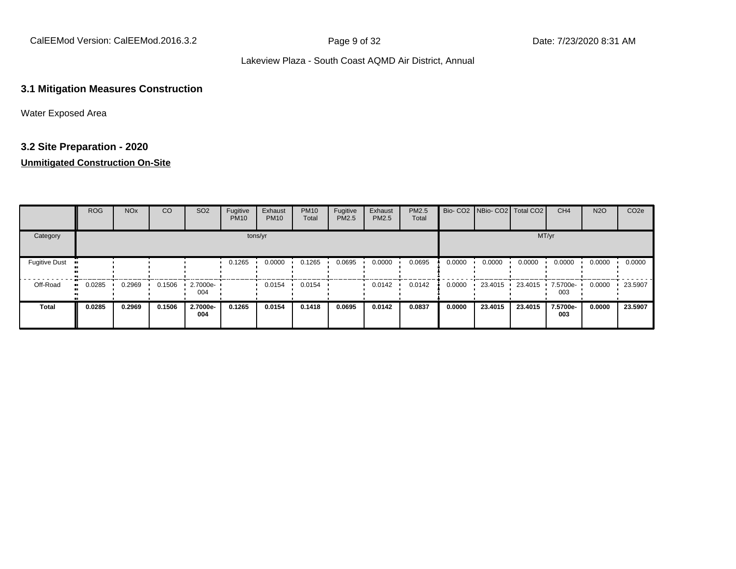### 3.1 Mitigation Measures Construction

Water Exposed Area

### 3.2 Site Preparation - 2020

**Unmitigated Construction On-Site**

| | ROG | NOx | CO | SO2 | Fugitive PM10 | Exhaust PM10 | PM10 Total | Fugitive PM2.5 | Exhaust PM2.5 | PM2.5 Total | Bio- CO2 | NBio- CO2 | Total CO2 | CH4 | N2O | CO2e |
|---|---|---|---|---|---|---|---|---|---|---|---|---|---|---|---|---|
| Category | tons/yr | | | | | | | | | | MT/yr | | | | | |
| Fugitive Dust | | | | | 0.1265 | 0.0000 | 0.1265 | 0.0695 | 0.0000 | 0.0695 | 0.0000 | 0.0000 | 0.0000 | 0.0000 | 0.0000 | 0.0000 |
| Off-Road | 0.0285 | 0.2969 | 0.1506 | 2.7000e-004 | | 0.0154 | 0.0154 | | 0.0142 | 0.0142 | 0.0000 | 23.4015 | 23.4015 | 7.5700e-003 | 0.0000 | 23.5907 |
| **Total** | **0.0285** | **0.2969** | **0.1506** | **2.7000e-004** | **0.1265** | **0.0154** | **0.1418** | **0.0695** | **0.0142** | **0.0837** | **0.0000** | **23.4015** | **23.4015** | **7.5700e-003** | **0.0000** | **23.5907** |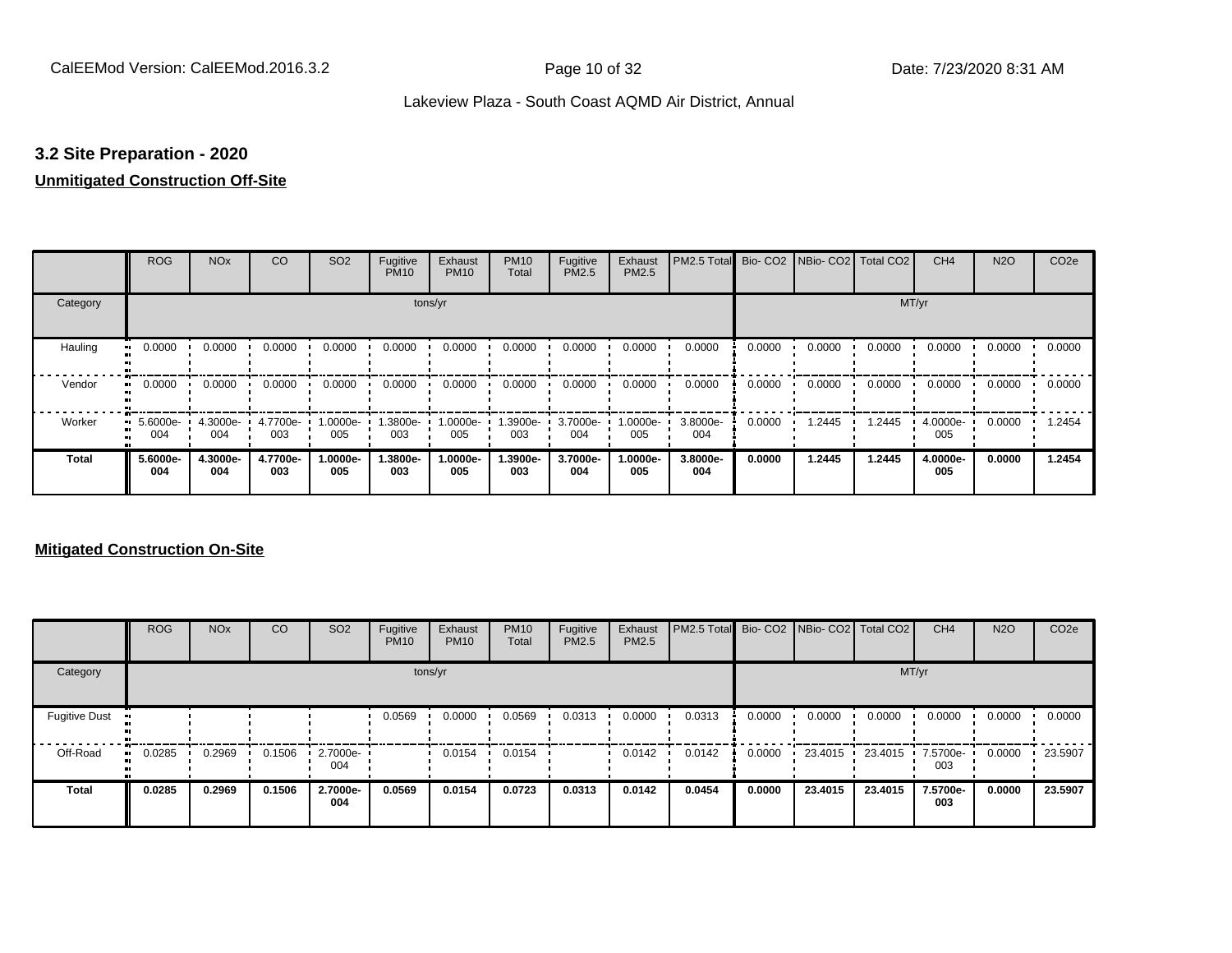### 3.2 Site Preparation - 2020

**Unmitigated Construction Off-Site**

| | ROG | NOx | CO | SO2 | Fugitive PM10 | Exhaust PM10 | PM10 Total | Fugitive PM2.5 | Exhaust PM2.5 | PM2.5 Total | Bio- CO2 | NBio- CO2 | Total CO2 | CH4 | N2O | CO2e |
|---|---|---|---|---|---|---|---|---|---|---|---|---|---|---|---|---|
| Category | tons/yr | | | | | | | | | | MT/yr | | | | | |
| Hauling | 0.0000 | 0.0000 | 0.0000 | 0.0000 | 0.0000 | 0.0000 | 0.0000 | 0.0000 | 0.0000 | 0.0000 | 0.0000 | 0.0000 | 0.0000 | 0.0000 | 0.0000 | 0.0000 |
| Vendor | 0.0000 | 0.0000 | 0.0000 | 0.0000 | 0.0000 | 0.0000 | 0.0000 | 0.0000 | 0.0000 | 0.0000 | 0.0000 | 0.0000 | 0.0000 | 0.0000 | 0.0000 | 0.0000 |
| Worker | 5.6000e-004 | 4.3000e-004 | 4.7700e-003 | 1.0000e-005 | 1.3800e-003 | 1.0000e-005 | 1.3900e-003 | 3.7000e-004 | 1.0000e-005 | 3.8000e-004 | 0.0000 | 1.2445 | 1.2445 | 4.0000e-005 | 0.0000 | 1.2454 |
| **Total** | **5.6000e-004** | **4.3000e-004** | **4.7700e-003** | **1.0000e-005** | **1.3800e-003** | **1.0000e-005** | **1.3900e-003** | **3.7000e-004** | **1.0000e-005** | **3.8000e-004** | **0.0000** | **1.2445** | **1.2445** | **4.0000e-005** | **0.0000** | **1.2454** |

**Mitigated Construction On-Site**

| | ROG | NOx | CO | SO2 | Fugitive PM10 | Exhaust PM10 | PM10 Total | Fugitive PM2.5 | Exhaust PM2.5 | PM2.5 Total | Bio- CO2 | NBio- CO2 | Total CO2 | CH4 | N2O | CO2e |
|---|---|---|---|---|---|---|---|---|---|---|---|---|---|---|---|---|
| Category | tons/yr | | | | | | | | | | MT/yr | | | | | |
| Fugitive Dust | | | | | 0.0569 | 0.0000 | 0.0569 | 0.0313 | 0.0000 | 0.0313 | 0.0000 | 0.0000 | 0.0000 | 0.0000 | 0.0000 | 0.0000 |
| Off-Road | 0.0285 | 0.2969 | 0.1506 | 2.7000e-004 | | 0.0154 | 0.0154 | | 0.0142 | 0.0142 | 0.0000 | 23.4015 | 23.4015 | 7.5700e-003 | 0.0000 | 23.5907 |
| **Total** | **0.0285** | **0.2969** | **0.1506** | **2.7000e-004** | **0.0569** | **0.0154** | **0.0723** | **0.0313** | **0.0142** | **0.0454** | **0.0000** | **23.4015** | **23.4015** | **7.5700e-003** | **0.0000** | **23.5907** |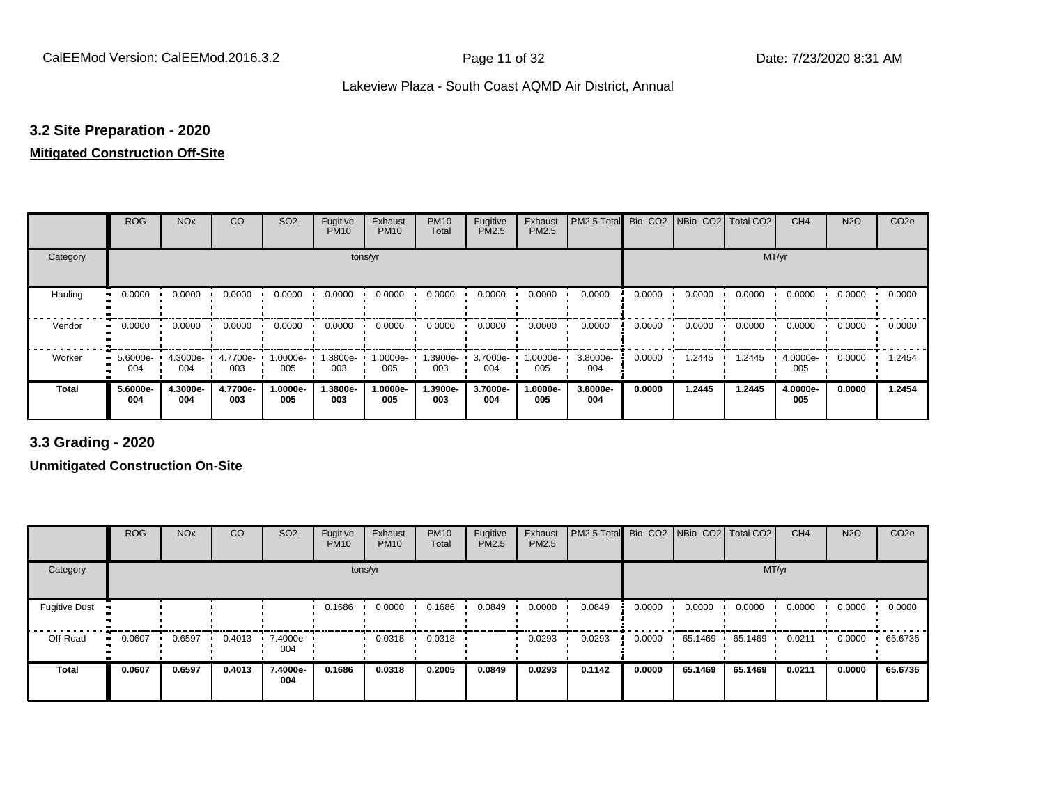### 3.2 Site Preparation - 2020

**Mitigated Construction Off-Site**

| | ROG | NOx | CO | SO2 | Fugitive PM10 | Exhaust PM10 | PM10 Total | Fugitive PM2.5 | Exhaust PM2.5 | PM2.5 Total | Bio- CO2 | NBio- CO2 | Total CO2 | CH4 | N2O | CO2e |
|---|---|---|---|---|---|---|---|---|---|---|---|---|---|---|---|---|
| Category | tons/yr | | | | | | | | | | MT/yr | | | | | |
| Hauling | 0.0000 | 0.0000 | 0.0000 | 0.0000 | 0.0000 | 0.0000 | 0.0000 | 0.0000 | 0.0000 | 0.0000 | 0.0000 | 0.0000 | 0.0000 | 0.0000 | 0.0000 | 0.0000 |
| Vendor | 0.0000 | 0.0000 | 0.0000 | 0.0000 | 0.0000 | 0.0000 | 0.0000 | 0.0000 | 0.0000 | 0.0000 | 0.0000 | 0.0000 | 0.0000 | 0.0000 | 0.0000 | 0.0000 |
| Worker | 5.6000e-004 | 4.3000e-004 | 4.7700e-003 | 1.0000e-005 | 1.3800e-003 | 1.0000e-005 | 1.3900e-003 | 3.7000e-004 | 1.0000e-005 | 3.8000e-004 | 0.0000 | 1.2445 | 1.2445 | 4.0000e-005 | 0.0000 | 1.2454 |
| **Total** | **5.6000e-004** | **4.3000e-004** | **4.7700e-003** | **1.0000e-005** | **1.3800e-003** | **1.0000e-005** | **1.3900e-003** | **3.7000e-004** | **1.0000e-005** | **3.8000e-004** | **0.0000** | **1.2445** | **1.2445** | **4.0000e-005** | **0.0000** | **1.2454** |

### 3.3 Grading - 2020

**Unmitigated Construction On-Site**

| | ROG | NOx | CO | SO2 | Fugitive PM10 | Exhaust PM10 | PM10 Total | Fugitive PM2.5 | Exhaust PM2.5 | PM2.5 Total | Bio- CO2 | NBio- CO2 | Total CO2 | CH4 | N2O | CO2e |
|---|---|---|---|---|---|---|---|---|---|---|---|---|---|---|---|---|
| Category | tons/yr | | | | | | | | | | MT/yr | | | | | |
| Fugitive Dust | | | | | 0.1686 | 0.0000 | 0.1686 | 0.0849 | 0.0000 | 0.0849 | 0.0000 | 0.0000 | 0.0000 | 0.0000 | 0.0000 | 0.0000 |
| Off-Road | 0.0607 | 0.6597 | 0.4013 | 7.4000e-004 | | 0.0318 | 0.0318 | | 0.0293 | 0.0293 | 0.0000 | 65.1469 | 65.1469 | 0.0211 | 0.0000 | 65.6736 |
| **Total** | **0.0607** | **0.6597** | **0.4013** | **7.4000e-004** | **0.1686** | **0.0318** | **0.2005** | **0.0849** | **0.0293** | **0.1142** | **0.0000** | **65.1469** | **65.1469** | **0.0211** | **0.0000** | **65.6736** |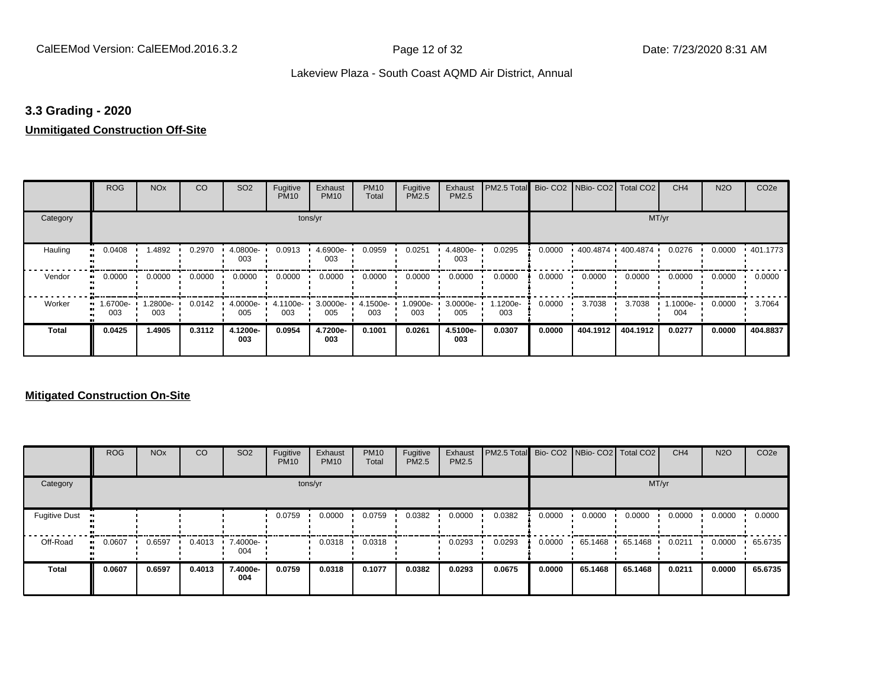## 3.3 Grading - 2020

**Unmitigated Construction Off-Site**

| | ROG | NOx | CO | SO2 | Fugitive PM10 | Exhaust PM10 | PM10 Total | Fugitive PM2.5 | Exhaust PM2.5 | PM2.5 Total | Bio- CO2 | NBio- CO2 | Total CO2 | CH4 | N2O | CO2e |
|---|---|---|---|---|---|---|---|---|---|---|---|---|---|---|---|---|
| Category | tons/yr | | | | | | | | | | MT/yr | | | | | |
| Hauling | 0.0408 | 1.4892 | 0.2970 | 4.0800e-003 | 0.0913 | 4.6900e-003 | 0.0959 | 0.0251 | 4.4800e-003 | 0.0295 | 0.0000 | 400.4874 | 400.4874 | 0.0276 | 0.0000 | 401.1773 |
| Vendor | 0.0000 | 0.0000 | 0.0000 | 0.0000 | 0.0000 | 0.0000 | 0.0000 | 0.0000 | 0.0000 | 0.0000 | 0.0000 | 0.0000 | 0.0000 | 0.0000 | 0.0000 | 0.0000 |
| Worker | 1.6700e-003 | 1.2800e-003 | 0.0142 | 4.0000e-005 | 4.1100e-003 | 3.0000e-005 | 4.1500e-003 | 1.0900e-003 | 3.0000e-005 | 1.1200e-003 | 0.0000 | 3.7038 | 3.7038 | 1.1000e-004 | 0.0000 | 3.7064 |
| **Total** | **0.0425** | **1.4905** | **0.3112** | **4.1200e-003** | **0.0954** | **4.7200e-003** | **0.1001** | **0.0261** | **4.5100e-003** | **0.0307** | **0.0000** | **404.1912** | **404.1912** | **0.0277** | **0.0000** | **404.8837** |

**Mitigated Construction On-Site**

| | ROG | NOx | CO | SO2 | Fugitive PM10 | Exhaust PM10 | PM10 Total | Fugitive PM2.5 | Exhaust PM2.5 | PM2.5 Total | Bio- CO2 | NBio- CO2 | Total CO2 | CH4 | N2O | CO2e |
|---|---|---|---|---|---|---|---|---|---|---|---|---|---|---|---|---|
| Category | tons/yr | | | | | | | | | | MT/yr | | | | | |
| Fugitive Dust | | | | | 0.0759 | 0.0000 | 0.0759 | 0.0382 | 0.0000 | 0.0382 | 0.0000 | 0.0000 | 0.0000 | 0.0000 | 0.0000 | 0.0000 |
| Off-Road | 0.0607 | 0.6597 | 0.4013 | 7.4000e-004 | | 0.0318 | 0.0318 | | 0.0293 | 0.0293 | 0.0000 | 65.1468 | 65.1468 | 0.0211 | 0.0000 | 65.6735 |
| **Total** | **0.0607** | **0.6597** | **0.4013** | **7.4000e-004** | **0.0759** | **0.0318** | **0.1077** | **0.0382** | **0.0293** | **0.0675** | **0.0000** | **65.1468** | **65.1468** | **0.0211** | **0.0000** | **65.6735** |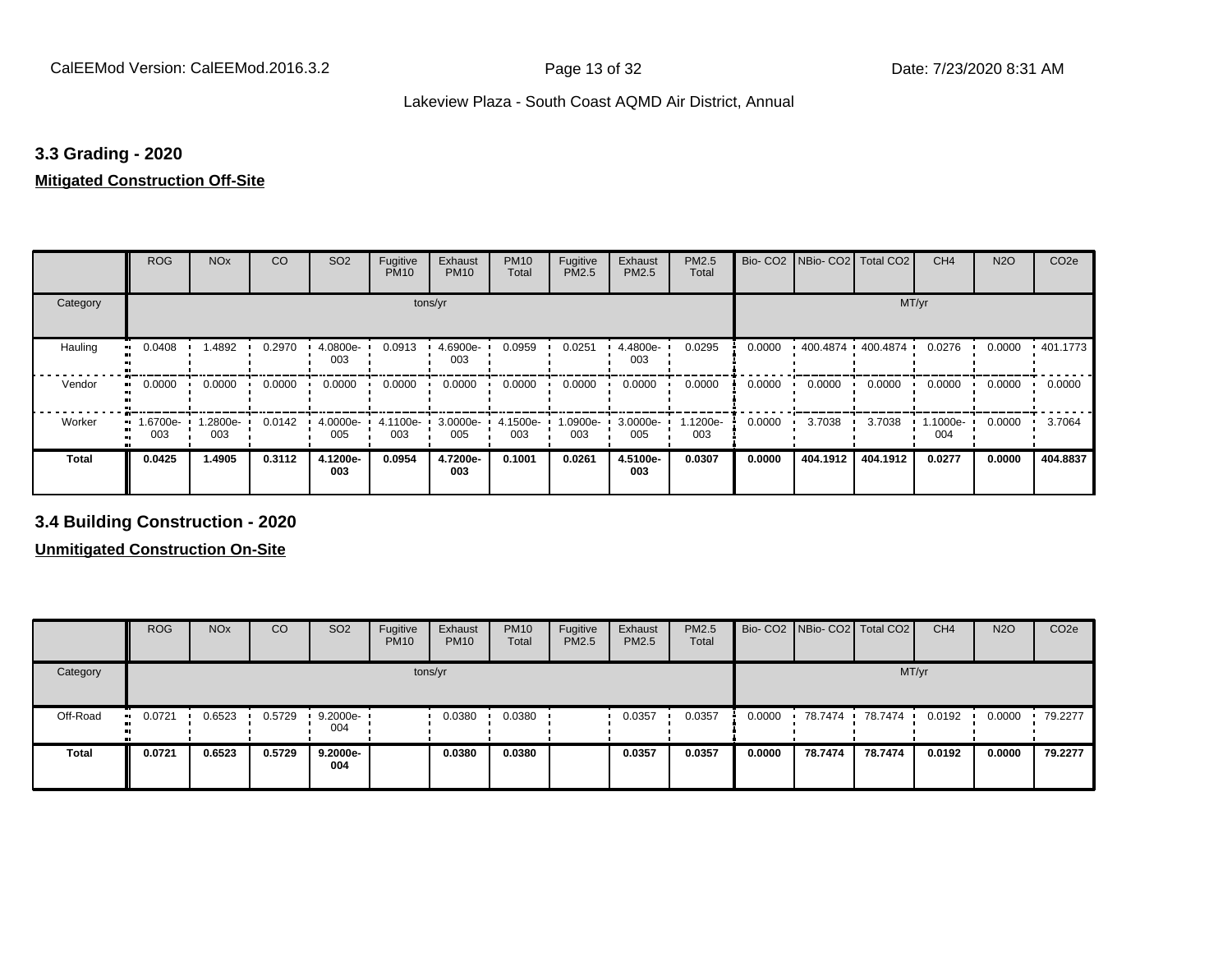## 3.3 Grading - 2020

**Mitigated Construction Off-Site**

| | ROG | NOx | CO | SO2 | Fugitive PM10 | Exhaust PM10 | PM10 Total | Fugitive PM2.5 | Exhaust PM2.5 | PM2.5 Total | Bio- CO2 | NBio- CO2 | Total CO2 | CH4 | N2O | CO2e |
|---|---|---|---|---|---|---|---|---|---|---|---|---|---|---|---|---|
| Category | tons/yr | | | | | | | | | | MT/yr | | | | | |
| Hauling | 0.0408 | 1.4892 | 0.2970 | 4.0800e-003 | 0.0913 | 4.6900e-003 | 0.0959 | 0.0251 | 4.4800e-003 | 0.0295 | 0.0000 | 400.4874 | 400.4874 | 0.0276 | 0.0000 | 401.1773 |
| Vendor | 0.0000 | 0.0000 | 0.0000 | 0.0000 | 0.0000 | 0.0000 | 0.0000 | 0.0000 | 0.0000 | 0.0000 | 0.0000 | 0.0000 | 0.0000 | 0.0000 | 0.0000 | 0.0000 |
| Worker | 1.6700e-003 | 1.2800e-003 | 0.0142 | 4.0000e-005 | 4.1100e-003 | 3.0000e-005 | 4.1500e-003 | 1.0900e-003 | 3.0000e-005 | 1.1200e-003 | 0.0000 | 3.7038 | 3.7038 | 1.1000e-004 | 0.0000 | 3.7064 |
| **Total** | **0.0425** | **1.4905** | **0.3112** | **4.1200e-003** | **0.0954** | **4.7200e-003** | **0.1001** | **0.0261** | **4.5100e-003** | **0.0307** | **0.0000** | **404.1912** | **404.1912** | **0.0277** | **0.0000** | **404.8837** |

## 3.4 Building Construction - 2020

**Unmitigated Construction On-Site**

| | ROG | NOx | CO | SO2 | Fugitive PM10 | Exhaust PM10 | PM10 Total | Fugitive PM2.5 | Exhaust PM2.5 | PM2.5 Total | Bio- CO2 | NBio- CO2 | Total CO2 | CH4 | N2O | CO2e |
|---|---|---|---|---|---|---|---|---|---|---|---|---|---|---|---|---|
| Category | tons/yr | | | | | | | | | | MT/yr | | | | | |
| Off-Road | 0.0721 | 0.6523 | 0.5729 | 9.2000e-004 | | 0.0380 | 0.0380 | | 0.0357 | 0.0357 | 0.0000 | 78.7474 | 78.7474 | 0.0192 | 0.0000 | 79.2277 |
| **Total** | **0.0721** | **0.6523** | **0.5729** | **9.2000e-004** | | **0.0380** | **0.0380** | | **0.0357** | **0.0357** | **0.0000** | **78.7474** | **78.7474** | **0.0192** | **0.0000** | **79.2277** |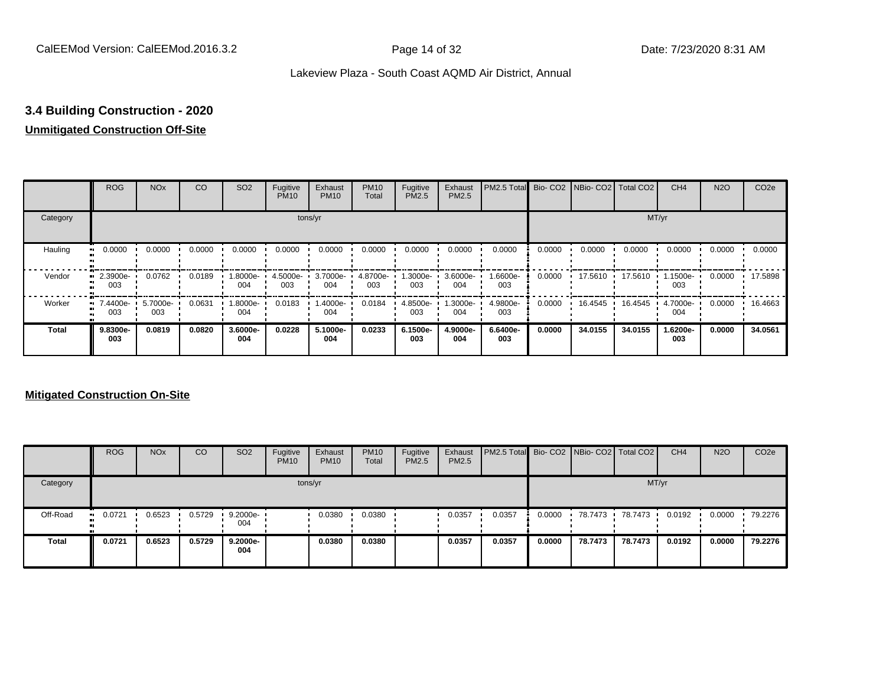### 3.4 Building Construction - 2020

**Unmitigated Construction Off-Site**

| | ROG | NOx | CO | SO2 | Fugitive PM10 | Exhaust PM10 | PM10 Total | Fugitive PM2.5 | Exhaust PM2.5 | PM2.5 Total | Bio- CO2 | NBio- CO2 | Total CO2 | CH4 | N2O | CO2e |
|---|---|---|---|---|---|---|---|---|---|---|---|---|---|---|---|---|
| Category | tons/yr | | | | | | | | | | MT/yr | | | | | |
| Hauling | 0.0000 | 0.0000 | 0.0000 | 0.0000 | 0.0000 | 0.0000 | 0.0000 | 0.0000 | 0.0000 | 0.0000 | 0.0000 | 0.0000 | 0.0000 | 0.0000 | 0.0000 | 0.0000 |
| Vendor | 2.3900e-003 | 0.0762 | 0.0189 | 1.8000e-004 | 4.5000e-003 | 3.7000e-004 | 4.8700e-003 | 1.3000e-003 | 3.6000e-004 | 1.6600e-003 | 0.0000 | 17.5610 | 17.5610 | 1.1500e-003 | 0.0000 | 17.5898 |
| Worker | 7.4400e-003 | 5.7000e-003 | 0.0631 | 1.8000e-004 | 0.0183 | 1.4000e-004 | 0.0184 | 4.8500e-003 | 1.3000e-004 | 4.9800e-003 | 0.0000 | 16.4545 | 16.4545 | 4.7000e-004 | 0.0000 | 16.4663 |
| **Total** | **9.8300e-003** | **0.0819** | **0.0820** | **3.6000e-004** | **0.0228** | **5.1000e-004** | **0.0233** | **6.1500e-003** | **4.9000e-004** | **6.6400e-003** | **0.0000** | **34.0155** | **34.0155** | **1.6200e-003** | **0.0000** | **34.0561** |

**Mitigated Construction On-Site**

| | ROG | NOx | CO | SO2 | Fugitive PM10 | Exhaust PM10 | PM10 Total | Fugitive PM2.5 | Exhaust PM2.5 | PM2.5 Total | Bio- CO2 | NBio- CO2 | Total CO2 | CH4 | N2O | CO2e |
|---|---|---|---|---|---|---|---|---|---|---|---|---|---|---|---|---|
| Category | tons/yr | | | | | | | | | | MT/yr | | | | | |
| Off-Road | 0.0721 | 0.6523 | 0.5729 | 9.2000e-004 | | 0.0380 | 0.0380 | | 0.0357 | 0.0357 | 0.0000 | 78.7473 | 78.7473 | 0.0192 | 0.0000 | 79.2276 |
| **Total** | **0.0721** | **0.6523** | **0.5729** | **9.2000e-004** | | **0.0380** | **0.0380** | | **0.0357** | **0.0357** | **0.0000** | **78.7473** | **78.7473** | **0.0192** | **0.0000** | **79.2276** |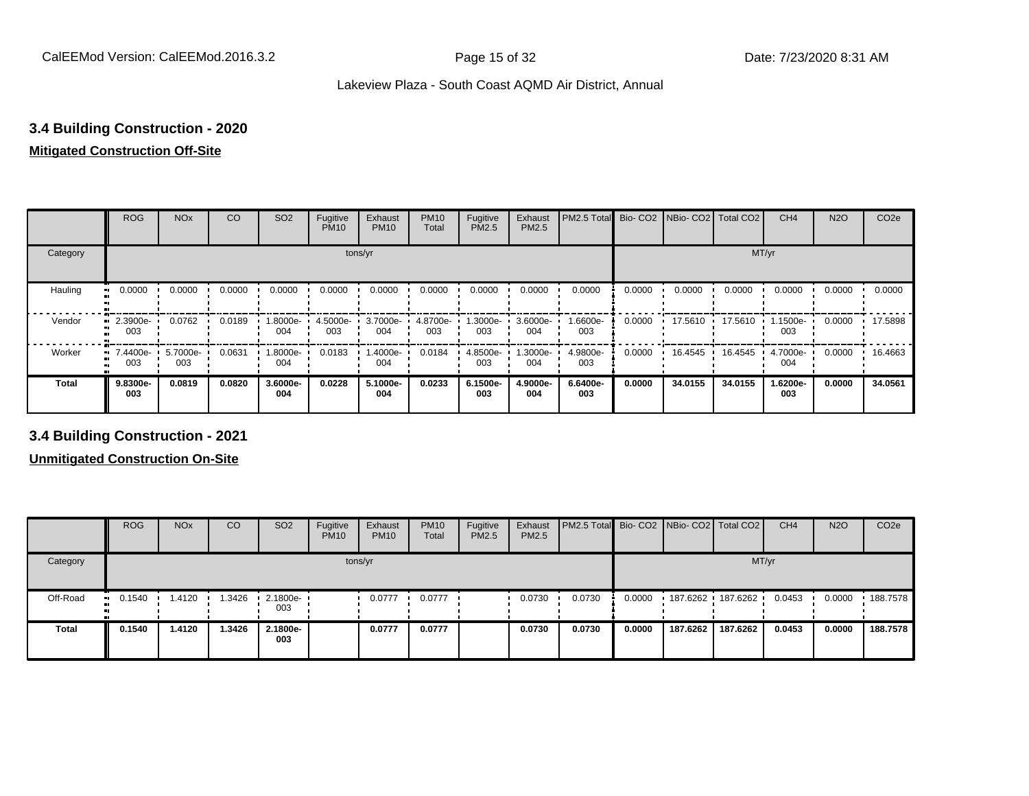## 3.4 Building Construction - 2020

**Mitigated Construction Off-Site**

| | ROG | NOx | CO | SO2 | Fugitive PM10 | Exhaust PM10 | PM10 Total | Fugitive PM2.5 | Exhaust PM2.5 | PM2.5 Total | Bio- CO2 | NBio- CO2 | Total CO2 | CH4 | N2O | CO2e |
|---|---|---|---|---|---|---|---|---|---|---|---|---|---|---|---|---|
| Category | tons/yr | | | | | | | | | | MT/yr | | | | | |
| Hauling | 0.0000 | 0.0000 | 0.0000 | 0.0000 | 0.0000 | 0.0000 | 0.0000 | 0.0000 | 0.0000 | 0.0000 | 0.0000 | 0.0000 | 0.0000 | 0.0000 | 0.0000 | 0.0000 |
| Vendor | 2.3900e-003 | 0.0762 | 0.0189 | 1.8000e-004 | 4.5000e-003 | 3.7000e-004 | 4.8700e-003 | 1.3000e-003 | 3.6000e-004 | 1.6600e-003 | 0.0000 | 17.5610 | 17.5610 | 1.1500e-003 | 0.0000 | 17.5898 |
| Worker | 7.4400e-003 | 5.7000e-003 | 0.0631 | 1.8000e-004 | 0.0183 | 1.4000e-004 | 0.0184 | 4.8500e-003 | 1.3000e-004 | 4.9800e-003 | 0.0000 | 16.4545 | 16.4545 | 4.7000e-004 | 0.0000 | 16.4663 |
| **Total** | **9.8300e-003** | **0.0819** | **0.0820** | **3.6000e-004** | **0.0228** | **5.1000e-004** | **0.0233** | **6.1500e-003** | **4.9000e-004** | **6.6400e-003** | **0.0000** | **34.0155** | **34.0155** | **1.6200e-003** | **0.0000** | **34.0561** |

## 3.4 Building Construction - 2021

**Unmitigated Construction On-Site**

| | ROG | NOx | CO | SO2 | Fugitive PM10 | Exhaust PM10 | PM10 Total | Fugitive PM2.5 | Exhaust PM2.5 | PM2.5 Total | Bio- CO2 | NBio- CO2 | Total CO2 | CH4 | N2O | CO2e |
|---|---|---|---|---|---|---|---|---|---|---|---|---|---|---|---|---|
| Category | tons/yr | | | | | | | | | | MT/yr | | | | | |
| Off-Road | 0.1540 | 1.4120 | 1.3426 | 2.1800e-003 | | 0.0777 | 0.0777 | | 0.0730 | 0.0730 | 0.0000 | 187.6262 | 187.6262 | 0.0453 | 0.0000 | 188.7578 |
| **Total** | **0.1540** | **1.4120** | **1.3426** | **2.1800e-003** | | **0.0777** | **0.0777** | | **0.0730** | **0.0730** | **0.0000** | **187.6262** | **187.6262** | **0.0453** | **0.0000** | **188.7578** |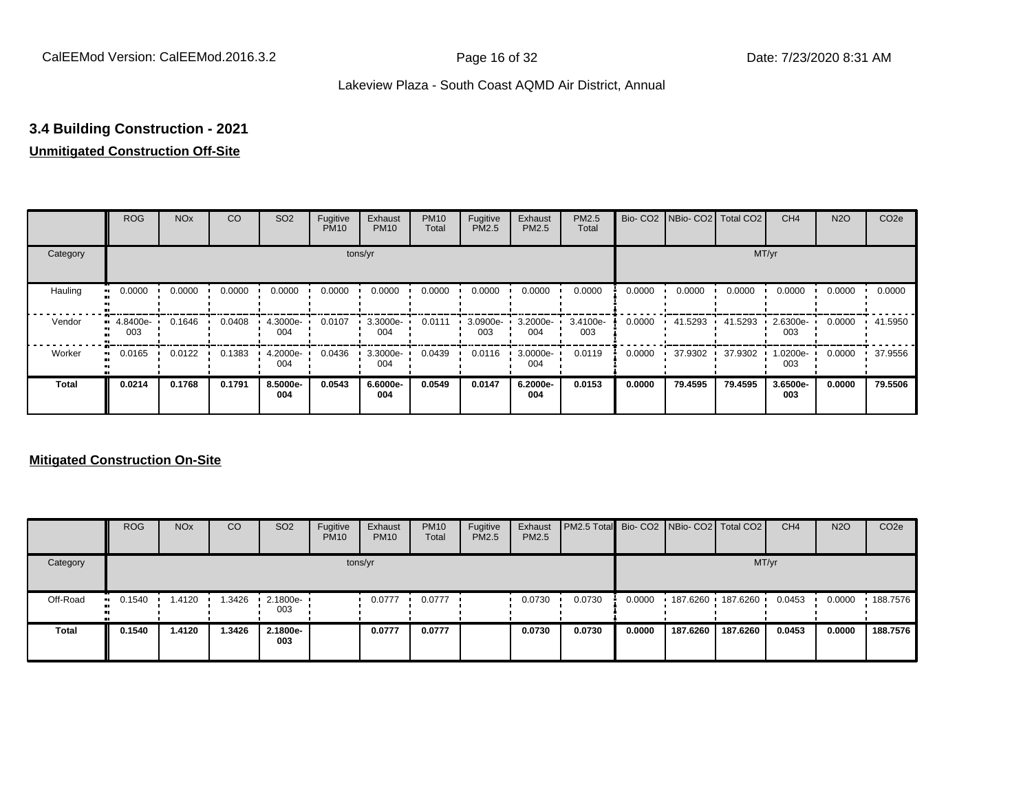## 3.4 Building Construction - 2021

**Unmitigated Construction Off-Site**

| | ROG | NOx | CO | SO2 | Fugitive PM10 | Exhaust PM10 | PM10 Total | Fugitive PM2.5 | Exhaust PM2.5 | PM2.5 Total | Bio- CO2 | NBio- CO2 | Total CO2 | CH4 | N2O | CO2e |
|---|---|---|---|---|---|---|---|---|---|---|---|---|---|---|---|---|
| Category | tons/yr | | | | | | | | | | MT/yr | | | | | |
| Hauling | 0.0000 | 0.0000 | 0.0000 | 0.0000 | 0.0000 | 0.0000 | 0.0000 | 0.0000 | 0.0000 | 0.0000 | 0.0000 | 0.0000 | 0.0000 | 0.0000 | 0.0000 | 0.0000 |
| Vendor | 4.8400e-003 | 0.1646 | 0.0408 | 4.3000e-004 | 0.0107 | 3.3000e-004 | 0.0111 | 3.0900e-003 | 3.2000e-004 | 3.4100e-003 | 0.0000 | 41.5293 | 41.5293 | 2.6300e-003 | 0.0000 | 41.5950 |
| Worker | 0.0165 | 0.0122 | 0.1383 | 4.2000e-004 | 0.0436 | 3.3000e-004 | 0.0439 | 0.0116 | 3.0000e-004 | 0.0119 | 0.0000 | 37.9302 | 37.9302 | 1.0200e-003 | 0.0000 | 37.9556 |
| **Total** | **0.0214** | **0.1768** | **0.1791** | **8.5000e-004** | **0.0543** | **6.6000e-004** | **0.0549** | **0.0147** | **6.2000e-004** | **0.0153** | **0.0000** | **79.4595** | **79.4595** | **3.6500e-003** | **0.0000** | **79.5506** |

**Mitigated Construction On-Site**

| | ROG | NOx | CO | SO2 | Fugitive PM10 | Exhaust PM10 | PM10 Total | Fugitive PM2.5 | Exhaust PM2.5 | PM2.5 Total | Bio- CO2 | NBio- CO2 | Total CO2 | CH4 | N2O | CO2e |
|---|---|---|---|---|---|---|---|---|---|---|---|---|---|---|---|---|
| Category | tons/yr | | | | | | | | | | MT/yr | | | | | |
| Off-Road | 0.1540 | 1.4120 | 1.3426 | 2.1800e-003 | | 0.0777 | 0.0777 | | 0.0730 | 0.0730 | 0.0000 | 187.6260 | 187.6260 | 0.0453 | 0.0000 | 188.7576 |
| **Total** | **0.1540** | **1.4120** | **1.3426** | **2.1800e-003** | | **0.0777** | **0.0777** | | **0.0730** | **0.0730** | **0.0000** | **187.6260** | **187.6260** | **0.0453** | **0.0000** | **188.7576** |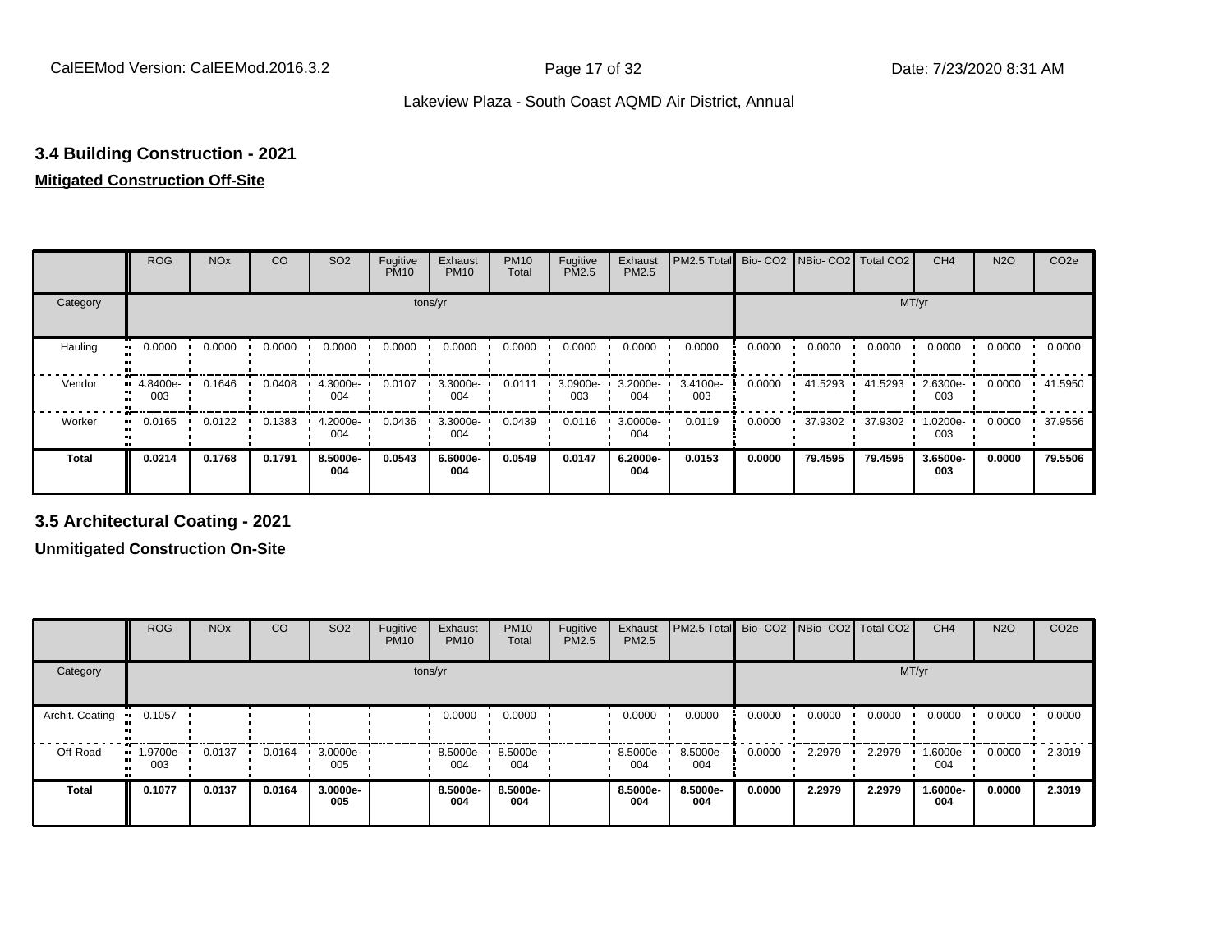### 3.4 Building Construction - 2021

**Mitigated Construction Off-Site**

| | ROG | NOx | CO | SO2 | Fugitive PM10 | Exhaust PM10 | PM10 Total | Fugitive PM2.5 | Exhaust PM2.5 | PM2.5 Total | Bio- CO2 | NBio- CO2 | Total CO2 | CH4 | N2O | CO2e |
|---|---|---|---|---|---|---|---|---|---|---|---|---|---|---|---|---|
| Category | tons/yr | | | | | | | | | | MT/yr | | | | | |
| Hauling | 0.0000 | 0.0000 | 0.0000 | 0.0000 | 0.0000 | 0.0000 | 0.0000 | 0.0000 | 0.0000 | 0.0000 | 0.0000 | 0.0000 | 0.0000 | 0.0000 | 0.0000 | 0.0000 |
| Vendor | 4.8400e-003 | 0.1646 | 0.0408 | 4.3000e-004 | 0.0107 | 3.3000e-004 | 0.0111 | 3.0900e-003 | 3.2000e-004 | 3.4100e-003 | 0.0000 | 41.5293 | 41.5293 | 2.6300e-003 | 0.0000 | 41.5950 |
| Worker | 0.0165 | 0.0122 | 0.1383 | 4.2000e-004 | 0.0436 | 3.3000e-004 | 0.0439 | 0.0116 | 3.0000e-004 | 0.0119 | 0.0000 | 37.9302 | 37.9302 | 1.0200e-003 | 0.0000 | 37.9556 |
| **Total** | **0.0214** | **0.1768** | **0.1791** | **8.5000e-004** | **0.0543** | **6.6000e-004** | **0.0549** | **0.0147** | **6.2000e-004** | **0.0153** | **0.0000** | **79.4595** | **79.4595** | **3.6500e-003** | **0.0000** | **79.5506** |

### 3.5 Architectural Coating - 2021

**Unmitigated Construction On-Site**

| | ROG | NOx | CO | SO2 | Fugitive PM10 | Exhaust PM10 | PM10 Total | Fugitive PM2.5 | Exhaust PM2.5 | PM2.5 Total | Bio- CO2 | NBio- CO2 | Total CO2 | CH4 | N2O | CO2e |
|---|---|---|---|---|---|---|---|---|---|---|---|---|---|---|---|---|
| Category | tons/yr | | | | | | | | | | MT/yr | | | | | |
| Archit. Coating | 0.1057 | | | | | 0.0000 | 0.0000 | | 0.0000 | 0.0000 | 0.0000 | 0.0000 | 0.0000 | 0.0000 | 0.0000 | 0.0000 |
| Off-Road | 1.9700e-003 | 0.0137 | 0.0164 | 3.0000e-005 | | 8.5000e-004 | 8.5000e-004 | | 8.5000e-004 | 8.5000e-004 | 0.0000 | 2.2979 | 2.2979 | 1.6000e-004 | 0.0000 | 2.3019 |
| **Total** | **0.1077** | **0.0137** | **0.0164** | **3.0000e-005** | | **8.5000e-004** | **8.5000e-004** | | **8.5000e-004** | **8.5000e-004** | **0.0000** | **2.2979** | **2.2979** | **1.6000e-004** | **0.0000** | **2.3019** |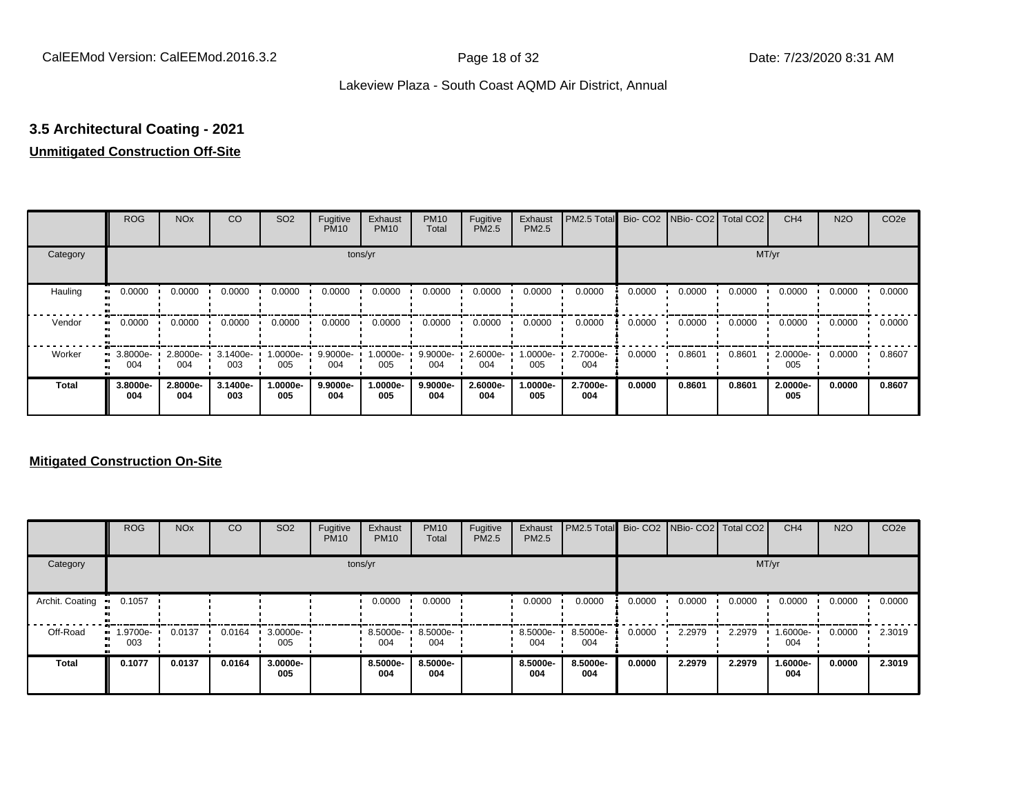### 3.5 Architectural Coating - 2021

**Unmitigated Construction Off-Site**

| | ROG | NOx | CO | SO2 | Fugitive PM10 | Exhaust PM10 | PM10 Total | Fugitive PM2.5 | Exhaust PM2.5 | PM2.5 Total | Bio- CO2 | NBio- CO2 | Total CO2 | CH4 | N2O | CO2e |
|---|---|---|---|---|---|---|---|---|---|---|---|---|---|---|---|---|
| Category | tons/yr | | | | | | | | | | MT/yr | | | | | |
| Hauling | 0.0000 | 0.0000 | 0.0000 | 0.0000 | 0.0000 | 0.0000 | 0.0000 | 0.0000 | 0.0000 | 0.0000 | 0.0000 | 0.0000 | 0.0000 | 0.0000 | 0.0000 | 0.0000 |
| Vendor | 0.0000 | 0.0000 | 0.0000 | 0.0000 | 0.0000 | 0.0000 | 0.0000 | 0.0000 | 0.0000 | 0.0000 | 0.0000 | 0.0000 | 0.0000 | 0.0000 | 0.0000 | 0.0000 |
| Worker | 3.8000e-004 | 2.8000e-004 | 3.1400e-003 | 1.0000e-005 | 9.9000e-004 | 1.0000e-005 | 9.9000e-004 | 2.6000e-004 | 1.0000e-005 | 2.7000e-004 | 0.0000 | 0.8601 | 0.8601 | 2.0000e-005 | 0.0000 | 0.8607 |
| **Total** | **3.8000e-004** | **2.8000e-004** | **3.1400e-003** | **1.0000e-005** | **9.9000e-004** | **1.0000e-005** | **9.9000e-004** | **2.6000e-004** | **1.0000e-005** | **2.7000e-004** | **0.0000** | **0.8601** | **0.8601** | **2.0000e-005** | **0.0000** | **0.8607** |

**Mitigated Construction On-Site**

| | ROG | NOx | CO | SO2 | Fugitive PM10 | Exhaust PM10 | PM10 Total | Fugitive PM2.5 | Exhaust PM2.5 | PM2.5 Total | Bio- CO2 | NBio- CO2 | Total CO2 | CH4 | N2O | CO2e |
|---|---|---|---|---|---|---|---|---|---|---|---|---|---|---|---|---|
| Category | tons/yr | | | | | | | | | | MT/yr | | | | | |
| Archit. Coating | 0.1057 | | | | | 0.0000 | 0.0000 | | 0.0000 | 0.0000 | 0.0000 | 0.0000 | 0.0000 | 0.0000 | 0.0000 | 0.0000 |
| Off-Road | 1.9700e-003 | 0.0137 | 0.0164 | 3.0000e-005 | | 8.5000e-004 | 8.5000e-004 | | 8.5000e-004 | 8.5000e-004 | 0.0000 | 2.2979 | 2.2979 | 1.6000e-004 | 0.0000 | 2.3019 |
| **Total** | **0.1077** | **0.0137** | **0.0164** | **3.0000e-005** | | **8.5000e-004** | **8.5000e-004** | | **8.5000e-004** | **8.5000e-004** | **0.0000** | **2.2979** | **2.2979** | **1.6000e-004** | **0.0000** | **2.3019** |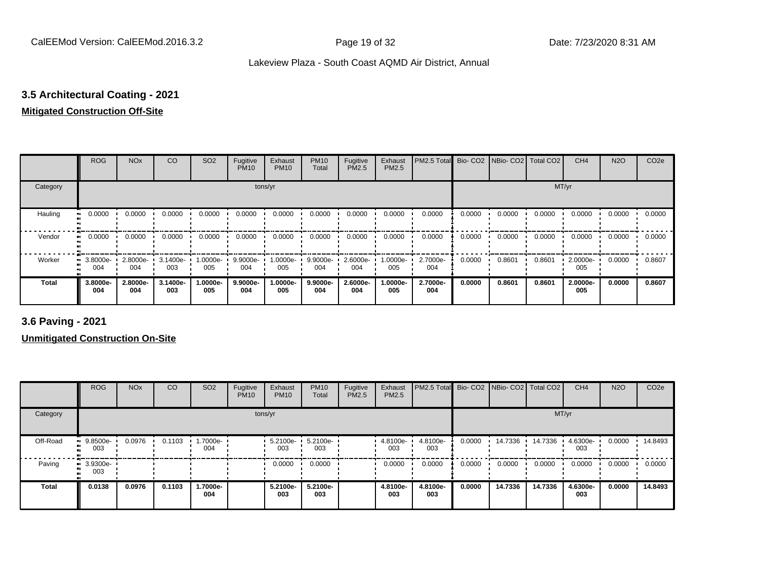## 3.5 Architectural Coating - 2021

**Mitigated Construction Off-Site**

| | ROG | NOx | CO | SO2 | Fugitive PM10 | Exhaust PM10 | PM10 Total | Fugitive PM2.5 | Exhaust PM2.5 | PM2.5 Total | Bio- CO2 | NBio- CO2 | Total CO2 | CH4 | N2O | CO2e |
|---|---|---|---|---|---|---|---|---|---|---|---|---|---|---|---|---|
| Category | tons/yr | | | | | | | | | | MT/yr | | | | | |
| Hauling | 0.0000 | 0.0000 | 0.0000 | 0.0000 | 0.0000 | 0.0000 | 0.0000 | 0.0000 | 0.0000 | 0.0000 | 0.0000 | 0.0000 | 0.0000 | 0.0000 | 0.0000 | 0.0000 |
| Vendor | 0.0000 | 0.0000 | 0.0000 | 0.0000 | 0.0000 | 0.0000 | 0.0000 | 0.0000 | 0.0000 | 0.0000 | 0.0000 | 0.0000 | 0.0000 | 0.0000 | 0.0000 | 0.0000 |
| Worker | 3.8000e-004 | 2.8000e-004 | 3.1400e-003 | 1.0000e-005 | 9.9000e-004 | 1.0000e-005 | 9.9000e-004 | 2.6000e-004 | 1.0000e-005 | 2.7000e-004 | 0.0000 | 0.8601 | 0.8601 | 2.0000e-005 | 0.0000 | 0.8607 |
| **Total** | **3.8000e-004** | **2.8000e-004** | **3.1400e-003** | **1.0000e-005** | **9.9000e-004** | **1.0000e-005** | **9.9000e-004** | **2.6000e-004** | **1.0000e-005** | **2.7000e-004** | **0.0000** | **0.8601** | **0.8601** | **2.0000e-005** | **0.0000** | **0.8607** |

## 3.6 Paving - 2021

**Unmitigated Construction On-Site**

| | ROG | NOx | CO | SO2 | Fugitive PM10 | Exhaust PM10 | PM10 Total | Fugitive PM2.5 | Exhaust PM2.5 | PM2.5 Total | Bio- CO2 | NBio- CO2 | Total CO2 | CH4 | N2O | CO2e |
|---|---|---|---|---|---|---|---|---|---|---|---|---|---|---|---|---|
| Category | tons/yr | | | | | | | | | | MT/yr | | | | | |
| Off-Road | 9.8500e-003 | 0.0976 | 0.1103 | 1.7000e-004 | | 5.2100e-003 | 5.2100e-003 | | 4.8100e-003 | 4.8100e-003 | 0.0000 | 14.7336 | 14.7336 | 4.6300e-003 | 0.0000 | 14.8493 |
| Paving | 3.9300e-003 | | | | | 0.0000 | 0.0000 | | 0.0000 | 0.0000 | 0.0000 | 0.0000 | 0.0000 | 0.0000 | 0.0000 | 0.0000 |
| **Total** | **0.0138** | **0.0976** | **0.1103** | **1.7000e-004** | | **5.2100e-003** | **5.2100e-003** | | **4.8100e-003** | **4.8100e-003** | **0.0000** | **14.7336** | **14.7336** | **4.6300e-003** | **0.0000** | **14.8493** |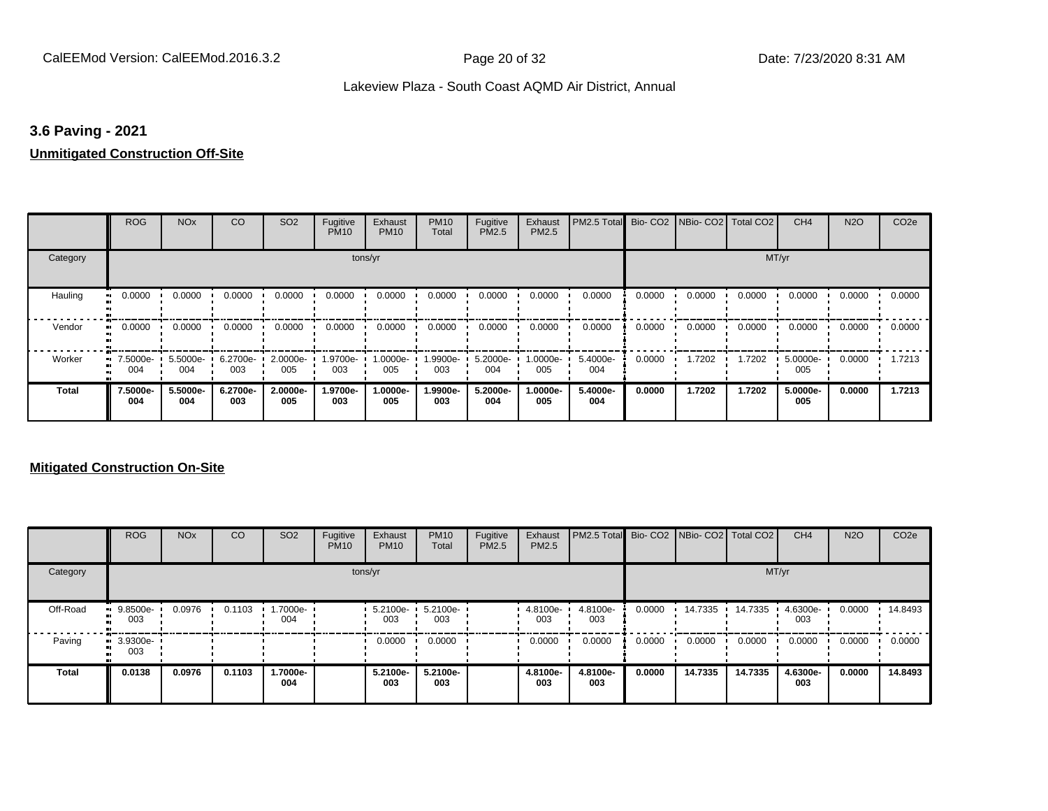## 3.6 Paving - 2021

**Unmitigated Construction Off-Site**

| | ROG | NOx | CO | SO2 | Fugitive PM10 | Exhaust PM10 | PM10 Total | Fugitive PM2.5 | Exhaust PM2.5 | PM2.5 Total | Bio- CO2 | NBio- CO2 | Total CO2 | CH4 | N2O | CO2e |
|---|---|---|---|---|---|---|---|---|---|---|---|---|---|---|---|---|
| Category | tons/yr | | | | | | | | | | MT/yr | | | | | |
| Hauling | 0.0000 | 0.0000 | 0.0000 | 0.0000 | 0.0000 | 0.0000 | 0.0000 | 0.0000 | 0.0000 | 0.0000 | 0.0000 | 0.0000 | 0.0000 | 0.0000 | 0.0000 | 0.0000 |
| Vendor | 0.0000 | 0.0000 | 0.0000 | 0.0000 | 0.0000 | 0.0000 | 0.0000 | 0.0000 | 0.0000 | 0.0000 | 0.0000 | 0.0000 | 0.0000 | 0.0000 | 0.0000 | 0.0000 |
| Worker | 7.5000e-004 | 5.5000e-004 | 6.2700e-003 | 2.0000e-005 | 1.9700e-003 | 1.0000e-005 | 1.9900e-003 | 5.2000e-004 | 1.0000e-005 | 5.4000e-004 | 0.0000 | 1.7202 | 1.7202 | 5.0000e-005 | 0.0000 | 1.7213 |
| **Total** | **7.5000e-004** | **5.5000e-004** | **6.2700e-003** | **2.0000e-005** | **1.9700e-003** | **1.0000e-005** | **1.9900e-003** | **5.2000e-004** | **1.0000e-005** | **5.4000e-004** | **0.0000** | **1.7202** | **1.7202** | **5.0000e-005** | **0.0000** | **1.7213** |

**Mitigated Construction On-Site**

| | ROG | NOx | CO | SO2 | Fugitive PM10 | Exhaust PM10 | PM10 Total | Fugitive PM2.5 | Exhaust PM2.5 | PM2.5 Total | Bio- CO2 | NBio- CO2 | Total CO2 | CH4 | N2O | CO2e |
|---|---|---|---|---|---|---|---|---|---|---|---|---|---|---|---|---|
| Category | tons/yr | | | | | | | | | | MT/yr | | | | | |
| Off-Road | 9.8500e-003 | 0.0976 | 0.1103 | 1.7000e-004 | | 5.2100e-003 | 5.2100e-003 | | 4.8100e-003 | 4.8100e-003 | 0.0000 | 14.7335 | 14.7335 | 4.6300e-003 | 0.0000 | 14.8493 |
| Paving | 3.9300e-003 | | | | | 0.0000 | 0.0000 | | 0.0000 | 0.0000 | 0.0000 | 0.0000 | 0.0000 | 0.0000 | 0.0000 | 0.0000 |
| **Total** | **0.0138** | **0.0976** | **0.1103** | **1.7000e-004** | | **5.2100e-003** | **5.2100e-003** | | **4.8100e-003** | **4.8100e-003** | **0.0000** | **14.7335** | **14.7335** | **4.6300e-003** | **0.0000** | **14.8493** |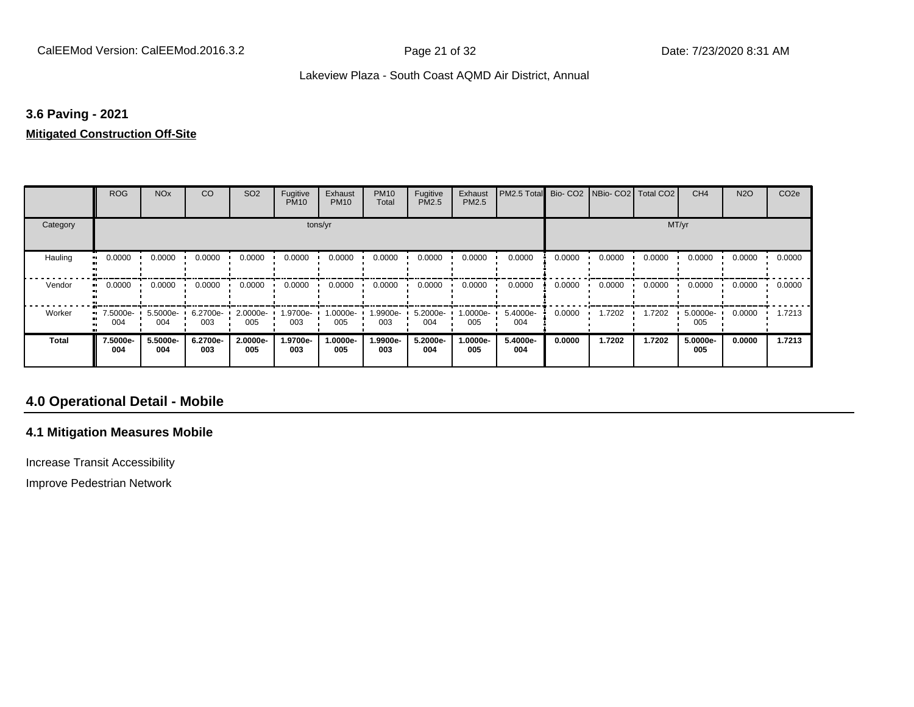### 3.6 Paving - 2021

**Mitigated Construction Off-Site**

| | ROG | NOx | CO | SO2 | Fugitive PM10 | Exhaust PM10 | PM10 Total | Fugitive PM2.5 | Exhaust PM2.5 | PM2.5 Total | Bio- CO2 | NBio- CO2 | Total CO2 | CH4 | N2O | CO2e |
|---|---|---|---|---|---|---|---|---|---|---|---|---|---|---|---|---|
| Category | tons/yr | | | | | | | | | | MT/yr | | | | | |
| Hauling | 0.0000 | 0.0000 | 0.0000 | 0.0000 | 0.0000 | 0.0000 | 0.0000 | 0.0000 | 0.0000 | 0.0000 | 0.0000 | 0.0000 | 0.0000 | 0.0000 | 0.0000 | 0.0000 |
| Vendor | 0.0000 | 0.0000 | 0.0000 | 0.0000 | 0.0000 | 0.0000 | 0.0000 | 0.0000 | 0.0000 | 0.0000 | 0.0000 | 0.0000 | 0.0000 | 0.0000 | 0.0000 | 0.0000 |
| Worker | 7.5000e-004 | 5.5000e-004 | 6.2700e-003 | 2.0000e-005 | 1.9700e-003 | 1.0000e-005 | 1.9900e-003 | 5.2000e-004 | 1.0000e-005 | 5.4000e-004 | 0.0000 | 1.7202 | 1.7202 | 5.0000e-005 | 0.0000 | 1.7213 |
| **Total** | **7.5000e-004** | **5.5000e-004** | **6.2700e-003** | **2.0000e-005** | **1.9700e-003** | **1.0000e-005** | **1.9900e-003** | **5.2000e-004** | **1.0000e-005** | **5.4000e-004** | **0.0000** | **1.7202** | **1.7202** | **5.0000e-005** | **0.0000** | **1.7213** |

## 4.0 Operational Detail - Mobile

### 4.1 Mitigation Measures Mobile

Increase Transit Accessibility

Improve Pedestrian Network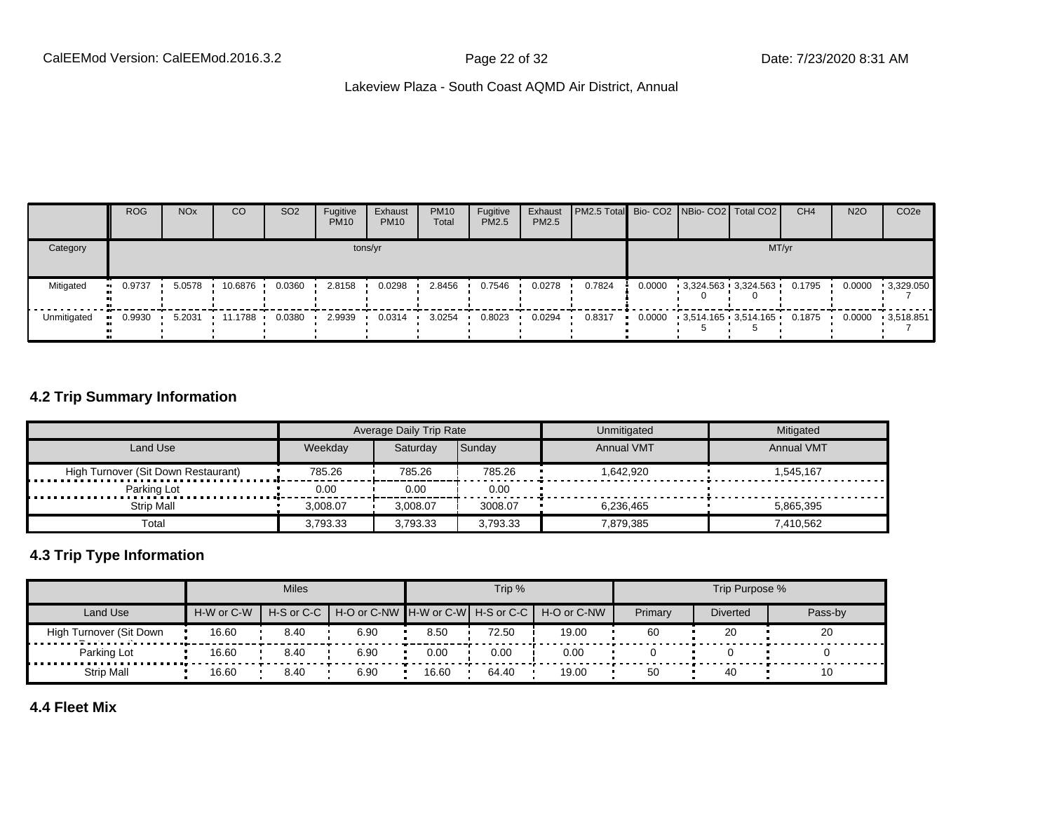| | ROG | NOx | CO | SO2 | Fugitive PM10 | Exhaust PM10 | PM10 Total | Fugitive PM2.5 | Exhaust PM2.5 | PM2.5 Total | Bio- CO2 | NBio- CO2 | Total CO2 | CH4 | N2O | CO2e |
|---|---|---|---|---|---|---|---|---|---|---|---|---|---|---|---|---|
| Category | tons/yr | | | | | | | | | | MT/yr | | | | | |
| Mitigated | 0.9737 | 5.0578 | 10.6876 | 0.0360 | 2.8158 | 0.0298 | 2.8456 | 0.7546 | 0.0278 | 0.7824 | 0.0000 | 3,324.563 0 | 3,324.563 0 | 0.1795 | 0.0000 | 3,329.050 7 |
| Unmitigated | 0.9930 | 5.2031 | 11.1788 | 0.0380 | 2.9939 | 0.0314 | 3.0254 | 0.8023 | 0.0294 | 0.8317 | 0.0000 | 3,514.165 5 | 3,514.165 5 | 0.1875 | 0.0000 | 3,518.851 7 |

## 4.2 Trip Summary Information

| | Average Daily Trip Rate | | | Unmitigated | Mitigated |
|---|---|---|---|---|---|
| Land Use | Weekday | Saturday | Sunday | Annual VMT | Annual VMT |
| High Turnover (Sit Down Restaurant) | 785.26 | 785.26 | 785.26 | 1,642,920 | 1,545,167 |
| Parking Lot | 0.00 | 0.00 | 0.00 | | |
| Strip Mall | 3,008.07 | 3,008.07 | 3008.07 | 6,236,465 | 5,865,395 |
| Total | 3,793.33 | 3,793.33 | 3,793.33 | 7,879,385 | 7,410,562 |

## 4.3 Trip Type Information

| | Miles | | | Trip % | | | Trip Purpose % | | |
|---|---|---|---|---|---|---|---|---|---|
| Land Use | H-W or C-W | H-S or C-C | H-O or C-NW | H-W or C-W | H-S or C-C | H-O or C-NW | Primary | Diverted | Pass-by |
| High Turnover (Sit Down Restaurant) | 16.60 | 8.40 | 6.90 | 8.50 | 72.50 | 19.00 | 60 | 20 | 20 |
| Parking Lot | 16.60 | 8.40 | 6.90 | 0.00 | 0.00 | 0.00 | 0 | 0 | 0 |
| Strip Mall | 16.60 | 8.40 | 6.90 | 16.60 | 64.40 | 19.00 | 50 | 40 | 10 |

## 4.4 Fleet Mix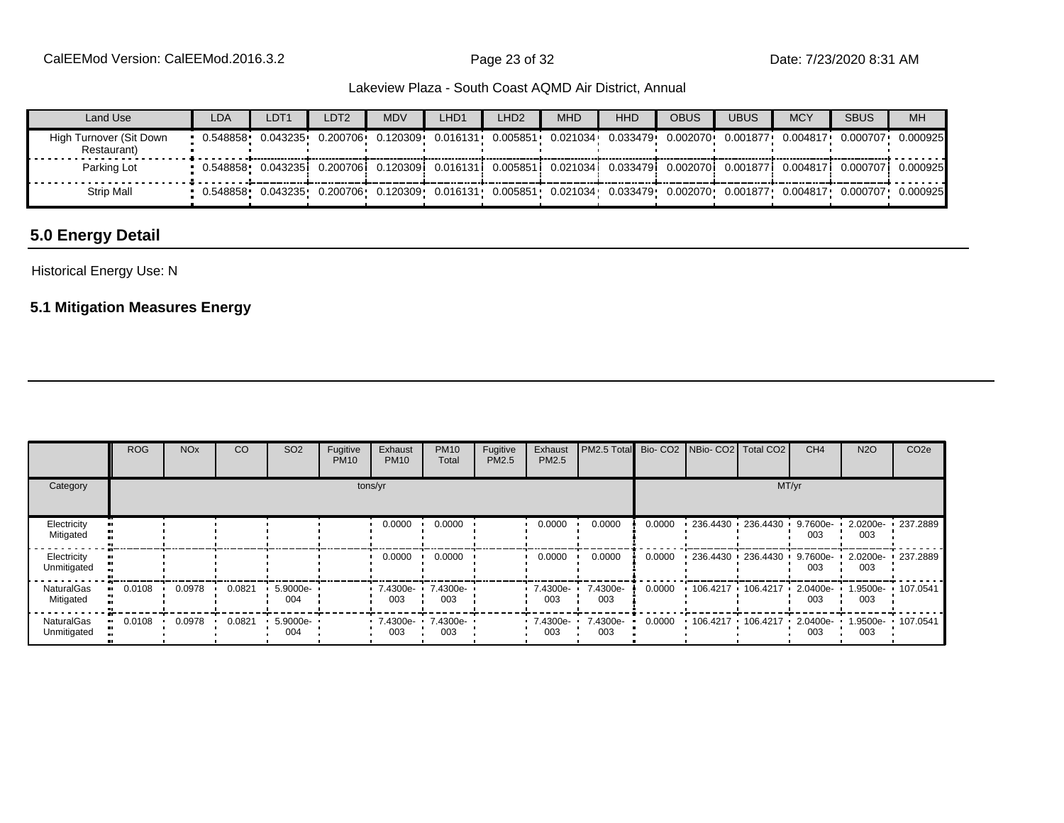| Land Use | LDA | LDT1 | LDT2 | MDV | LHD1 | LHD2 | MHD | HHD | OBUS | UBUS | MCY | SBUS | MH |
|---|---|---|---|---|---|---|---|---|---|---|---|---|---|
| High Turnover (Sit Down Restaurant) | 0.548858 | 0.043235 | 0.200706 | 0.120309 | 0.016131 | 0.005851 | 0.021034 | 0.033479 | 0.002070 | 0.001877 | 0.004817 | 0.000707 | 0.000925 |
| Parking Lot | 0.548858 | 0.043235 | 0.200706 | 0.120309 | 0.016131 | 0.005851 | 0.021034 | 0.033479 | 0.002070 | 0.001877 | 0.004817 | 0.000707 | 0.000925 |
| Strip Mall | 0.548858 | 0.043235 | 0.200706 | 0.120309 | 0.016131 | 0.005851 | 0.021034 | 0.033479 | 0.002070 | 0.001877 | 0.004817 | 0.000707 | 0.000925 |

## 5.0 Energy Detail

Historical Energy Use: N

### 5.1 Mitigation Measures Energy

| | ROG | NOx | CO | SO2 | Fugitive PM10 | Exhaust PM10 | PM10 Total | Fugitive PM2.5 | Exhaust PM2.5 | PM2.5 Total | Bio- CO2 | NBio- CO2 | Total CO2 | CH4 | N2O | CO2e |
|---|---|---|---|---|---|---|---|---|---|---|---|---|---|---|---|---|
| Category | tons/yr | | | | | | | | | | MT/yr | | | | | |
| Electricity Mitigated | | | | | | 0.0000 | 0.0000 | | 0.0000 | 0.0000 | 0.0000 | 236.4430 | 236.4430 | 9.7600e-003 | 2.0200e-003 | 237.2889 |
| Electricity Unmitigated | | | | | | 0.0000 | 0.0000 | | 0.0000 | 0.0000 | 0.0000 | 236.4430 | 236.4430 | 9.7600e-003 | 2.0200e-003 | 237.2889 |
| NaturalGas Mitigated | 0.0108 | 0.0978 | 0.0821 | 5.9000e-004 | | 7.4300e-003 | 7.4300e-003 | | 7.4300e-003 | 7.4300e-003 | 0.0000 | 106.4217 | 106.4217 | 2.0400e-003 | 1.9500e-003 | 107.0541 |
| NaturalGas Unmitigated | 0.0108 | 0.0978 | 0.0821 | 5.9000e-004 | | 7.4300e-003 | 7.4300e-003 | | 7.4300e-003 | 7.4300e-003 | 0.0000 | 106.4217 | 106.4217 | 2.0400e-003 | 1.9500e-003 | 107.0541 |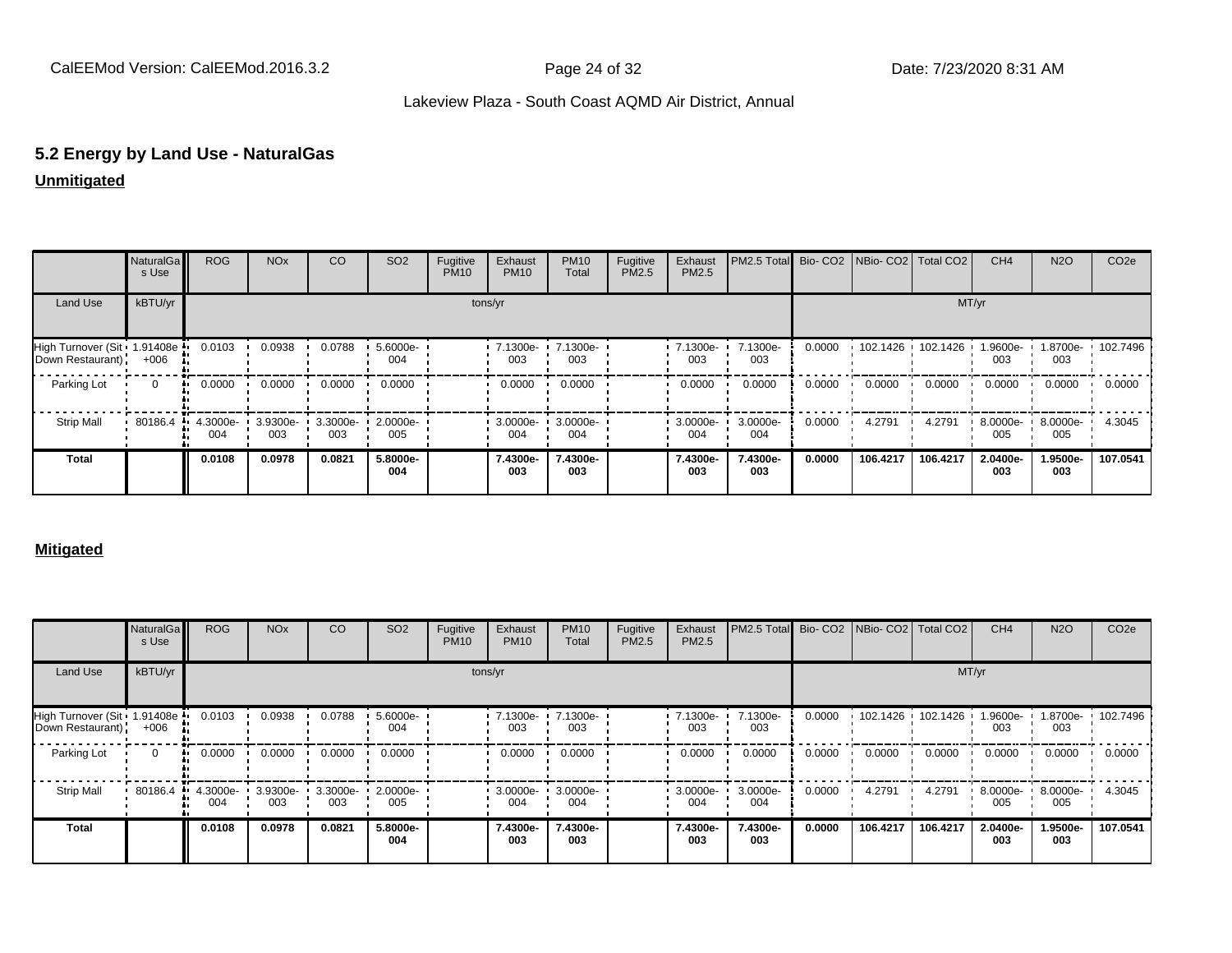## 5.2 Energy by Land Use - NaturalGas

**Unmitigated**

| | NaturalGas Use | ROG | NOx | CO | SO2 | Fugitive PM10 | Exhaust PM10 | PM10 Total | Fugitive PM2.5 | Exhaust PM2.5 | PM2.5 Total | Bio- CO2 | NBio- CO2 | Total CO2 | CH4 | N2O | CO2e |
|---|---|---|---|---|---|---|---|---|---|---|---|---|---|---|---|---|---|
| Land Use | kBTU/yr | tons/yr | | | | | | | | | | MT/yr | | | | | |
| High Turnover (Sit Down Restaurant) | 1.91408e+006 | 0.0103 | 0.0938 | 0.0788 | 5.6000e-004 | | 7.1300e-003 | 7.1300e-003 | | 7.1300e-003 | 7.1300e-003 | 0.0000 | 102.1426 | 102.1426 | 1.9600e-003 | 1.8700e-003 | 102.7496 |
| Parking Lot | 0 | 0.0000 | 0.0000 | 0.0000 | 0.0000 | | 0.0000 | 0.0000 | | 0.0000 | 0.0000 | 0.0000 | 0.0000 | 0.0000 | 0.0000 | 0.0000 | 0.0000 |
| Strip Mall | 80186.4 | 4.3000e-004 | 3.9300e-003 | 3.3000e-003 | 2.0000e-005 | | 3.0000e-004 | 3.0000e-004 | | 3.0000e-004 | 3.0000e-004 | 0.0000 | 4.2791 | 4.2791 | 8.0000e-005 | 8.0000e-005 | 4.3045 |
| **Total** | | **0.0108** | **0.0978** | **0.0821** | **5.8000e-004** | | **7.4300e-003** | **7.4300e-003** | | **7.4300e-003** | **7.4300e-003** | **0.0000** | **106.4217** | **106.4217** | **2.0400e-003** | **1.9500e-003** | **107.0541** |

**Mitigated**

| | NaturalGas Use | ROG | NOx | CO | SO2 | Fugitive PM10 | Exhaust PM10 | PM10 Total | Fugitive PM2.5 | Exhaust PM2.5 | PM2.5 Total | Bio- CO2 | NBio- CO2 | Total CO2 | CH4 | N2O | CO2e |
|---|---|---|---|---|---|---|---|---|---|---|---|---|---|---|---|---|---|
| Land Use | kBTU/yr | tons/yr | | | | | | | | | | MT/yr | | | | | |
| High Turnover (Sit Down Restaurant) | 1.91408e+006 | 0.0103 | 0.0938 | 0.0788 | 5.6000e-004 | | 7.1300e-003 | 7.1300e-003 | | 7.1300e-003 | 7.1300e-003 | 0.0000 | 102.1426 | 102.1426 | 1.9600e-003 | 1.8700e-003 | 102.7496 |
| Parking Lot | 0 | 0.0000 | 0.0000 | 0.0000 | 0.0000 | | 0.0000 | 0.0000 | | 0.0000 | 0.0000 | 0.0000 | 0.0000 | 0.0000 | 0.0000 | 0.0000 | 0.0000 |
| Strip Mall | 80186.4 | 4.3000e-004 | 3.9300e-003 | 3.3000e-003 | 2.0000e-005 | | 3.0000e-004 | 3.0000e-004 | | 3.0000e-004 | 3.0000e-004 | 0.0000 | 4.2791 | 4.2791 | 8.0000e-005 | 8.0000e-005 | 4.3045 |
| **Total** | | **0.0108** | **0.0978** | **0.0821** | **5.8000e-004** | | **7.4300e-003** | **7.4300e-003** | | **7.4300e-003** | **7.4300e-003** | **0.0000** | **106.4217** | **106.4217** | **2.0400e-003** | **1.9500e-003** | **107.0541** |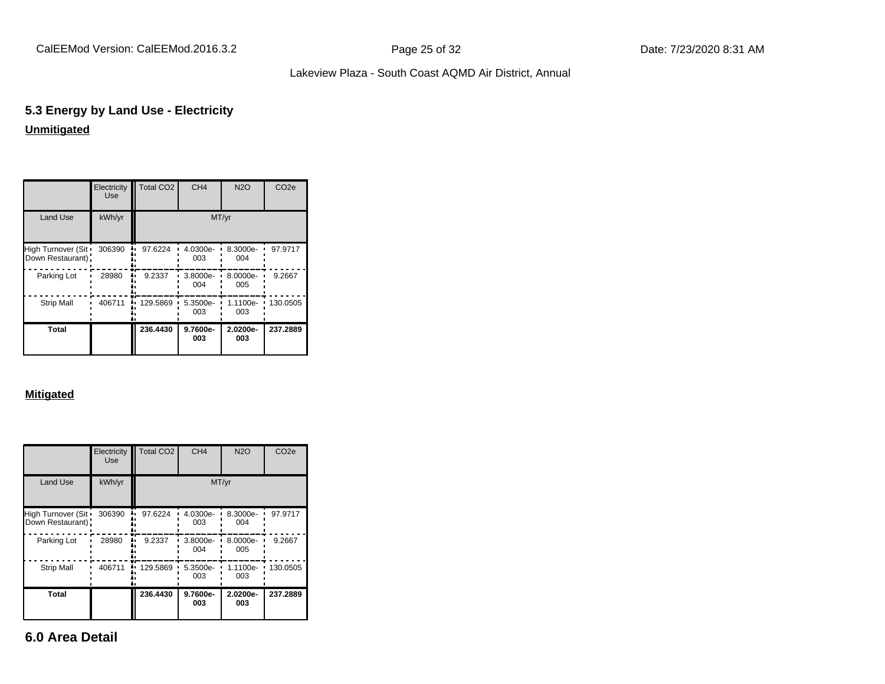## 5.3 Energy by Land Use - Electricity

**Unmitigated**

| | Electricity Use | Total CO2 | CH4 | N2O | CO2e |
|---|---|---|---|---|---|
| Land Use | kWh/yr | MT/yr | | | |
| High Turnover (Sit Down Restaurant) | 306390 | 97.6224 | 4.0300e-003 | 8.3000e-004 | 97.9717 |
| Parking Lot | 28980 | 9.2337 | 3.8000e-004 | 8.0000e-005 | 9.2667 |
| Strip Mall | 406711 | 129.5869 | 5.3500e-003 | 1.1100e-003 | 130.0505 |
| **Total** | | **236.4430** | **9.7600e-003** | **2.0200e-003** | **237.2889** |

**Mitigated**

| | Electricity Use | Total CO2 | CH4 | N2O | CO2e |
|---|---|---|---|---|---|
| Land Use | kWh/yr | MT/yr | | | |
| High Turnover (Sit Down Restaurant) | 306390 | 97.6224 | 4.0300e-003 | 8.3000e-004 | 97.9717 |
| Parking Lot | 28980 | 9.2337 | 3.8000e-004 | 8.0000e-005 | 9.2667 |
| Strip Mall | 406711 | 129.5869 | 5.3500e-003 | 1.1100e-003 | 130.0505 |
| **Total** | | **236.4430** | **9.7600e-003** | **2.0200e-003** | **237.2889** |

# 6.0 Area Detail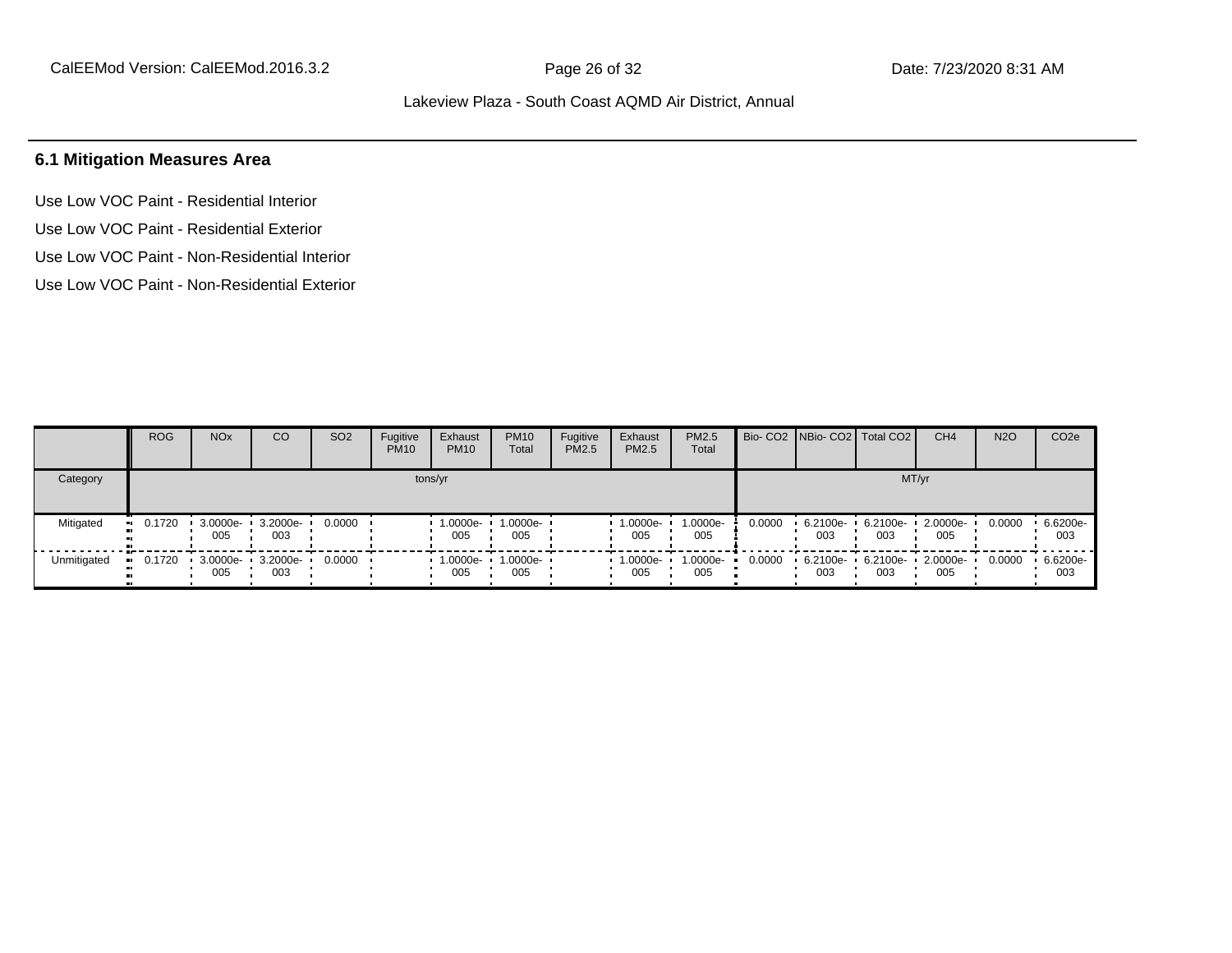## 6.1 Mitigation Measures Area

Use Low VOC Paint - Residential Interior

Use Low VOC Paint - Residential Exterior

Use Low VOC Paint - Non-Residential Interior

Use Low VOC Paint - Non-Residential Exterior

| | ROG | NOx | CO | SO2 | Fugitive PM10 | Exhaust PM10 | PM10 Total | Fugitive PM2.5 | Exhaust PM2.5 | PM2.5 Total | Bio- CO2 | NBio- CO2 | Total CO2 | CH4 | N2O | CO2e |
|---|---|---|---|---|---|---|---|---|---|---|---|---|---|---|---|---|
| Category | tons/yr | | | | | | | | | | MT/yr | | | | | |
| Mitigated | 0.1720 | 3.0000e-005 | 3.2000e-003 | 0.0000 | | 1.0000e-005 | 1.0000e-005 | | 1.0000e-005 | 1.0000e-005 | 0.0000 | 6.2100e-003 | 6.2100e-003 | 2.0000e-005 | 0.0000 | 6.6200e-003 |
| Unmitigated | 0.1720 | 3.0000e-005 | 3.2000e-003 | 0.0000 | | 1.0000e-005 | 1.0000e-005 | | 1.0000e-005 | 1.0000e-005 | 0.0000 | 6.2100e-003 | 6.2100e-003 | 2.0000e-005 | 0.0000 | 6.6200e-003 |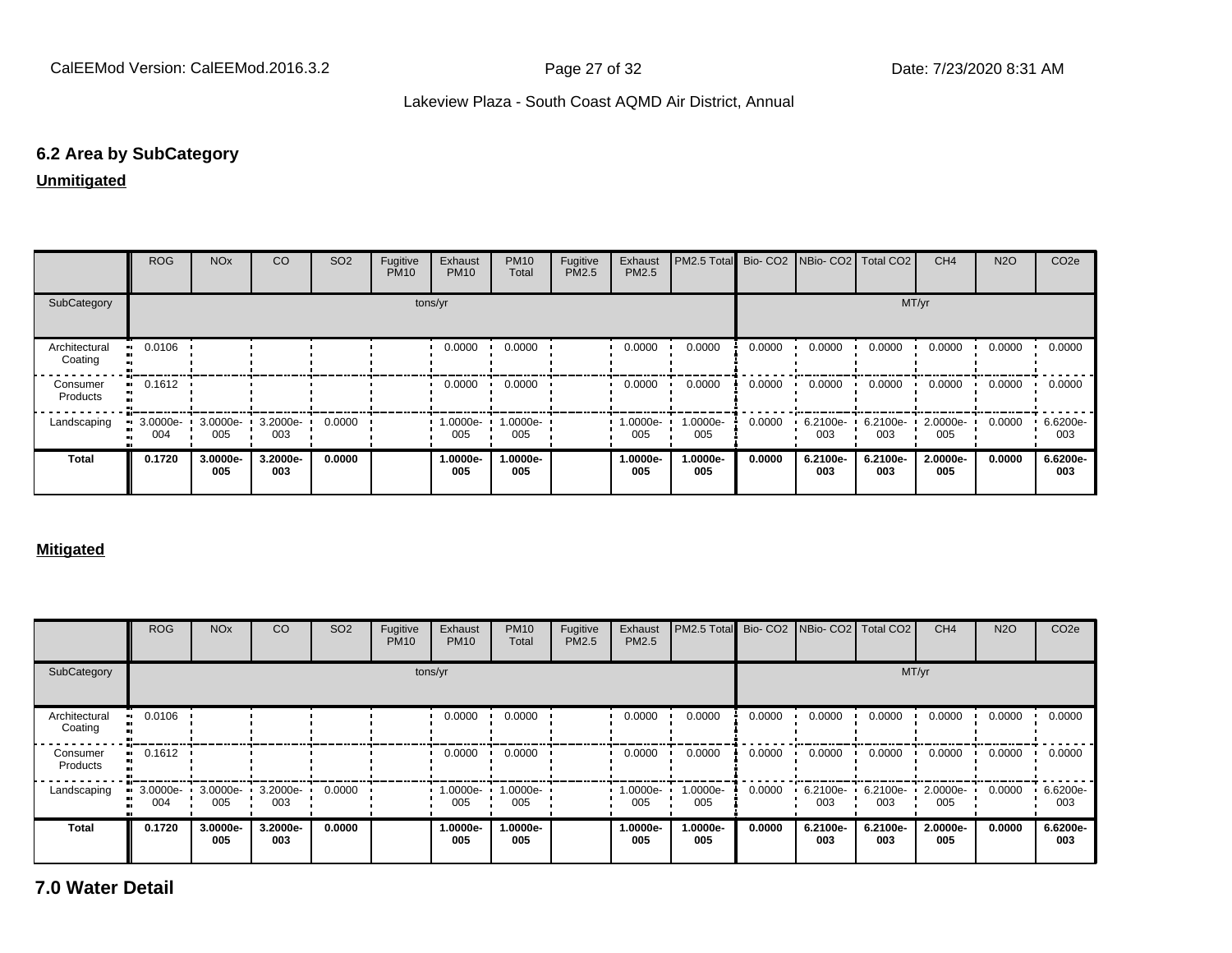## 6.2 Area by SubCategory

**Unmitigated**

| | ROG | NOx | CO | SO2 | Fugitive PM10 | Exhaust PM10 | PM10 Total | Fugitive PM2.5 | Exhaust PM2.5 | PM2.5 Total | Bio- CO2 | NBio- CO2 | Total CO2 | CH4 | N2O | CO2e |
|---|---|---|---|---|---|---|---|---|---|---|---|---|---|---|---|---|
| SubCategory | tons/yr | | | | | | | | | | MT/yr | | | | | |
| Architectural Coating | 0.0106 | | | | | 0.0000 | 0.0000 | | 0.0000 | 0.0000 | 0.0000 | 0.0000 | 0.0000 | 0.0000 | 0.0000 | 0.0000 |
| Consumer Products | 0.1612 | | | | | 0.0000 | 0.0000 | | 0.0000 | 0.0000 | 0.0000 | 0.0000 | 0.0000 | 0.0000 | 0.0000 | 0.0000 |
| Landscaping | 3.0000e-004 | 3.0000e-005 | 3.2000e-003 | 0.0000 | | 1.0000e-005 | 1.0000e-005 | | 1.0000e-005 | 1.0000e-005 | 0.0000 | 6.2100e-003 | 6.2100e-003 | 2.0000e-005 | 0.0000 | 6.6200e-003 |
| **Total** | **0.1720** | **3.0000e-005** | **3.2000e-003** | **0.0000** | | **1.0000e-005** | **1.0000e-005** | | **1.0000e-005** | **1.0000e-005** | **0.0000** | **6.2100e-003** | **6.2100e-003** | **2.0000e-005** | **0.0000** | **6.6200e-003** |

**Mitigated**

| | ROG | NOx | CO | SO2 | Fugitive PM10 | Exhaust PM10 | PM10 Total | Fugitive PM2.5 | Exhaust PM2.5 | PM2.5 Total | Bio- CO2 | NBio- CO2 | Total CO2 | CH4 | N2O | CO2e |
|---|---|---|---|---|---|---|---|---|---|---|---|---|---|---|---|---|
| SubCategory | tons/yr | | | | | | | | | | MT/yr | | | | | |
| Architectural Coating | 0.0106 | | | | | 0.0000 | 0.0000 | | 0.0000 | 0.0000 | 0.0000 | 0.0000 | 0.0000 | 0.0000 | 0.0000 | 0.0000 |
| Consumer Products | 0.1612 | | | | | 0.0000 | 0.0000 | | 0.0000 | 0.0000 | 0.0000 | 0.0000 | 0.0000 | 0.0000 | 0.0000 | 0.0000 |
| Landscaping | 3.0000e-004 | 3.0000e-005 | 3.2000e-003 | 0.0000 | | 1.0000e-005 | 1.0000e-005 | | 1.0000e-005 | 1.0000e-005 | 0.0000 | 6.2100e-003 | 6.2100e-003 | 2.0000e-005 | 0.0000 | 6.6200e-003 |
| **Total** | **0.1720** | **3.0000e-005** | **3.2000e-003** | **0.0000** | | **1.0000e-005** | **1.0000e-005** | | **1.0000e-005** | **1.0000e-005** | **0.0000** | **6.2100e-003** | **6.2100e-003** | **2.0000e-005** | **0.0000** | **6.6200e-003** |

# 7.0 Water Detail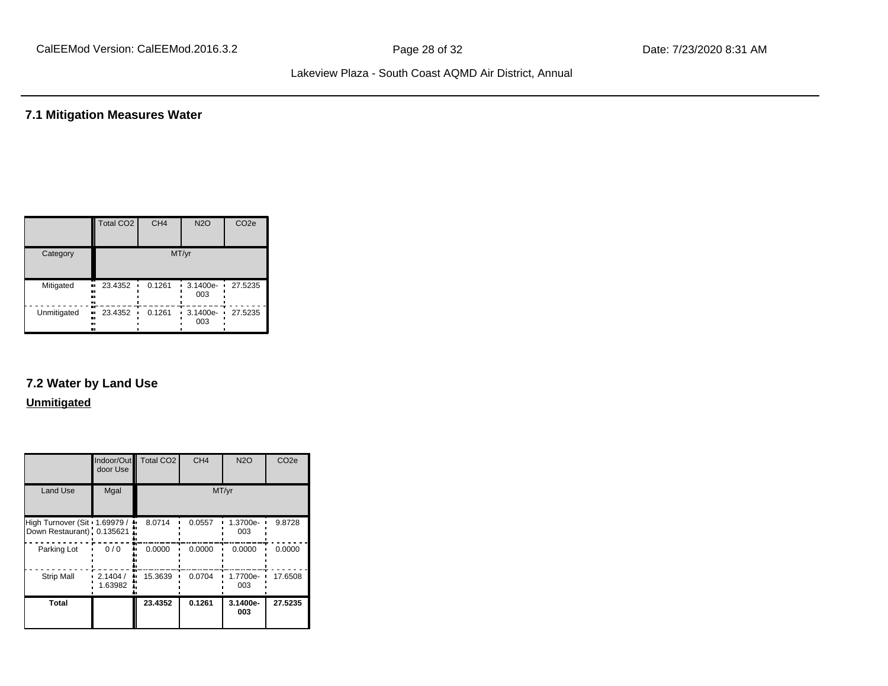## 7.1 Mitigation Measures Water

| | Total CO2 | CH4 | N2O | CO2e |
|---|---|---|---|---|
| Category | MT/yr | | | |
| Mitigated | 23.4352 | 0.1261 | 3.1400e-003 | 27.5235 |
| Unmitigated | 23.4352 | 0.1261 | 3.1400e-003 | 27.5235 |

## 7.2 Water by Land Use

**Unmitigated**

| | Indoor/Outdoor Use | Total CO2 | CH4 | N2O | CO2e |
|---|---|---|---|---|---|
| Land Use | Mgal | MT/yr | | | |
| High Turnover (Sit Down Restaurant) | 1.69979 / 0.135621 | 8.0714 | 0.0557 | 1.3700e-003 | 9.8728 |
| Parking Lot | 0 / 0 | 0.0000 | 0.0000 | 0.0000 | 0.0000 |
| Strip Mall | 2.1404 / 1.63982 | 15.3639 | 0.0704 | 1.7700e-003 | 17.6508 |
| **Total** | | **23.4352** | **0.1261** | **3.1400e-003** | **27.5235** |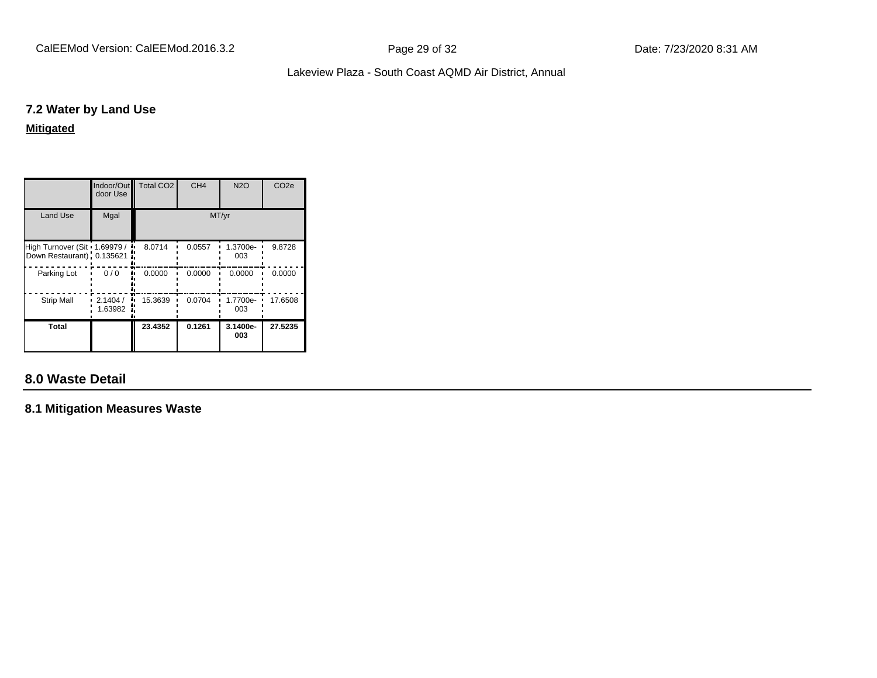### 7.2 Water by Land Use

**Mitigated**

| | Indoor/Outdoor Use | Total CO2 | CH4 | N2O | CO2e |
|---|---|---|---|---|---|
| Land Use | Mgal | MT/yr | | | |
| High Turnover (Sit Down Restaurant) | 1.69979 / 0.135621 | 8.0714 | 0.0557 | 1.3700e-003 | 9.8728 |
| Parking Lot | 0 / 0 | 0.0000 | 0.0000 | 0.0000 | 0.0000 |
| Strip Mall | 2.1404 / 1.63982 | 15.3639 | 0.0704 | 1.7700e-003 | 17.6508 |
| **Total** | | **23.4352** | **0.1261** | **3.1400e-003** | **27.5235** |

## 8.0 Waste Detail

### 8.1 Mitigation Measures Waste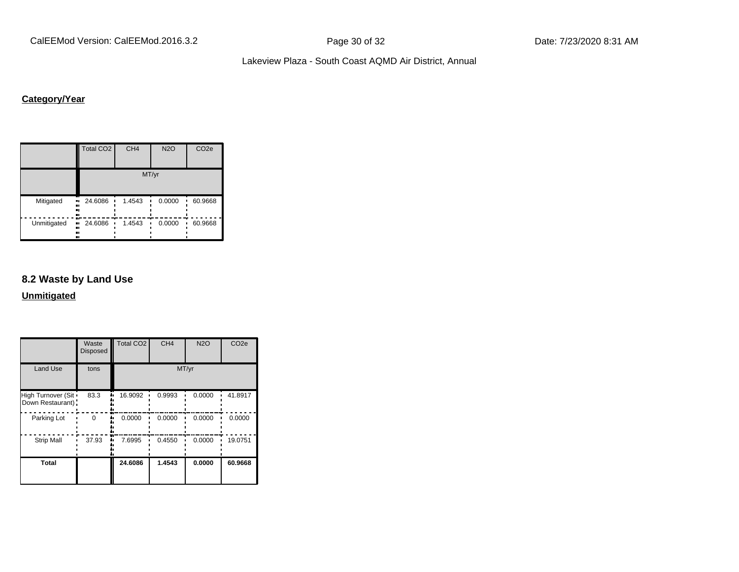**Category/Year**

| | Total CO2 | CH4 | N2O | CO2e |
|---|---|---|---|---|
| | MT/yr | | | |
| Mitigated | 24.6086 | 1.4543 | 0.0000 | 60.9668 |
| Unmitigated | 24.6086 | 1.4543 | 0.0000 | 60.9668 |

## 8.2 Waste by Land Use

**Unmitigated**

| | Waste Disposed | Total CO2 | CH4 | N2O | CO2e |
|---|---|---|---|---|---|
| Land Use | tons | MT/yr | | | |
| High Turnover (Sit Down Restaurant) | 83.3 | 16.9092 | 0.9993 | 0.0000 | 41.8917 |
| Parking Lot | 0 | 0.0000 | 0.0000 | 0.0000 | 0.0000 |
| Strip Mall | 37.93 | 7.6995 | 0.4550 | 0.0000 | 19.0751 |
| **Total** | | **24.6086** | **1.4543** | **0.0000** | **60.9668** |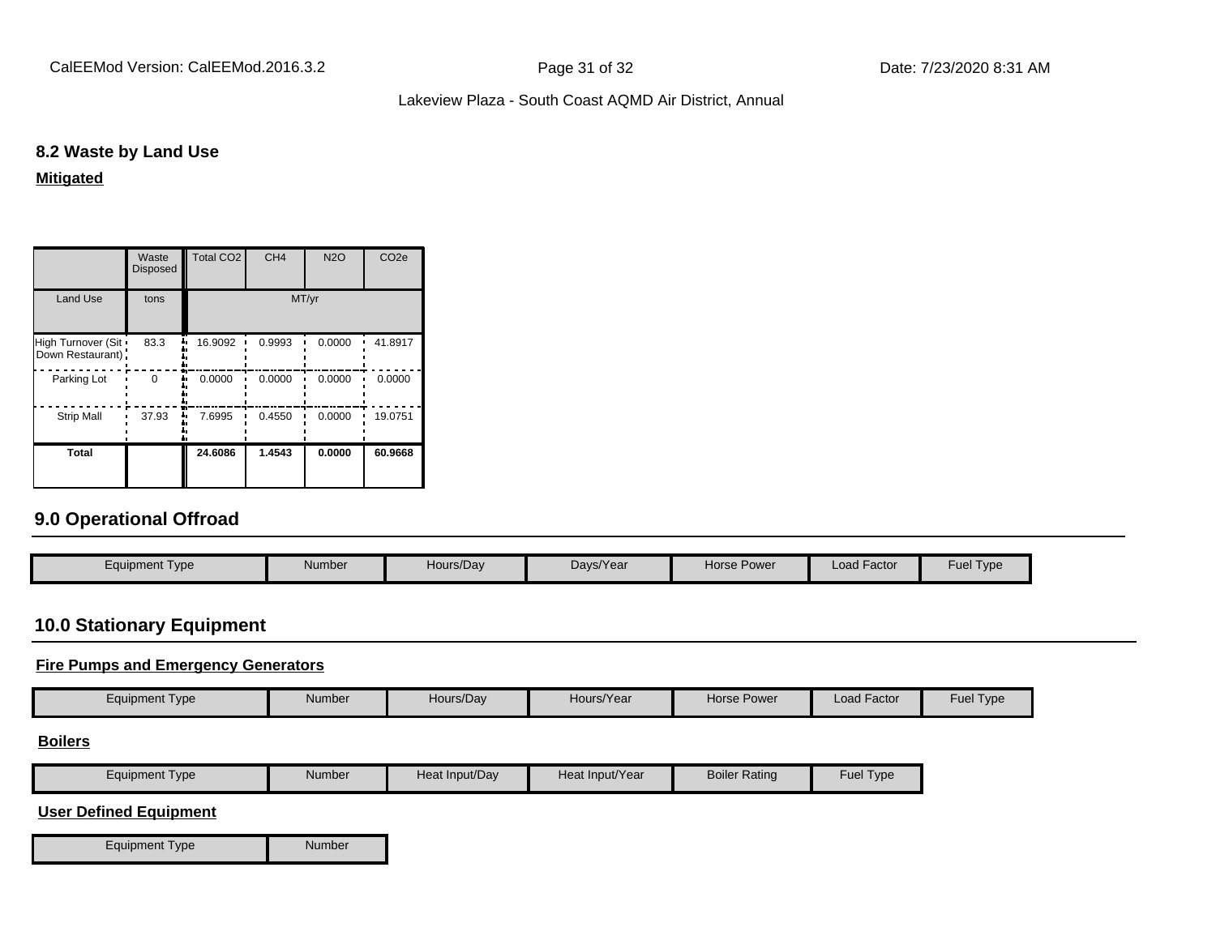### 8.2 Waste by Land Use

**Mitigated**

| | Waste Disposed | Total CO2 | CH4 | N2O | CO2e |
|---|---|---|---|---|---|
| Land Use | tons | MT/yr | | | |
| High Turnover (Sit Down Restaurant) | 83.3 | 16.9092 | 0.9993 | 0.0000 | 41.8917 |
| Parking Lot | 0 | 0.0000 | 0.0000 | 0.0000 | 0.0000 |
| Strip Mall | 37.93 | 7.6995 | 0.4550 | 0.0000 | 19.0751 |
| **Total** | | **24.6086** | **1.4543** | **0.0000** | **60.9668** |

## 9.0 Operational Offroad

| Equipment Type | Number | Hours/Day | Days/Year | Horse Power | Load Factor | Fuel Type |
|---|---|---|---|---|---|---|

## 10.0 Stationary Equipment

**Fire Pumps and Emergency Generators**

| Equipment Type | Number | Hours/Day | Hours/Year | Horse Power | Load Factor | Fuel Type |
|---|---|---|---|---|---|---|

**Boilers**

| Equipment Type | Number | Heat Input/Day | Heat Input/Year | Boiler Rating | Fuel Type |
|---|---|---|---|---|---|

**User Defined Equipment**

| Equipment Type | Number |
|---|---|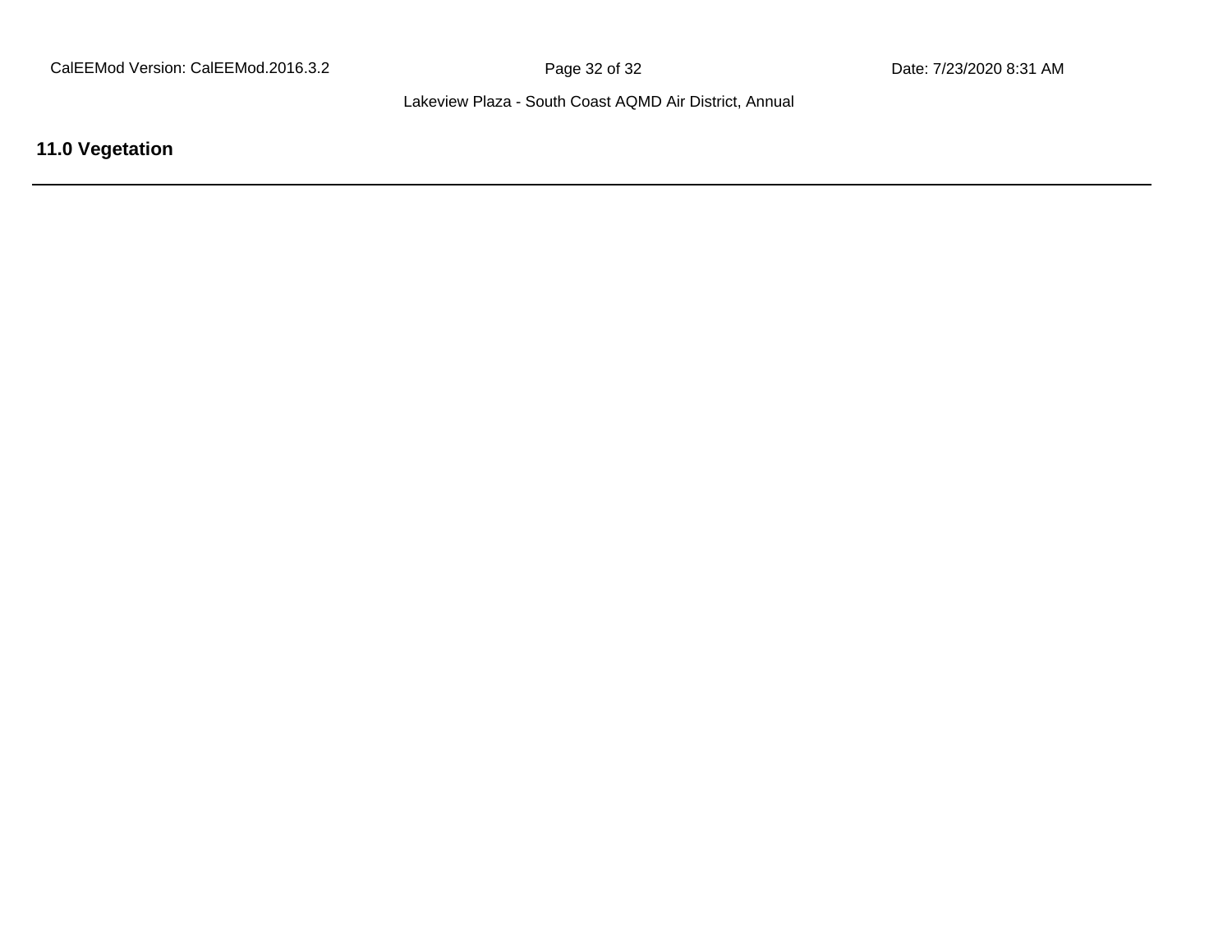## 11.0 Vegetation

---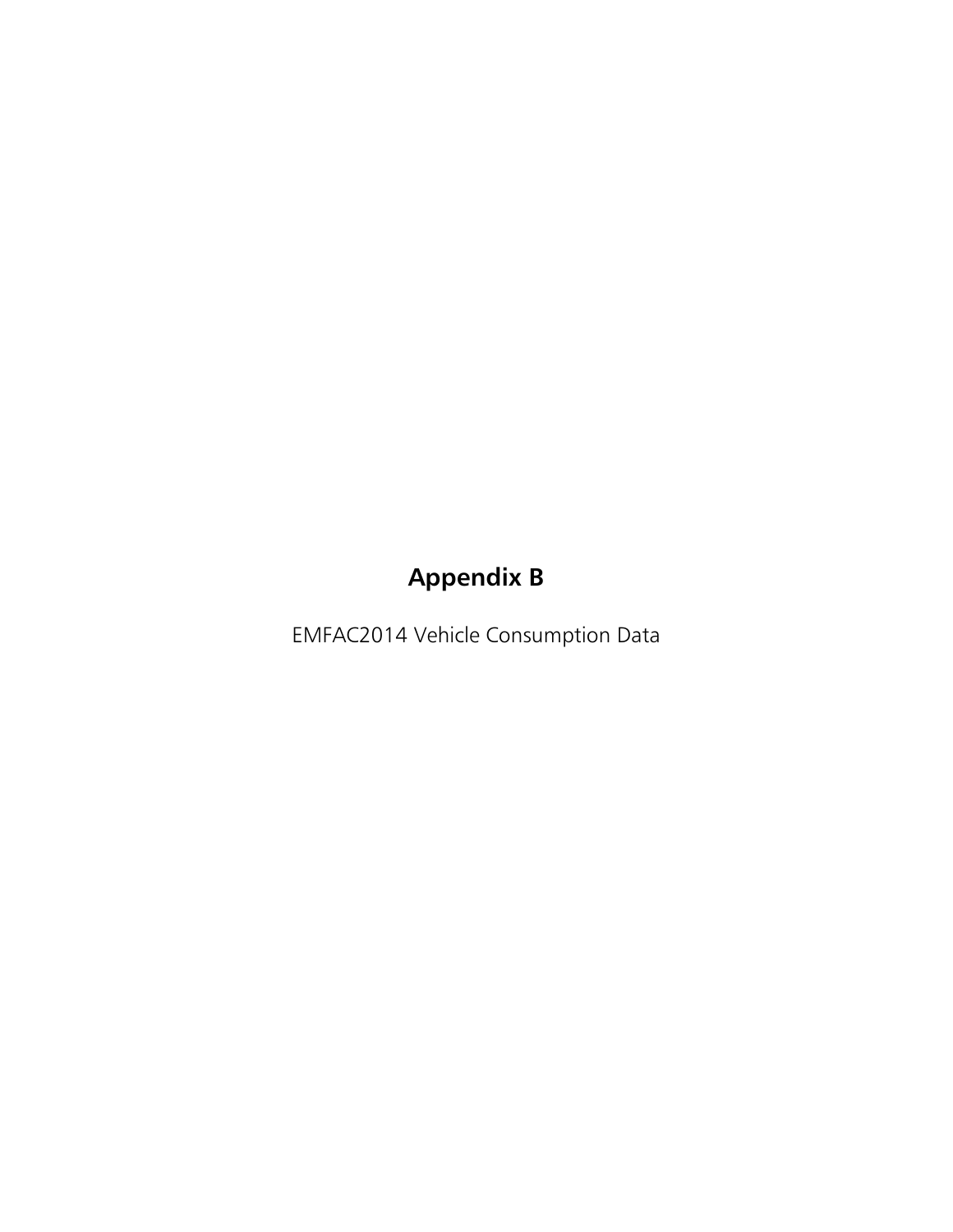# Appendix B

EMFAC2014 Vehicle Consumption Data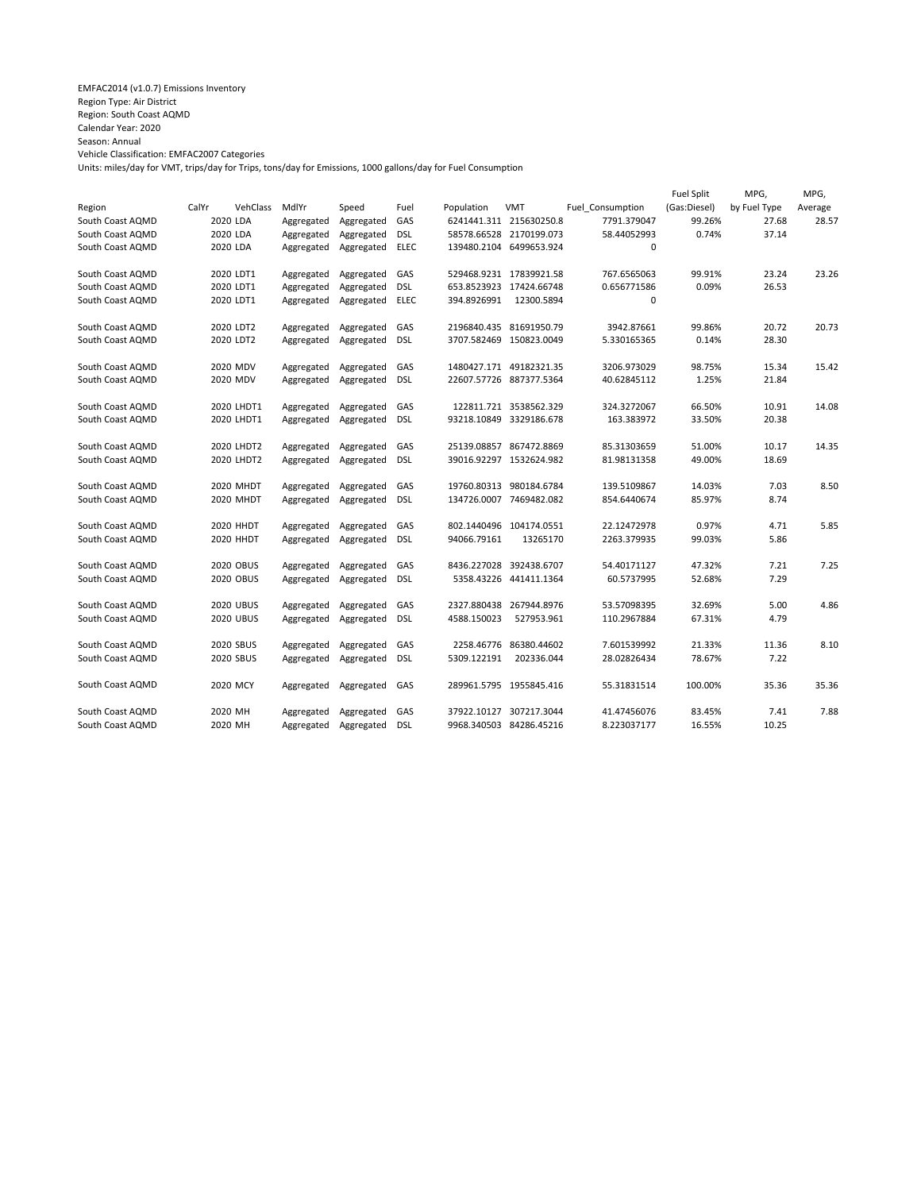EMFAC2014 (v1.0.7) Emissions Inventory
Region Type: Air District
Region: South Coast AQMD
Calendar Year: 2020
Season: Annual
Vehicle Classification: EMFAC2007 Categories
Units: miles/day for VMT, trips/day for Trips, tons/day for Emissions, 1000 gallons/day for Fuel Consumption

| Region | CalYr | VehClass | MdlYr | Speed | Fuel | Population | VMT | Fuel_Consumption | Fuel Split (Gas:Diesel) | MPG, by Fuel Type | MPG, Average |
|---|---|---|---|---|---|---|---|---|---|---|---|
| South Coast AQMD | 2020 | LDA | Aggregated | Aggregated | GAS | 6241441.311 | 215630250.8 | 7791.379047 | 99.26% | 27.68 | 28.57 |
| South Coast AQMD | 2020 | LDA | Aggregated | Aggregated | DSL | 58578.66528 | 2170199.073 | 58.44052993 | 0.74% | 37.14 | |
| South Coast AQMD | 2020 | LDA | Aggregated | Aggregated | ELEC | 139480.2104 | 6499653.924 | 0 | | | |
| South Coast AQMD | 2020 | LDT1 | Aggregated | Aggregated | GAS | 529468.9231 | 17839921.58 | 767.6565063 | 99.91% | 23.24 | 23.26 |
| South Coast AQMD | 2020 | LDT1 | Aggregated | Aggregated | DSL | 653.8523923 | 17424.66748 | 0.656771586 | 0.09% | 26.53 | |
| South Coast AQMD | 2020 | LDT1 | Aggregated | Aggregated | ELEC | 394.8926991 | 12300.5894 | 0 | | | |
| South Coast AQMD | 2020 | LDT2 | Aggregated | Aggregated | GAS | 2196840.435 | 81691950.79 | 3942.87661 | 99.86% | 20.72 | 20.73 |
| South Coast AQMD | 2020 | LDT2 | Aggregated | Aggregated | DSL | 3707.582469 | 150823.0049 | 5.330165365 | 0.14% | 28.30 | |
| South Coast AQMD | 2020 | MDV | Aggregated | Aggregated | GAS | 1480427.171 | 49182321.35 | 3206.973029 | 98.75% | 15.34 | 15.42 |
| South Coast AQMD | 2020 | MDV | Aggregated | Aggregated | DSL | 22607.57726 | 887377.5364 | 40.62845112 | 1.25% | 21.84 | |
| South Coast AQMD | 2020 | LHDT1 | Aggregated | Aggregated | GAS | 122811.721 | 3538562.329 | 324.3272067 | 66.50% | 10.91 | 14.08 |
| South Coast AQMD | 2020 | LHDT1 | Aggregated | Aggregated | DSL | 93218.10849 | 3329186.678 | 163.383972 | 33.50% | 20.38 | |
| South Coast AQMD | 2020 | LHDT2 | Aggregated | Aggregated | GAS | 25139.08857 | 867472.8869 | 85.31303659 | 51.00% | 10.17 | 14.35 |
| South Coast AQMD | 2020 | LHDT2 | Aggregated | Aggregated | DSL | 39016.92297 | 1532624.982 | 81.98131358 | 49.00% | 18.69 | |
| South Coast AQMD | 2020 | MHDT | Aggregated | Aggregated | GAS | 19760.80313 | 980184.6784 | 139.5109867 | 14.03% | 7.03 | 8.50 |
| South Coast AQMD | 2020 | MHDT | Aggregated | Aggregated | DSL | 134726.0007 | 7469482.082 | 854.6440674 | 85.97% | 8.74 | |
| South Coast AQMD | 2020 | HHDT | Aggregated | Aggregated | GAS | 802.1440496 | 104174.0551 | 22.12472978 | 0.97% | 4.71 | 5.85 |
| South Coast AQMD | 2020 | HHDT | Aggregated | Aggregated | DSL | 94066.79161 | 13265170 | 2263.379935 | 99.03% | 5.86 | |
| South Coast AQMD | 2020 | OBUS | Aggregated | Aggregated | GAS | 8436.227028 | 392438.6707 | 54.40171127 | 47.32% | 7.21 | 7.25 |
| South Coast AQMD | 2020 | OBUS | Aggregated | Aggregated | DSL | 5358.43226 | 441411.1364 | 60.5737995 | 52.68% | 7.29 | |
| South Coast AQMD | 2020 | UBUS | Aggregated | Aggregated | GAS | 2327.880438 | 267944.8976 | 53.57098395 | 32.69% | 5.00 | 4.86 |
| South Coast AQMD | 2020 | UBUS | Aggregated | Aggregated | DSL | 4588.150023 | 527953.961 | 110.2967884 | 67.31% | 4.79 | |
| South Coast AQMD | 2020 | SBUS | Aggregated | Aggregated | GAS | 2258.46776 | 86380.44602 | 7.601539992 | 21.33% | 11.36 | 8.10 |
| South Coast AQMD | 2020 | SBUS | Aggregated | Aggregated | DSL | 5309.122191 | 202336.044 | 28.02826434 | 78.67% | 7.22 | |
| South Coast AQMD | 2020 | MCY | Aggregated | Aggregated | GAS | 289961.5795 | 1955845.416 | 55.31831514 | 100.00% | 35.36 | 35.36 |
| South Coast AQMD | 2020 | MH | Aggregated | Aggregated | GAS | 37922.10127 | 307217.3044 | 41.47456076 | 83.45% | 7.41 | 7.88 |
| South Coast AQMD | 2020 | MH | Aggregated | Aggregated | DSL | 9968.340503 | 84286.45216 | 8.223037177 | 16.55% | 10.25 | |